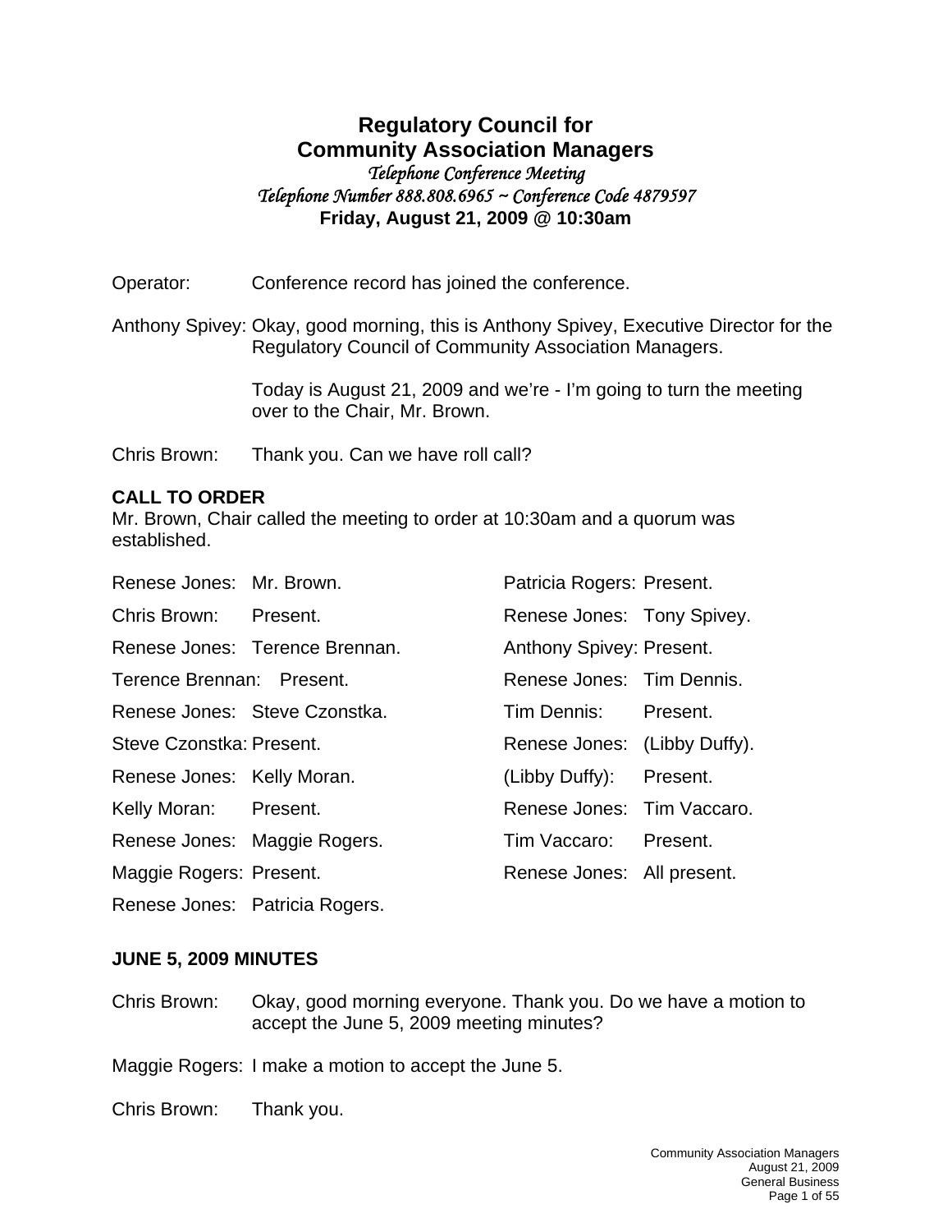# Regulatory Council for Community Association Managers

*Telephone Conference Meeting*

*Telephone Number 888.808.6965 ~ Conference Code 4879597*

**Friday, August 21, 2009 @ 10:30am**

Operator: Conference record has joined the conference.

Anthony Spivey: Okay, good morning, this is Anthony Spivey, Executive Director for the Regulatory Council of Community Association Managers.

Today is August 21, 2009 and we're - I'm going to turn the meeting over to the Chair, Mr. Brown.

Chris Brown: Thank you. Can we have roll call?

## CALL TO ORDER

Mr. Brown, Chair called the meeting to order at 10:30am and a quorum was established.

Renese Jones: Mr. Brown.

Chris Brown: Present.

Renese Jones: Terence Brennan.

Terence Brennan: Present.

Renese Jones: Steve Czonstka.

Steve Czonstka: Present.

Renese Jones: Kelly Moran.

Kelly Moran: Present.

Renese Jones: Maggie Rogers.

Maggie Rogers: Present.

Renese Jones: Patricia Rogers.

Patricia Rogers: Present.

Renese Jones: Tony Spivey.

Anthony Spivey: Present.

Renese Jones: Tim Dennis.

Tim Dennis: Present.

Renese Jones: (Libby Duffy).

(Libby Duffy): Present.

Renese Jones: Tim Vaccaro.

Tim Vaccaro: Present.

Renese Jones: All present.

## JUNE 5, 2009 MINUTES

Chris Brown: Okay, good morning everyone. Thank you. Do we have a motion to accept the June 5, 2009 meeting minutes?

Maggie Rogers: I make a motion to accept the June 5.

Chris Brown: Thank you.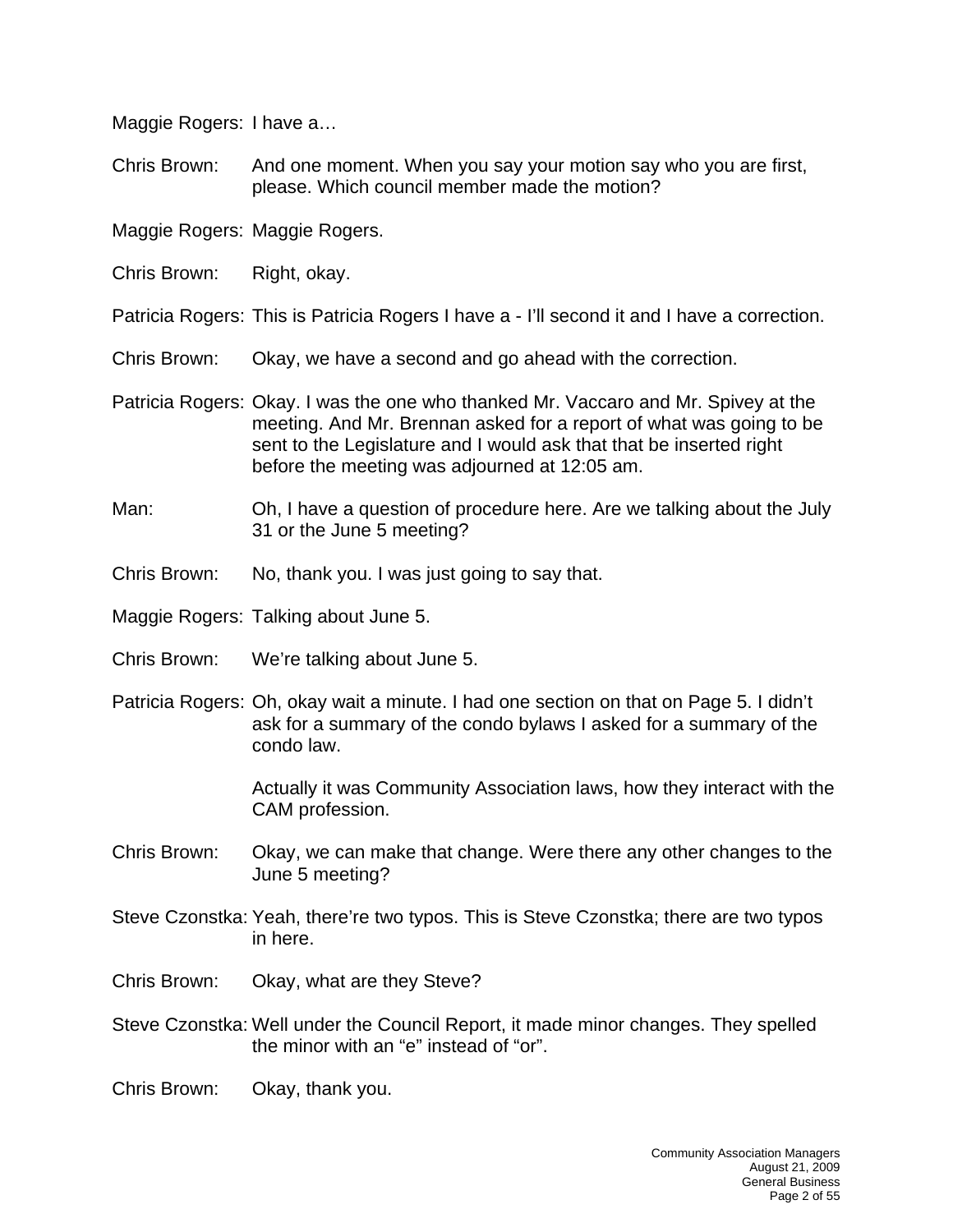Maggie Rogers: I have a…

Chris Brown: And one moment. When you say your motion say who you are first, please. Which council member made the motion?

Maggie Rogers: Maggie Rogers.

Chris Brown: Right, okay.

Patricia Rogers: This is Patricia Rogers I have a - I'll second it and I have a correction.

Chris Brown: Okay, we have a second and go ahead with the correction.

Patricia Rogers: Okay. I was the one who thanked Mr. Vaccaro and Mr. Spivey at the meeting. And Mr. Brennan asked for a report of what was going to be sent to the Legislature and I would ask that that be inserted right before the meeting was adjourned at 12:05 am.

Man: Oh, I have a question of procedure here. Are we talking about the July 31 or the June 5 meeting?

Chris Brown: No, thank you. I was just going to say that.

Maggie Rogers: Talking about June 5.

Chris Brown: We're talking about June 5.

Patricia Rogers: Oh, okay wait a minute. I had one section on that on Page 5. I didn't ask for a summary of the condo bylaws I asked for a summary of the condo law.

Actually it was Community Association laws, how they interact with the CAM profession.

Chris Brown: Okay, we can make that change. Were there any other changes to the June 5 meeting?

Steve Czonstka: Yeah, there're two typos. This is Steve Czonstka; there are two typos in here.

Chris Brown: Okay, what are they Steve?

Steve Czonstka: Well under the Council Report, it made minor changes. They spelled the minor with an "e" instead of "or".

Chris Brown: Okay, thank you.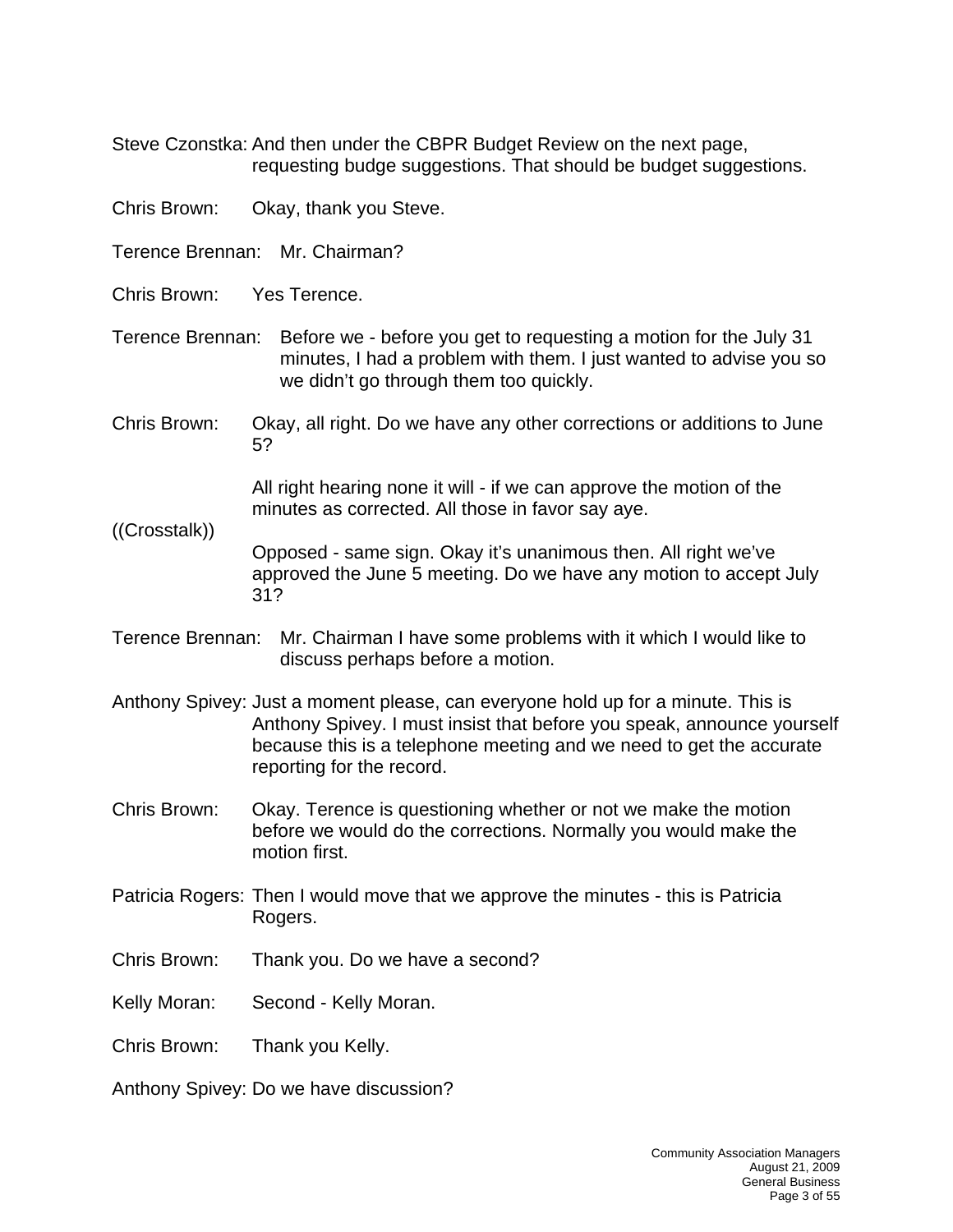Steve Czonstka: And then under the CBPR Budget Review on the next page, requesting budge suggestions. That should be budget suggestions.

Chris Brown: Okay, thank you Steve.

Terence Brennan: Mr. Chairman?

Chris Brown: Yes Terence.

Terence Brennan: Before we - before you get to requesting a motion for the July 31 minutes, I had a problem with them. I just wanted to advise you so we didn't go through them too quickly.

Chris Brown: Okay, all right. Do we have any other corrections or additions to June 5?

All right hearing none it will - if we can approve the motion of the minutes as corrected. All those in favor say aye.

((Crosstalk))

Opposed - same sign. Okay it's unanimous then. All right we've approved the June 5 meeting. Do we have any motion to accept July 31?

Terence Brennan: Mr. Chairman I have some problems with it which I would like to discuss perhaps before a motion.

Anthony Spivey: Just a moment please, can everyone hold up for a minute. This is Anthony Spivey. I must insist that before you speak, announce yourself because this is a telephone meeting and we need to get the accurate reporting for the record.

Chris Brown: Okay. Terence is questioning whether or not we make the motion before we would do the corrections. Normally you would make the motion first.

Patricia Rogers: Then I would move that we approve the minutes - this is Patricia Rogers.

Chris Brown: Thank you. Do we have a second?

Kelly Moran: Second - Kelly Moran.

Chris Brown: Thank you Kelly.

Anthony Spivey: Do we have discussion?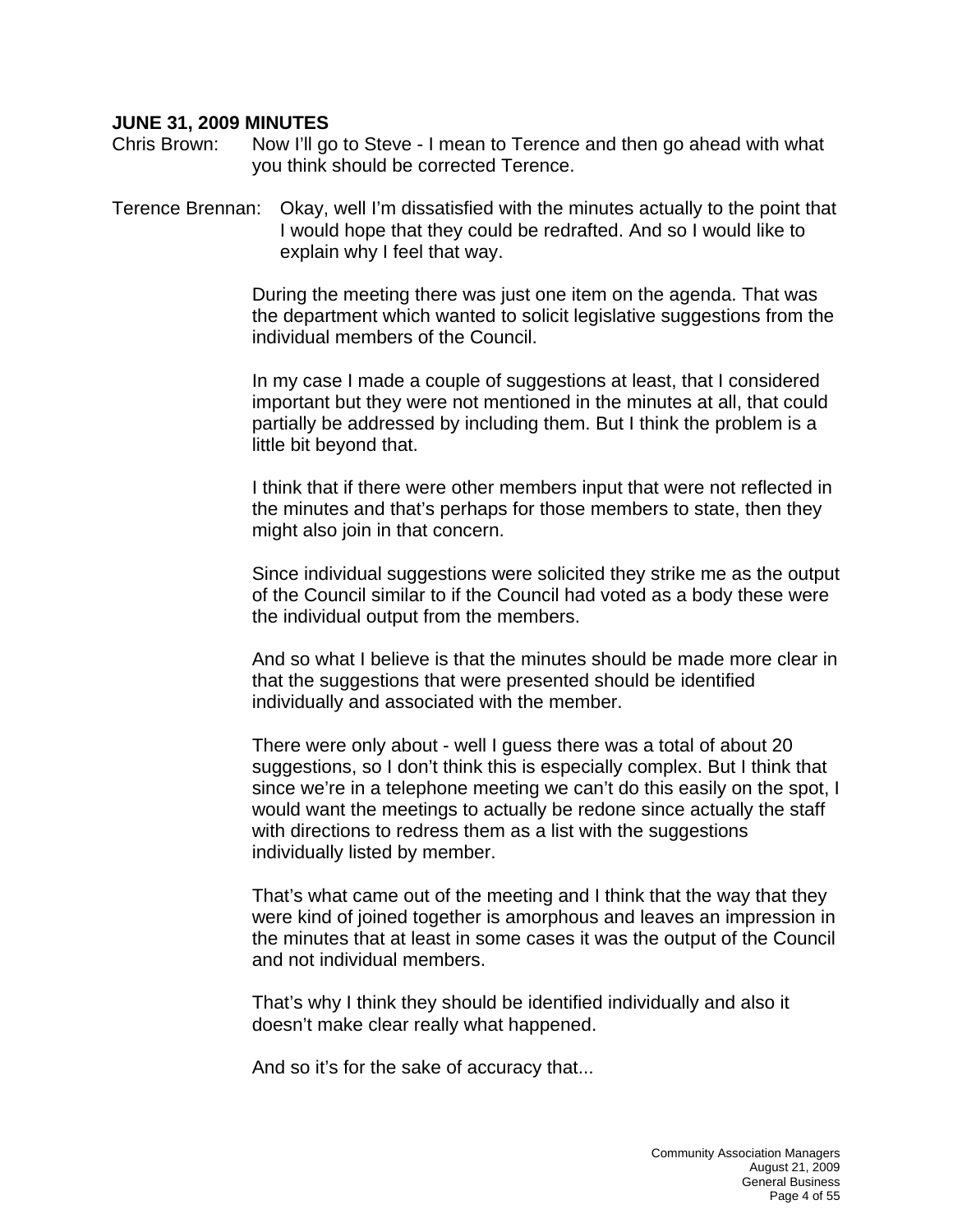**JUNE 31, 2009 MINUTES**

Chris Brown: Now I'll go to Steve - I mean to Terence and then go ahead with what you think should be corrected Terence.

Terence Brennan: Okay, well I'm dissatisfied with the minutes actually to the point that I would hope that they could be redrafted. And so I would like to explain why I feel that way.

During the meeting there was just one item on the agenda. That was the department which wanted to solicit legislative suggestions from the individual members of the Council.

In my case I made a couple of suggestions at least, that I considered important but they were not mentioned in the minutes at all, that could partially be addressed by including them. But I think the problem is a little bit beyond that.

I think that if there were other members input that were not reflected in the minutes and that's perhaps for those members to state, then they might also join in that concern.

Since individual suggestions were solicited they strike me as the output of the Council similar to if the Council had voted as a body these were the individual output from the members.

And so what I believe is that the minutes should be made more clear in that the suggestions that were presented should be identified individually and associated with the member.

There were only about - well I guess there was a total of about 20 suggestions, so I don't think this is especially complex. But I think that since we're in a telephone meeting we can't do this easily on the spot, I would want the meetings to actually be redone since actually the staff with directions to redress them as a list with the suggestions individually listed by member.

That's what came out of the meeting and I think that the way that they were kind of joined together is amorphous and leaves an impression in the minutes that at least in some cases it was the output of the Council and not individual members.

That's why I think they should be identified individually and also it doesn't make clear really what happened.

And so it's for the sake of accuracy that...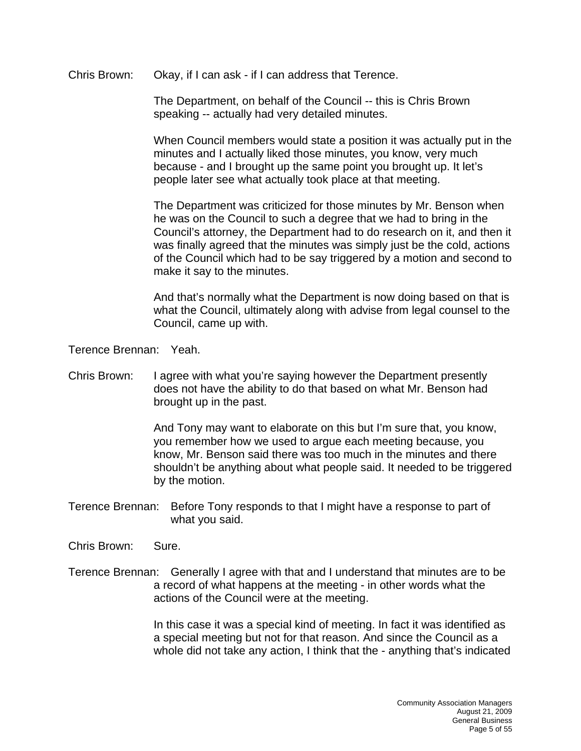Chris Brown: Okay, if I can ask - if I can address that Terence.

The Department, on behalf of the Council -- this is Chris Brown speaking -- actually had very detailed minutes.

When Council members would state a position it was actually put in the minutes and I actually liked those minutes, you know, very much because - and I brought up the same point you brought up. It let's people later see what actually took place at that meeting.

The Department was criticized for those minutes by Mr. Benson when he was on the Council to such a degree that we had to bring in the Council's attorney, the Department had to do research on it, and then it was finally agreed that the minutes was simply just be the cold, actions of the Council which had to be say triggered by a motion and second to make it say to the minutes.

And that's normally what the Department is now doing based on that is what the Council, ultimately along with advise from legal counsel to the Council, came up with.

Terence Brennan: Yeah.

Chris Brown: I agree with what you're saying however the Department presently does not have the ability to do that based on what Mr. Benson had brought up in the past.

And Tony may want to elaborate on this but I'm sure that, you know, you remember how we used to argue each meeting because, you know, Mr. Benson said there was too much in the minutes and there shouldn't be anything about what people said. It needed to be triggered by the motion.

Terence Brennan: Before Tony responds to that I might have a response to part of what you said.

Chris Brown: Sure.

Terence Brennan: Generally I agree with that and I understand that minutes are to be a record of what happens at the meeting - in other words what the actions of the Council were at the meeting.

In this case it was a special kind of meeting. In fact it was identified as a special meeting but not for that reason. And since the Council as a whole did not take any action, I think that the - anything that's indicated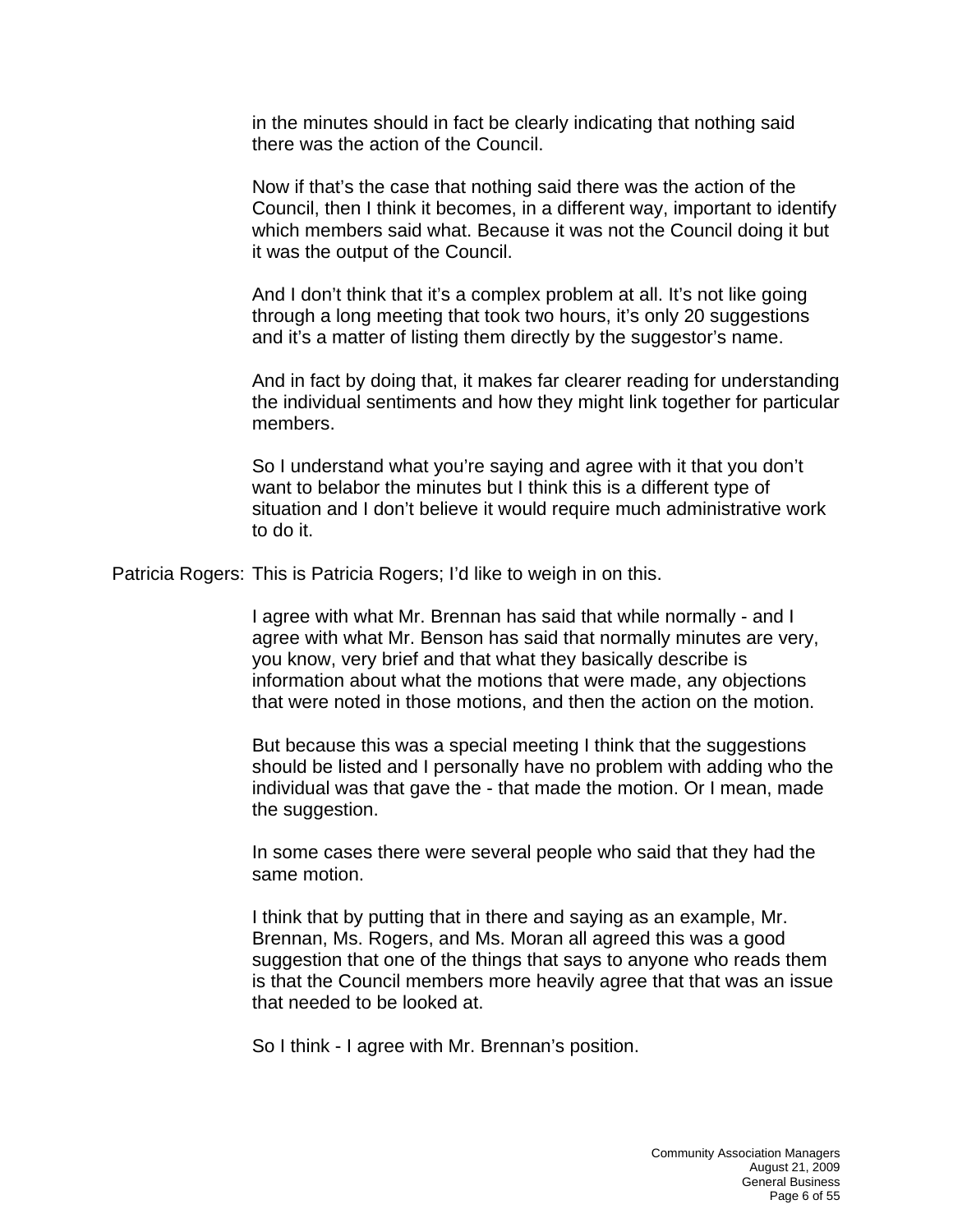in the minutes should in fact be clearly indicating that nothing said there was the action of the Council.

Now if that's the case that nothing said there was the action of the Council, then I think it becomes, in a different way, important to identify which members said what. Because it was not the Council doing it but it was the output of the Council.

And I don't think that it's a complex problem at all. It's not like going through a long meeting that took two hours, it's only 20 suggestions and it's a matter of listing them directly by the suggestor's name.

And in fact by doing that, it makes far clearer reading for understanding the individual sentiments and how they might link together for particular members.

So I understand what you're saying and agree with it that you don't want to belabor the minutes but I think this is a different type of situation and I don't believe it would require much administrative work to do it.

Patricia Rogers: This is Patricia Rogers; I'd like to weigh in on this.

I agree with what Mr. Brennan has said that while normally - and I agree with what Mr. Benson has said that normally minutes are very, you know, very brief and that what they basically describe is information about what the motions that were made, any objections that were noted in those motions, and then the action on the motion.

But because this was a special meeting I think that the suggestions should be listed and I personally have no problem with adding who the individual was that gave the - that made the motion. Or I mean, made the suggestion.

In some cases there were several people who said that they had the same motion.

I think that by putting that in there and saying as an example, Mr. Brennan, Ms. Rogers, and Ms. Moran all agreed this was a good suggestion that one of the things that says to anyone who reads them is that the Council members more heavily agree that that was an issue that needed to be looked at.

So I think - I agree with Mr. Brennan's position.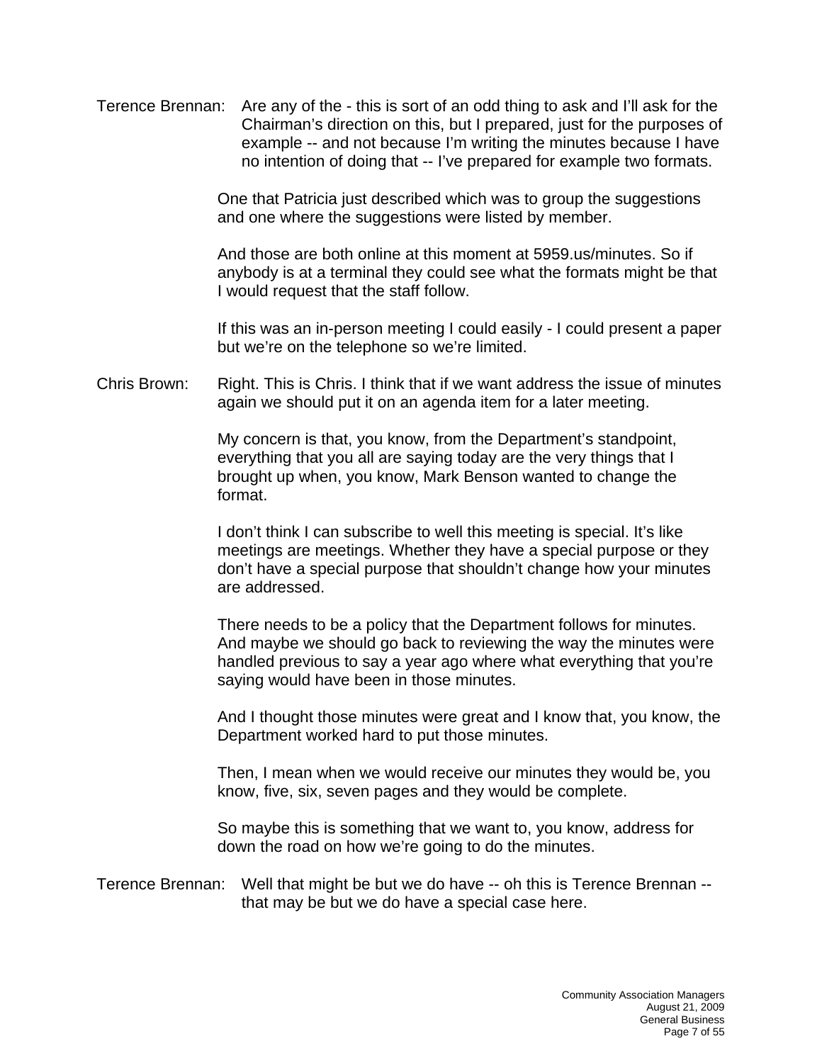Terence Brennan: Are any of the - this is sort of an odd thing to ask and I'll ask for the Chairman's direction on this, but I prepared, just for the purposes of example -- and not because I'm writing the minutes because I have no intention of doing that -- I've prepared for example two formats.

One that Patricia just described which was to group the suggestions and one where the suggestions were listed by member.

And those are both online at this moment at 5959.us/minutes. So if anybody is at a terminal they could see what the formats might be that I would request that the staff follow.

If this was an in-person meeting I could easily - I could present a paper but we're on the telephone so we're limited.

Chris Brown: Right. This is Chris. I think that if we want address the issue of minutes again we should put it on an agenda item for a later meeting.

My concern is that, you know, from the Department's standpoint, everything that you all are saying today are the very things that I brought up when, you know, Mark Benson wanted to change the format.

I don't think I can subscribe to well this meeting is special. It's like meetings are meetings. Whether they have a special purpose or they don't have a special purpose that shouldn't change how your minutes are addressed.

There needs to be a policy that the Department follows for minutes. And maybe we should go back to reviewing the way the minutes were handled previous to say a year ago where what everything that you're saying would have been in those minutes.

And I thought those minutes were great and I know that, you know, the Department worked hard to put those minutes.

Then, I mean when we would receive our minutes they would be, you know, five, six, seven pages and they would be complete.

So maybe this is something that we want to, you know, address for down the road on how we're going to do the minutes.

Terence Brennan: Well that might be but we do have -- oh this is Terence Brennan -- that may be but we do have a special case here.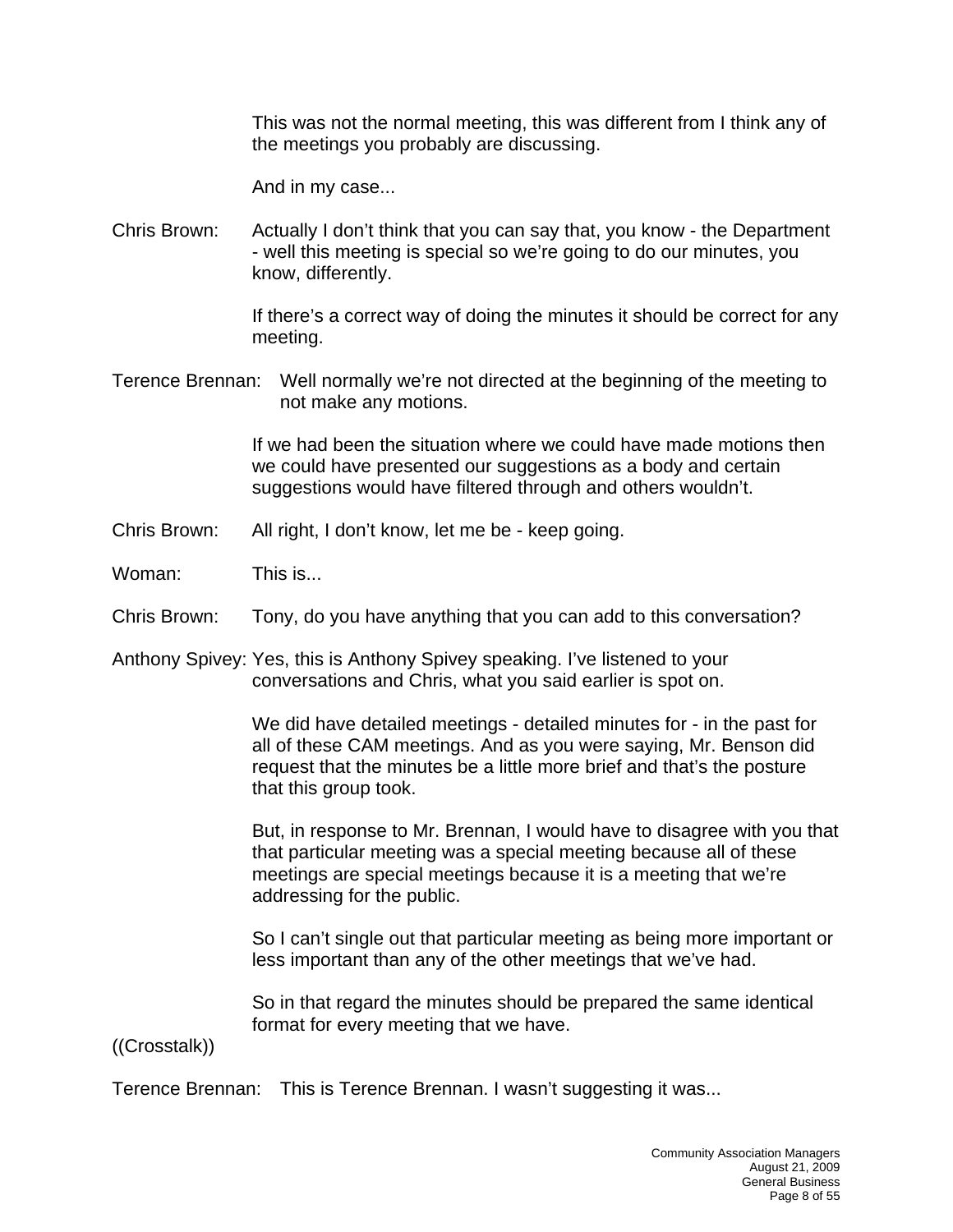This was not the normal meeting, this was different from I think any of the meetings you probably are discussing.

And in my case...

Chris Brown: Actually I don't think that you can say that, you know - the Department - well this meeting is special so we're going to do our minutes, you know, differently.

If there's a correct way of doing the minutes it should be correct for any meeting.

Terence Brennan: Well normally we're not directed at the beginning of the meeting to not make any motions.

If we had been the situation where we could have made motions then we could have presented our suggestions as a body and certain suggestions would have filtered through and others wouldn't.

Chris Brown: All right, I don't know, let me be - keep going.

Woman: This is...

Chris Brown: Tony, do you have anything that you can add to this conversation?

Anthony Spivey: Yes, this is Anthony Spivey speaking. I've listened to your conversations and Chris, what you said earlier is spot on.

We did have detailed meetings - detailed minutes for - in the past for all of these CAM meetings. And as you were saying, Mr. Benson did request that the minutes be a little more brief and that's the posture that this group took.

But, in response to Mr. Brennan, I would have to disagree with you that that particular meeting was a special meeting because all of these meetings are special meetings because it is a meeting that we're addressing for the public.

So I can't single out that particular meeting as being more important or less important than any of the other meetings that we've had.

So in that regard the minutes should be prepared the same identical format for every meeting that we have.

((Crosstalk))

Terence Brennan: This is Terence Brennan. I wasn't suggesting it was...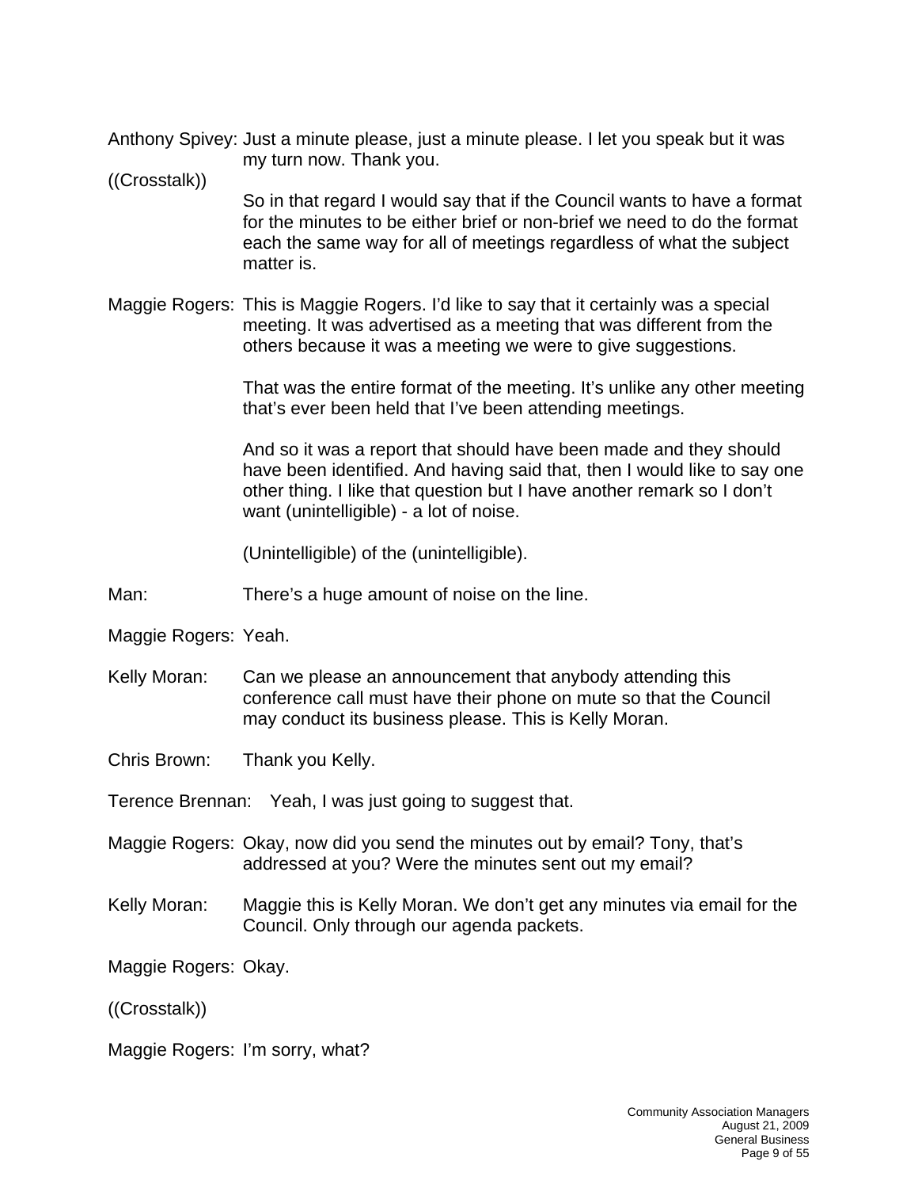Anthony Spivey: Just a minute please, just a minute please. I let you speak but it was my turn now. Thank you.

((Crosstalk))

So in that regard I would say that if the Council wants to have a format for the minutes to be either brief or non-brief we need to do the format each the same way for all of meetings regardless of what the subject matter is.

Maggie Rogers: This is Maggie Rogers. I'd like to say that it certainly was a special meeting. It was advertised as a meeting that was different from the others because it was a meeting we were to give suggestions.

That was the entire format of the meeting. It's unlike any other meeting that's ever been held that I've been attending meetings.

And so it was a report that should have been made and they should have been identified. And having said that, then I would like to say one other thing. I like that question but I have another remark so I don't want (unintelligible) - a lot of noise.

(Unintelligible) of the (unintelligible).

Man: There's a huge amount of noise on the line.

Maggie Rogers: Yeah.

Kelly Moran: Can we please an announcement that anybody attending this conference call must have their phone on mute so that the Council may conduct its business please. This is Kelly Moran.

Chris Brown: Thank you Kelly.

Terence Brennan: Yeah, I was just going to suggest that.

Maggie Rogers: Okay, now did you send the minutes out by email? Tony, that's addressed at you? Were the minutes sent out my email?

Kelly Moran: Maggie this is Kelly Moran. We don't get any minutes via email for the Council. Only through our agenda packets.

Maggie Rogers: Okay.

((Crosstalk))

Maggie Rogers: I'm sorry, what?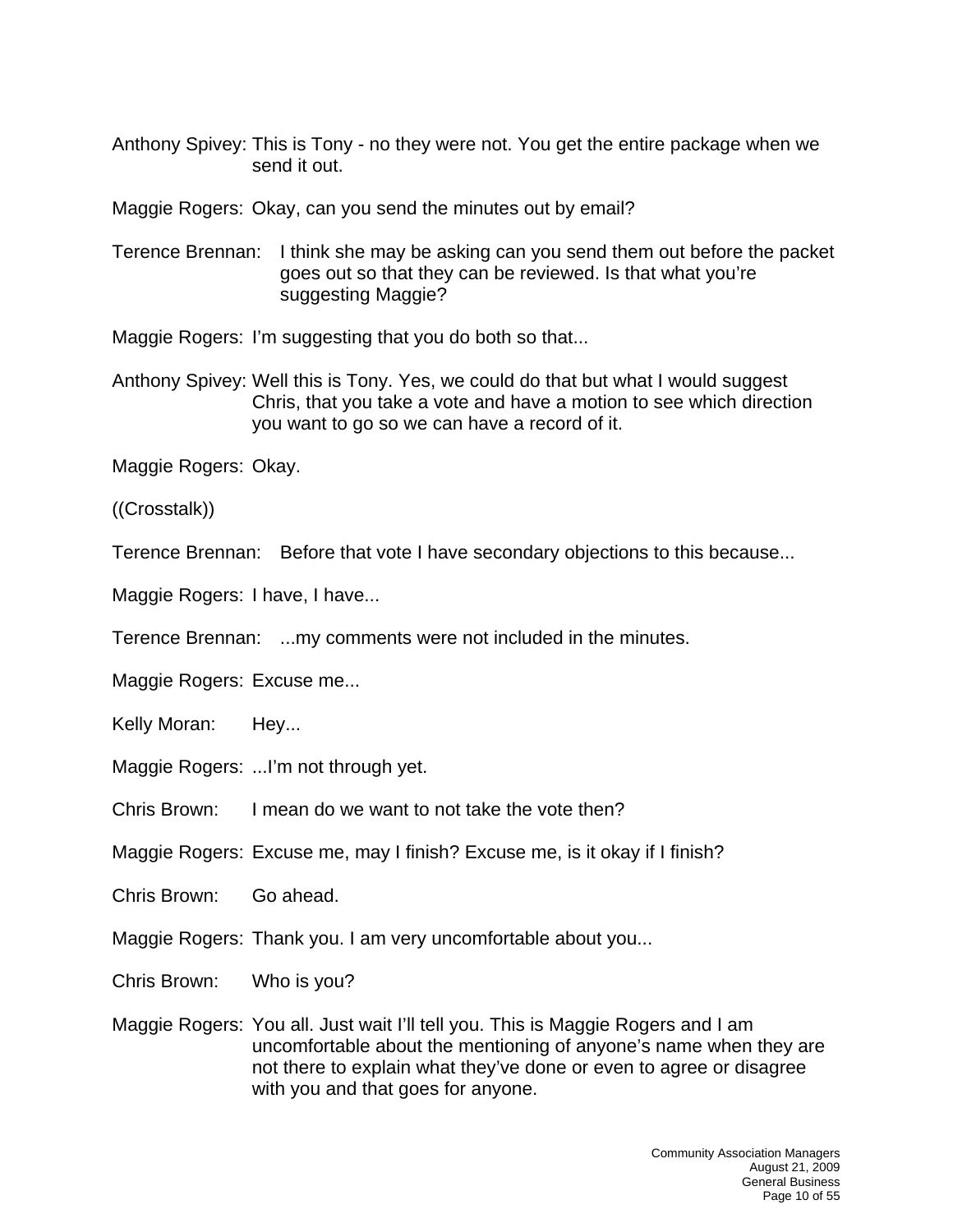Anthony Spivey: This is Tony - no they were not. You get the entire package when we send it out.

Maggie Rogers: Okay, can you send the minutes out by email?

Terence Brennan: I think she may be asking can you send them out before the packet goes out so that they can be reviewed. Is that what you're suggesting Maggie?

Maggie Rogers: I'm suggesting that you do both so that...

Anthony Spivey: Well this is Tony. Yes, we could do that but what I would suggest Chris, that you take a vote and have a motion to see which direction you want to go so we can have a record of it.

Maggie Rogers: Okay.

((Crosstalk))

Terence Brennan: Before that vote I have secondary objections to this because...

Maggie Rogers: I have, I have...

Terence Brennan: ...my comments were not included in the minutes.

Maggie Rogers: Excuse me...

Kelly Moran: Hey...

Maggie Rogers: ...I'm not through yet.

Chris Brown: I mean do we want to not take the vote then?

Maggie Rogers: Excuse me, may I finish? Excuse me, is it okay if I finish?

Chris Brown: Go ahead.

Maggie Rogers: Thank you. I am very uncomfortable about you...

Chris Brown: Who is you?

Maggie Rogers: You all. Just wait I'll tell you. This is Maggie Rogers and I am uncomfortable about the mentioning of anyone's name when they are not there to explain what they've done or even to agree or disagree with you and that goes for anyone.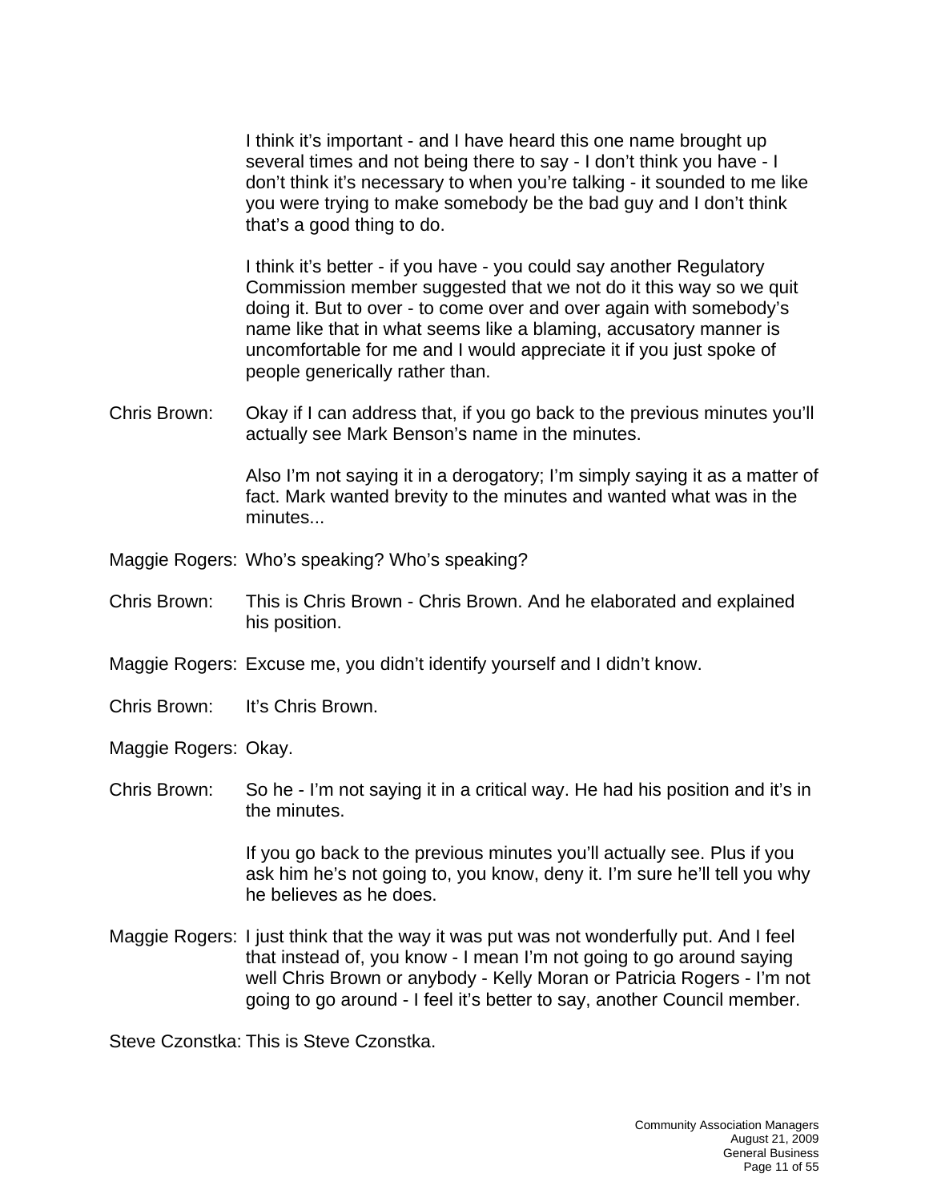I think it's important - and I have heard this one name brought up several times and not being there to say - I don't think you have - I don't think it's necessary to when you're talking - it sounded to me like you were trying to make somebody be the bad guy and I don't think that's a good thing to do.

I think it's better - if you have - you could say another Regulatory Commission member suggested that we not do it this way so we quit doing it. But to over - to come over and over again with somebody's name like that in what seems like a blaming, accusatory manner is uncomfortable for me and I would appreciate it if you just spoke of people generically rather than.

Chris Brown: Okay if I can address that, if you go back to the previous minutes you'll actually see Mark Benson's name in the minutes.

Also I'm not saying it in a derogatory; I'm simply saying it as a matter of fact. Mark wanted brevity to the minutes and wanted what was in the minutes...

Maggie Rogers: Who's speaking? Who's speaking?

Chris Brown: This is Chris Brown - Chris Brown. And he elaborated and explained his position.

Maggie Rogers: Excuse me, you didn't identify yourself and I didn't know.

Chris Brown: It's Chris Brown.

Maggie Rogers: Okay.

Chris Brown: So he - I'm not saying it in a critical way. He had his position and it's in the minutes.

If you go back to the previous minutes you'll actually see. Plus if you ask him he's not going to, you know, deny it. I'm sure he'll tell you why he believes as he does.

Maggie Rogers: I just think that the way it was put was not wonderfully put. And I feel that instead of, you know - I mean I'm not going to go around saying well Chris Brown or anybody - Kelly Moran or Patricia Rogers - I'm not going to go around - I feel it's better to say, another Council member.

Steve Czonstka: This is Steve Czonstka.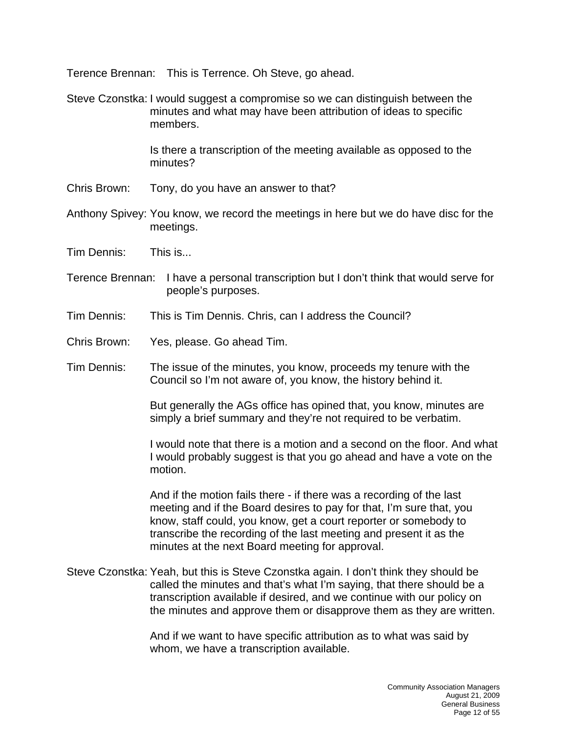Terence Brennan: This is Terrence. Oh Steve, go ahead.

Steve Czonstka: I would suggest a compromise so we can distinguish between the minutes and what may have been attribution of ideas to specific members.

Is there a transcription of the meeting available as opposed to the minutes?

Chris Brown: Tony, do you have an answer to that?

Anthony Spivey: You know, we record the meetings in here but we do have disc for the meetings.

Tim Dennis: This is...

Terence Brennan: I have a personal transcription but I don't think that would serve for people's purposes.

Tim Dennis: This is Tim Dennis. Chris, can I address the Council?

Chris Brown: Yes, please. Go ahead Tim.

Tim Dennis: The issue of the minutes, you know, proceeds my tenure with the Council so I'm not aware of, you know, the history behind it.

But generally the AGs office has opined that, you know, minutes are simply a brief summary and they're not required to be verbatim.

I would note that there is a motion and a second on the floor. And what I would probably suggest is that you go ahead and have a vote on the motion.

And if the motion fails there - if there was a recording of the last meeting and if the Board desires to pay for that, I'm sure that, you know, staff could, you know, get a court reporter or somebody to transcribe the recording of the last meeting and present it as the minutes at the next Board meeting for approval.

Steve Czonstka: Yeah, but this is Steve Czonstka again. I don't think they should be called the minutes and that's what I'm saying, that there should be a transcription available if desired, and we continue with our policy on the minutes and approve them or disapprove them as they are written.

And if we want to have specific attribution as to what was said by whom, we have a transcription available.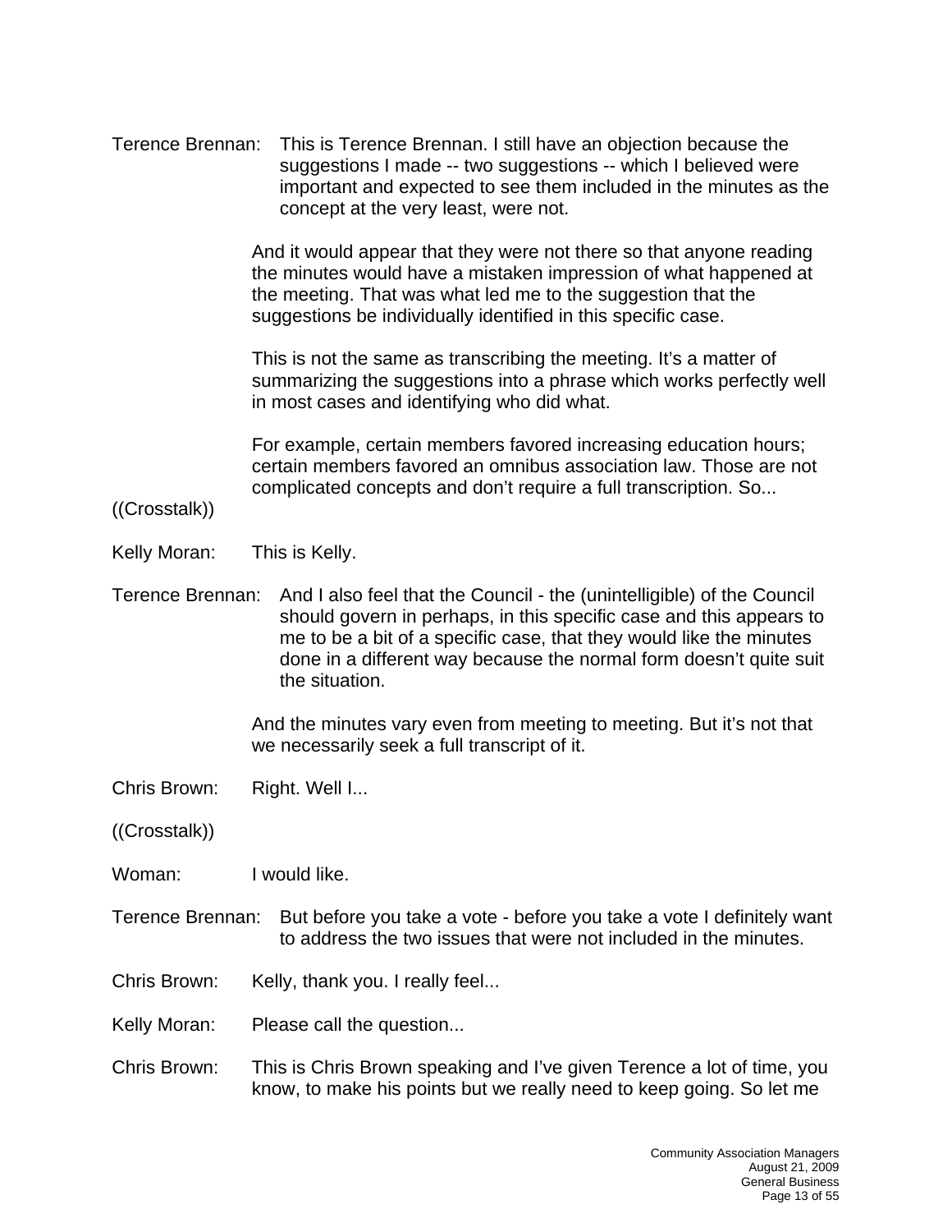Terence Brennan: This is Terence Brennan. I still have an objection because the suggestions I made -- two suggestions -- which I believed were important and expected to see them included in the minutes as the concept at the very least, were not.

And it would appear that they were not there so that anyone reading the minutes would have a mistaken impression of what happened at the meeting. That was what led me to the suggestion that the suggestions be individually identified in this specific case.

This is not the same as transcribing the meeting. It's a matter of summarizing the suggestions into a phrase which works perfectly well in most cases and identifying who did what.

For example, certain members favored increasing education hours; certain members favored an omnibus association law. Those are not complicated concepts and don't require a full transcription. So...

((Crosstalk))

Kelly Moran: This is Kelly.

Terence Brennan: And I also feel that the Council - the (unintelligible) of the Council should govern in perhaps, in this specific case and this appears to me to be a bit of a specific case, that they would like the minutes done in a different way because the normal form doesn't quite suit the situation.

And the minutes vary even from meeting to meeting. But it's not that we necessarily seek a full transcript of it.

Chris Brown: Right. Well I...

((Crosstalk))

Woman: I would like.

Terence Brennan: But before you take a vote - before you take a vote I definitely want to address the two issues that were not included in the minutes.

Chris Brown: Kelly, thank you. I really feel...

Kelly Moran: Please call the question...

Chris Brown: This is Chris Brown speaking and I've given Terence a lot of time, you know, to make his points but we really need to keep going. So let me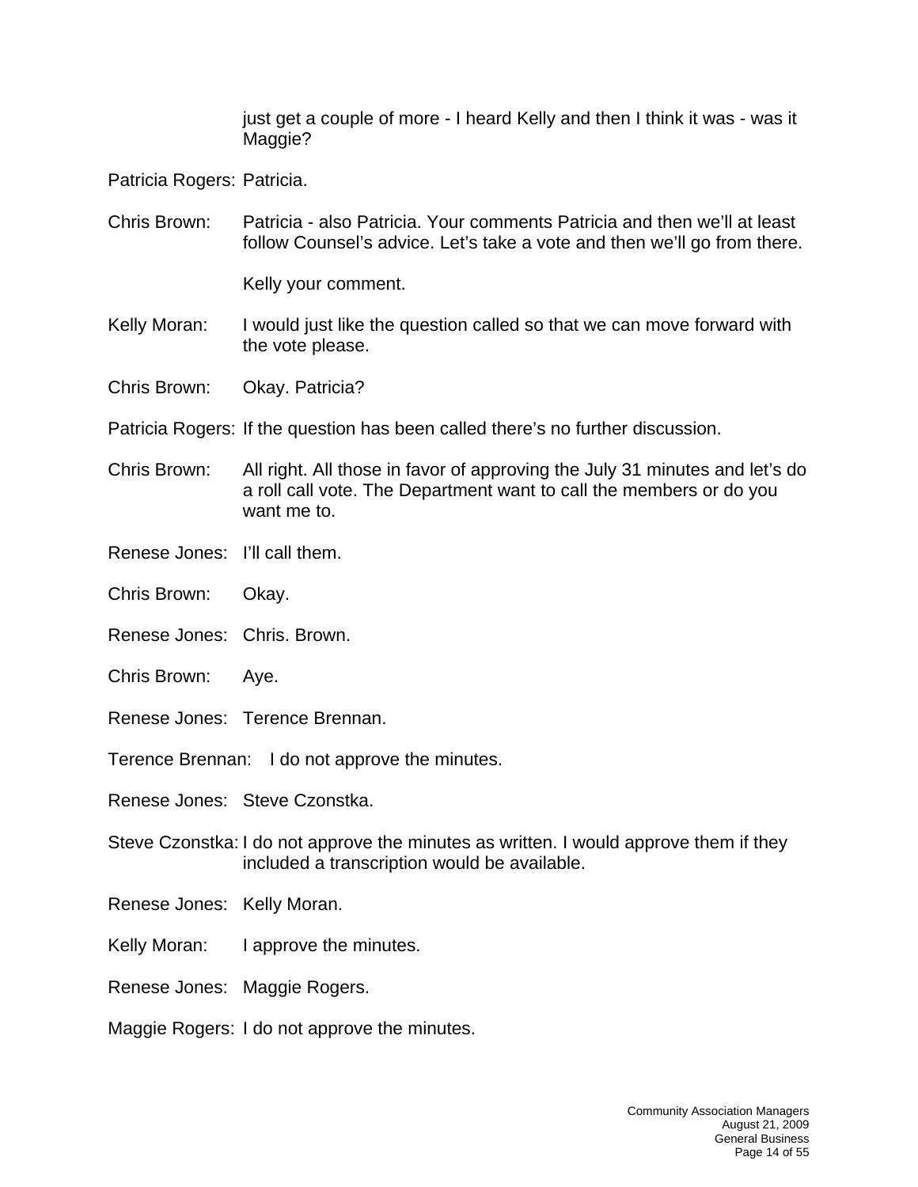just get a couple of more - I heard Kelly and then I think it was - was it Maggie?

Patricia Rogers: Patricia.

Chris Brown: Patricia - also Patricia. Your comments Patricia and then we'll at least follow Counsel's advice. Let's take a vote and then we'll go from there.

Kelly your comment.

Kelly Moran: I would just like the question called so that we can move forward with the vote please.

Chris Brown: Okay. Patricia?

Patricia Rogers: If the question has been called there's no further discussion.

Chris Brown: All right. All those in favor of approving the July 31 minutes and let's do a roll call vote. The Department want to call the members or do you want me to.

Renese Jones: I'll call them.

Chris Brown: Okay.

Renese Jones: Chris. Brown.

Chris Brown: Aye.

Renese Jones: Terence Brennan.

Terence Brennan: I do not approve the minutes.

Renese Jones: Steve Czonstka.

Steve Czonstka: I do not approve the minutes as written. I would approve them if they included a transcription would be available.

Renese Jones: Kelly Moran.

Kelly Moran: I approve the minutes.

Renese Jones: Maggie Rogers.

Maggie Rogers: I do not approve the minutes.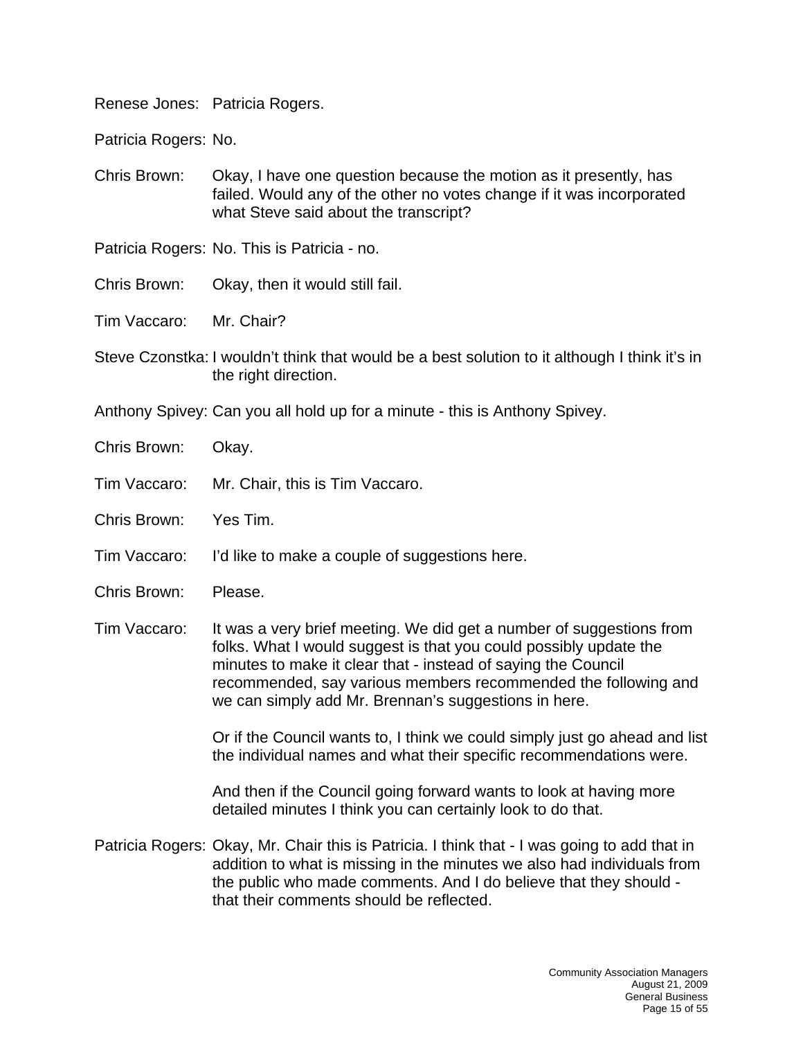Renese Jones: Patricia Rogers.

Patricia Rogers: No.

Chris Brown: Okay, I have one question because the motion as it presently, has failed. Would any of the other no votes change if it was incorporated what Steve said about the transcript?

Patricia Rogers: No. This is Patricia - no.

Chris Brown: Okay, then it would still fail.

Tim Vaccaro: Mr. Chair?

Steve Czonstka: I wouldn't think that would be a best solution to it although I think it's in the right direction.

Anthony Spivey: Can you all hold up for a minute - this is Anthony Spivey.

Chris Brown: Okay.

Tim Vaccaro: Mr. Chair, this is Tim Vaccaro.

Chris Brown: Yes Tim.

Tim Vaccaro: I'd like to make a couple of suggestions here.

Chris Brown: Please.

Tim Vaccaro: It was a very brief meeting. We did get a number of suggestions from folks. What I would suggest is that you could possibly update the minutes to make it clear that - instead of saying the Council recommended, say various members recommended the following and we can simply add Mr. Brennan's suggestions in here.

Or if the Council wants to, I think we could simply just go ahead and list the individual names and what their specific recommendations were.

And then if the Council going forward wants to look at having more detailed minutes I think you can certainly look to do that.

Patricia Rogers: Okay, Mr. Chair this is Patricia. I think that - I was going to add that in addition to what is missing in the minutes we also had individuals from the public who made comments. And I do believe that they should - that their comments should be reflected.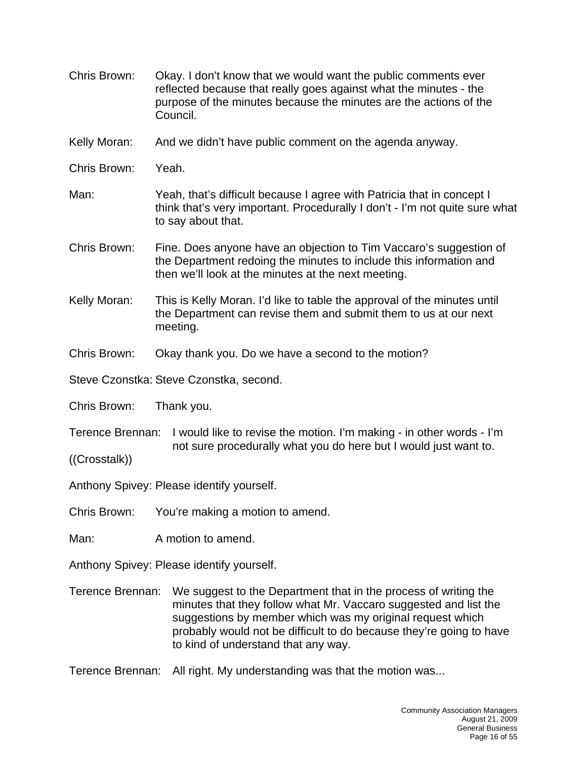Chris Brown: Okay. I don't know that we would want the public comments ever reflected because that really goes against what the minutes - the purpose of the minutes because the minutes are the actions of the Council.

Kelly Moran: And we didn't have public comment on the agenda anyway.

Chris Brown: Yeah.

Man: Yeah, that's difficult because I agree with Patricia that in concept I think that's very important. Procedurally I don't - I'm not quite sure what to say about that.

Chris Brown: Fine. Does anyone have an objection to Tim Vaccaro's suggestion of the Department redoing the minutes to include this information and then we'll look at the minutes at the next meeting.

Kelly Moran: This is Kelly Moran. I'd like to table the approval of the minutes until the Department can revise them and submit them to us at our next meeting.

Chris Brown: Okay thank you. Do we have a second to the motion?

Steve Czonstka: Steve Czonstka, second.

Chris Brown: Thank you.

Terence Brennan: I would like to revise the motion. I'm making - in other words - I'm not sure procedurally what you do here but I would just want to.

((Crosstalk))

Anthony Spivey: Please identify yourself.

Chris Brown: You're making a motion to amend.

Man: A motion to amend.

Anthony Spivey: Please identify yourself.

Terence Brennan: We suggest to the Department that in the process of writing the minutes that they follow what Mr. Vaccaro suggested and list the suggestions by member which was my original request which probably would not be difficult to do because they're going to have to kind of understand that any way.

Terence Brennan: All right. My understanding was that the motion was...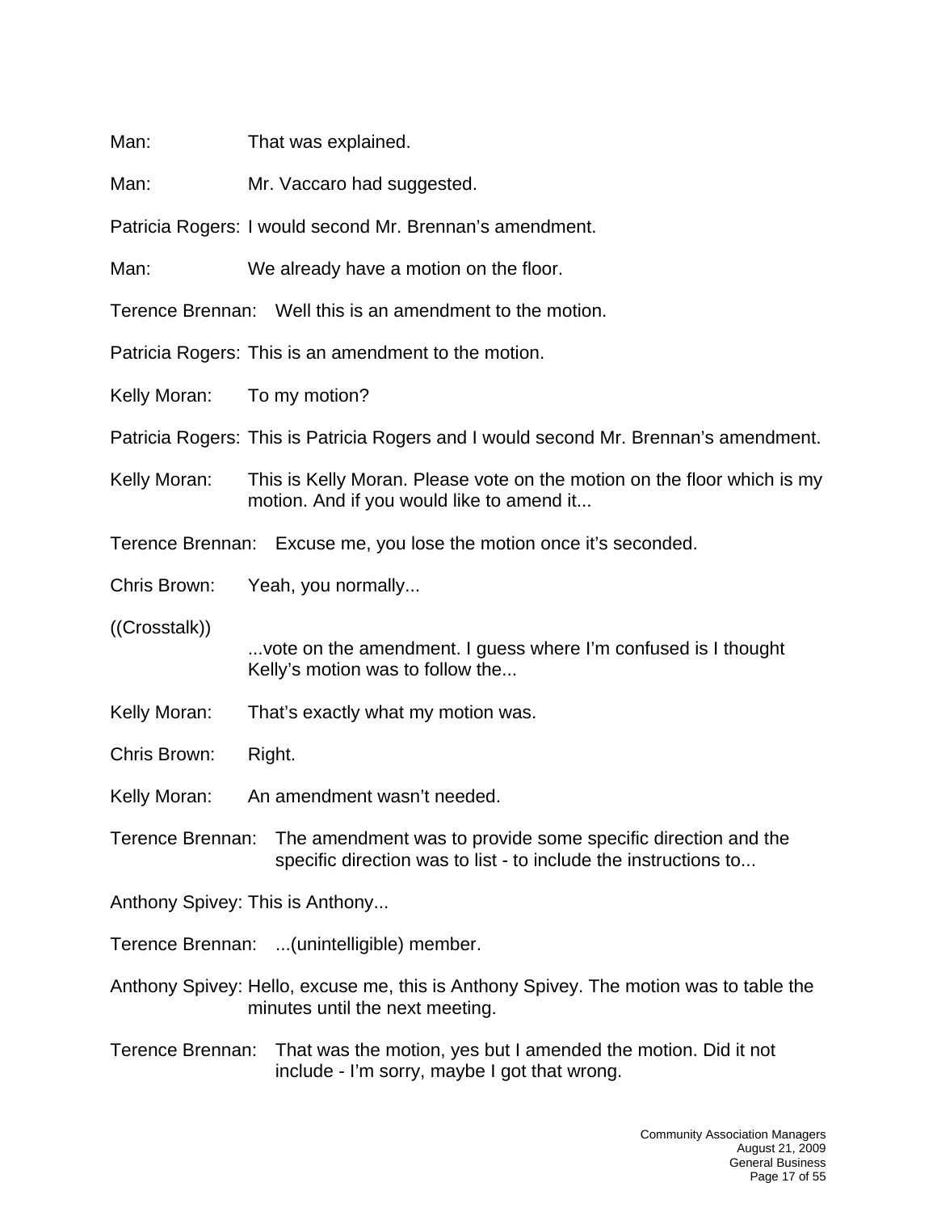Man: That was explained.

Man: Mr. Vaccaro had suggested.

Patricia Rogers: I would second Mr. Brennan's amendment.

Man: We already have a motion on the floor.

Terence Brennan: Well this is an amendment to the motion.

Patricia Rogers: This is an amendment to the motion.

Kelly Moran: To my motion?

Patricia Rogers: This is Patricia Rogers and I would second Mr. Brennan's amendment.

Kelly Moran: This is Kelly Moran. Please vote on the motion on the floor which is my motion. And if you would like to amend it...

Terence Brennan: Excuse me, you lose the motion once it's seconded.

Chris Brown: Yeah, you normally...

((Crosstalk))

...vote on the amendment. I guess where I'm confused is I thought Kelly's motion was to follow the...

Kelly Moran: That's exactly what my motion was.

Chris Brown: Right.

Kelly Moran: An amendment wasn't needed.

Terence Brennan: The amendment was to provide some specific direction and the specific direction was to list - to include the instructions to...

Anthony Spivey: This is Anthony...

Terence Brennan: ...(unintelligible) member.

Anthony Spivey: Hello, excuse me, this is Anthony Spivey. The motion was to table the minutes until the next meeting.

Terence Brennan: That was the motion, yes but I amended the motion. Did it not include - I'm sorry, maybe I got that wrong.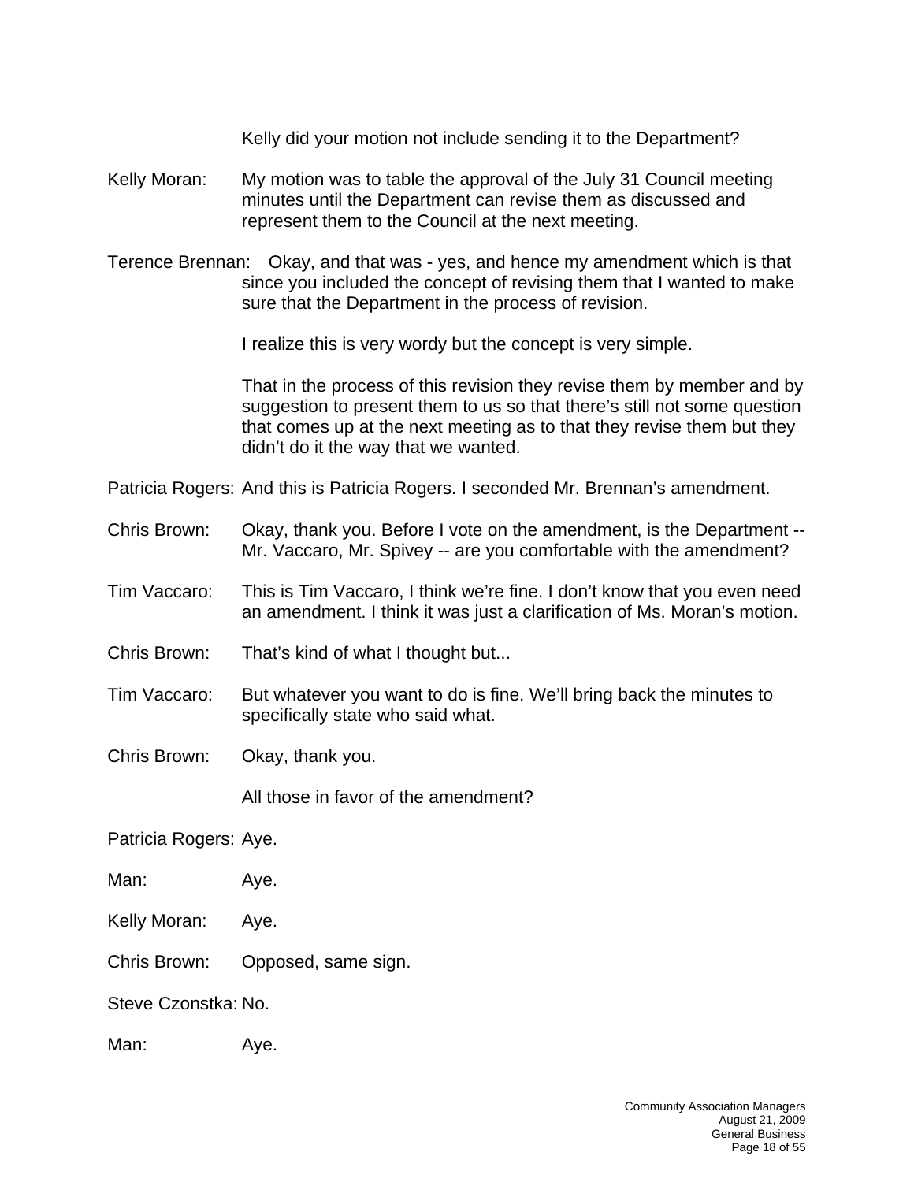Kelly did your motion not include sending it to the Department?

Kelly Moran: My motion was to table the approval of the July 31 Council meeting minutes until the Department can revise them as discussed and represent them to the Council at the next meeting.

Terence Brennan: Okay, and that was - yes, and hence my amendment which is that since you included the concept of revising them that I wanted to make sure that the Department in the process of revision.

I realize this is very wordy but the concept is very simple.

That in the process of this revision they revise them by member and by suggestion to present them to us so that there's still not some question that comes up at the next meeting as to that they revise them but they didn't do it the way that we wanted.

Patricia Rogers: And this is Patricia Rogers. I seconded Mr. Brennan's amendment.

Chris Brown: Okay, thank you. Before I vote on the amendment, is the Department -- Mr. Vaccaro, Mr. Spivey -- are you comfortable with the amendment?

Tim Vaccaro: This is Tim Vaccaro, I think we're fine. I don't know that you even need an amendment. I think it was just a clarification of Ms. Moran's motion.

Chris Brown: That's kind of what I thought but...

Tim Vaccaro: But whatever you want to do is fine. We'll bring back the minutes to specifically state who said what.

Chris Brown: Okay, thank you.

All those in favor of the amendment?

Patricia Rogers: Aye.

Man: Aye.

Kelly Moran: Aye.

Chris Brown: Opposed, same sign.

Steve Czonstka: No.

Man: Aye.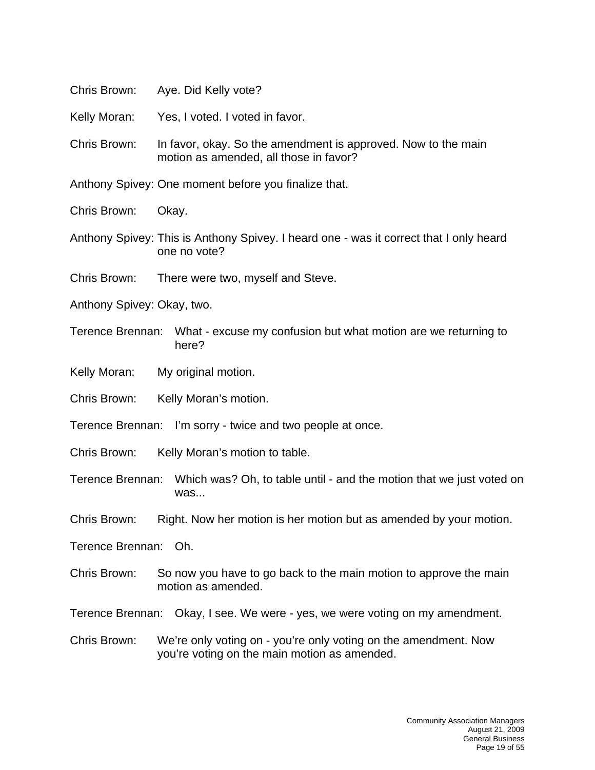Chris Brown: Aye. Did Kelly vote?

Kelly Moran: Yes, I voted. I voted in favor.

Chris Brown: In favor, okay. So the amendment is approved. Now to the main motion as amended, all those in favor?

Anthony Spivey: One moment before you finalize that.

Chris Brown: Okay.

Anthony Spivey: This is Anthony Spivey. I heard one - was it correct that I only heard one no vote?

Chris Brown: There were two, myself and Steve.

Anthony Spivey: Okay, two.

Terence Brennan: What - excuse my confusion but what motion are we returning to here?

Kelly Moran: My original motion.

Chris Brown: Kelly Moran's motion.

Terence Brennan: I'm sorry - twice and two people at once.

Chris Brown: Kelly Moran's motion to table.

Terence Brennan: Which was? Oh, to table until - and the motion that we just voted on was...

Chris Brown: Right. Now her motion is her motion but as amended by your motion.

Terence Brennan: Oh.

Chris Brown: So now you have to go back to the main motion to approve the main motion as amended.

Terence Brennan: Okay, I see. We were - yes, we were voting on my amendment.

Chris Brown: We're only voting on - you're only voting on the amendment. Now you're voting on the main motion as amended.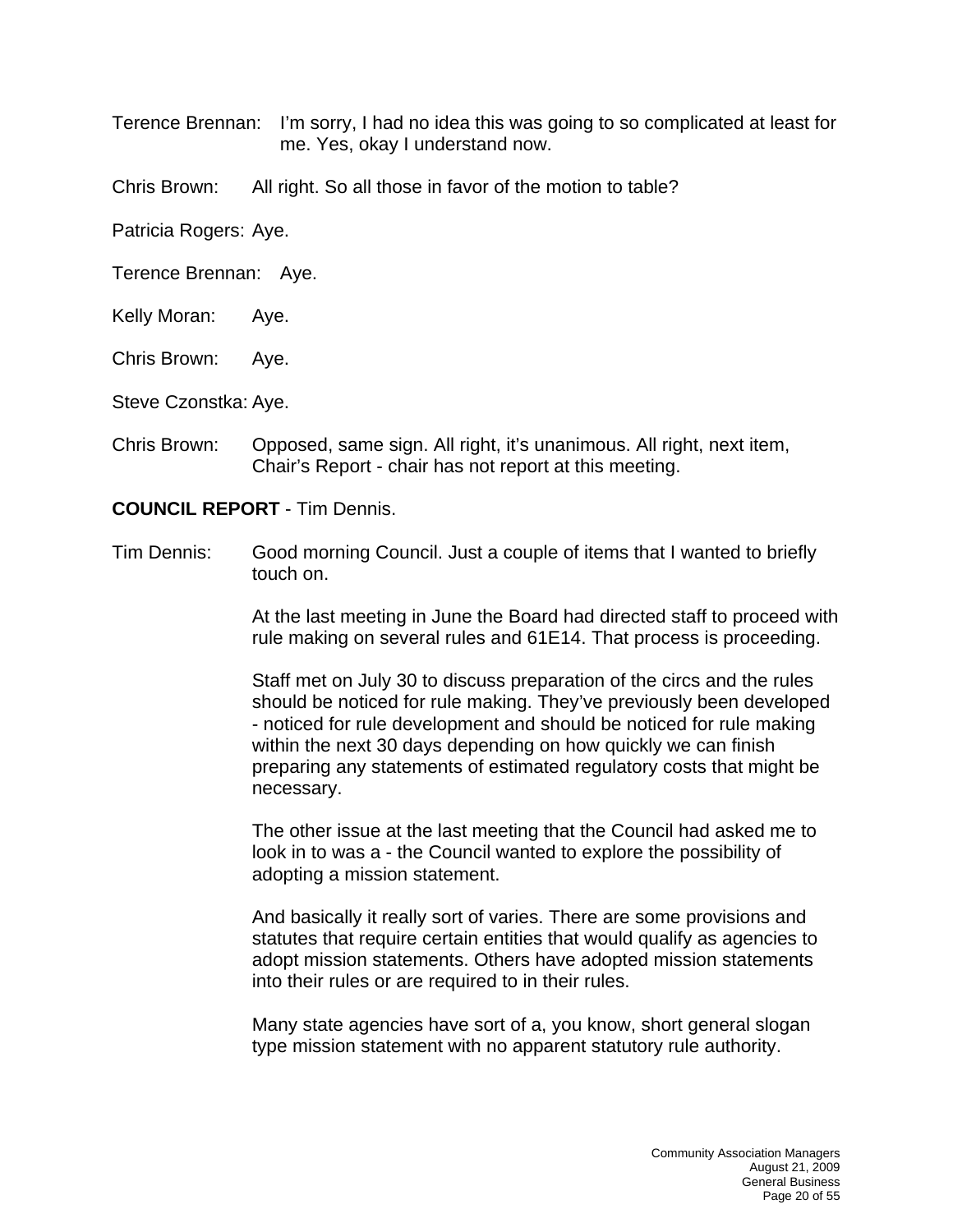Terence Brennan: I'm sorry, I had no idea this was going to so complicated at least for me. Yes, okay I understand now.

Chris Brown: All right. So all those in favor of the motion to table?

Patricia Rogers: Aye.

Terence Brennan: Aye.

Kelly Moran: Aye.

Chris Brown: Aye.

Steve Czonstka: Aye.

Chris Brown: Opposed, same sign. All right, it's unanimous. All right, next item, Chair's Report - chair has not report at this meeting.

**COUNCIL REPORT** - Tim Dennis.

Tim Dennis: Good morning Council. Just a couple of items that I wanted to briefly touch on.

At the last meeting in June the Board had directed staff to proceed with rule making on several rules and 61E14. That process is proceeding.

Staff met on July 30 to discuss preparation of the circs and the rules should be noticed for rule making. They've previously been developed - noticed for rule development and should be noticed for rule making within the next 30 days depending on how quickly we can finish preparing any statements of estimated regulatory costs that might be necessary.

The other issue at the last meeting that the Council had asked me to look in to was a - the Council wanted to explore the possibility of adopting a mission statement.

And basically it really sort of varies. There are some provisions and statutes that require certain entities that would qualify as agencies to adopt mission statements. Others have adopted mission statements into their rules or are required to in their rules.

Many state agencies have sort of a, you know, short general slogan type mission statement with no apparent statutory rule authority.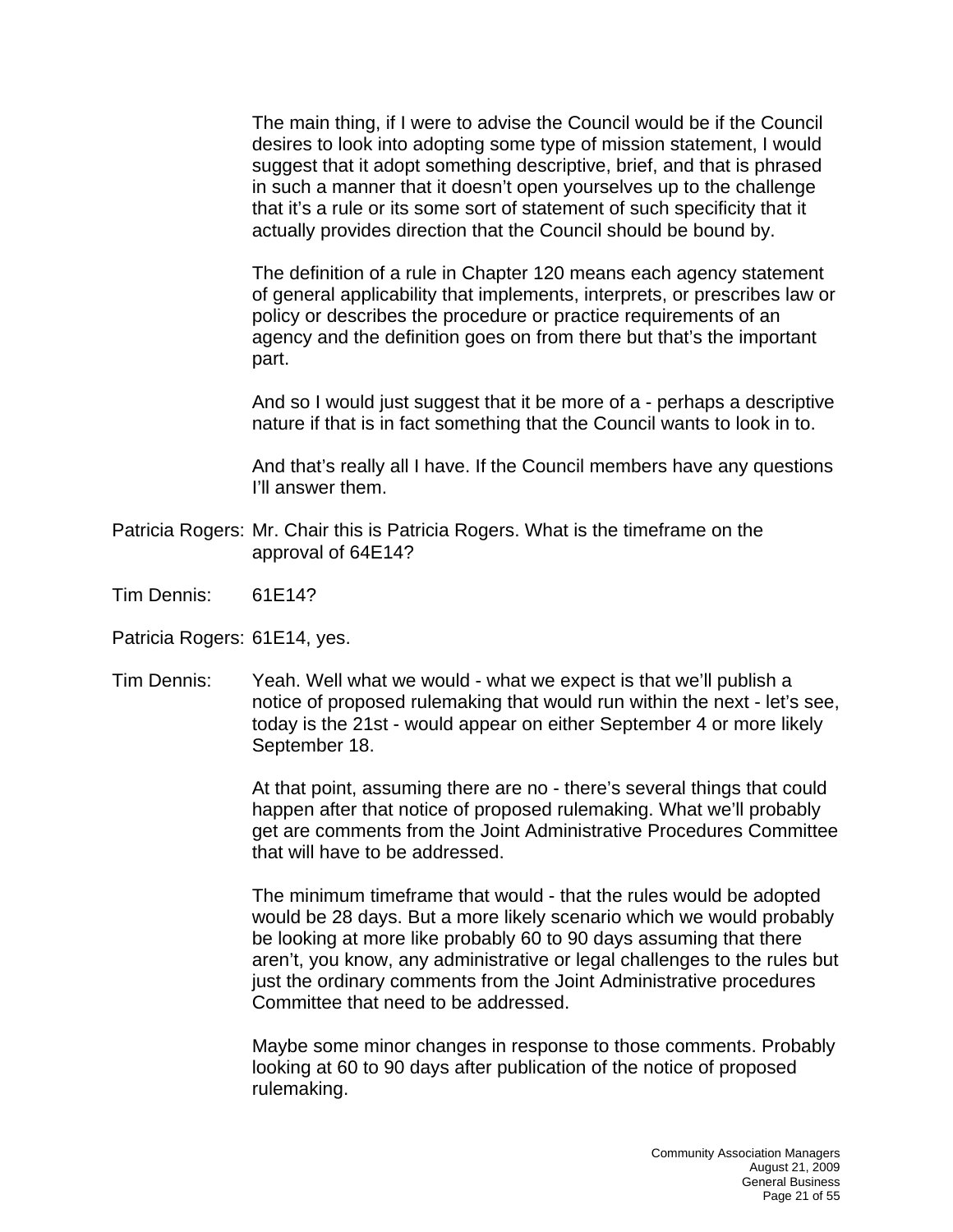The main thing, if I were to advise the Council would be if the Council desires to look into adopting some type of mission statement, I would suggest that it adopt something descriptive, brief, and that is phrased in such a manner that it doesn't open yourselves up to the challenge that it's a rule or its some sort of statement of such specificity that it actually provides direction that the Council should be bound by.

The definition of a rule in Chapter 120 means each agency statement of general applicability that implements, interprets, or prescribes law or policy or describes the procedure or practice requirements of an agency and the definition goes on from there but that's the important part.

And so I would just suggest that it be more of a - perhaps a descriptive nature if that is in fact something that the Council wants to look in to.

And that's really all I have. If the Council members have any questions I'll answer them.

Patricia Rogers: Mr. Chair this is Patricia Rogers. What is the timeframe on the approval of 64E14?

Tim Dennis: 61E14?

Patricia Rogers: 61E14, yes.

Tim Dennis: Yeah. Well what we would - what we expect is that we'll publish a notice of proposed rulemaking that would run within the next - let's see, today is the 21st - would appear on either September 4 or more likely September 18.

At that point, assuming there are no - there's several things that could happen after that notice of proposed rulemaking. What we'll probably get are comments from the Joint Administrative Procedures Committee that will have to be addressed.

The minimum timeframe that would - that the rules would be adopted would be 28 days. But a more likely scenario which we would probably be looking at more like probably 60 to 90 days assuming that there aren't, you know, any administrative or legal challenges to the rules but just the ordinary comments from the Joint Administrative procedures Committee that need to be addressed.

Maybe some minor changes in response to those comments. Probably looking at 60 to 90 days after publication of the notice of proposed rulemaking.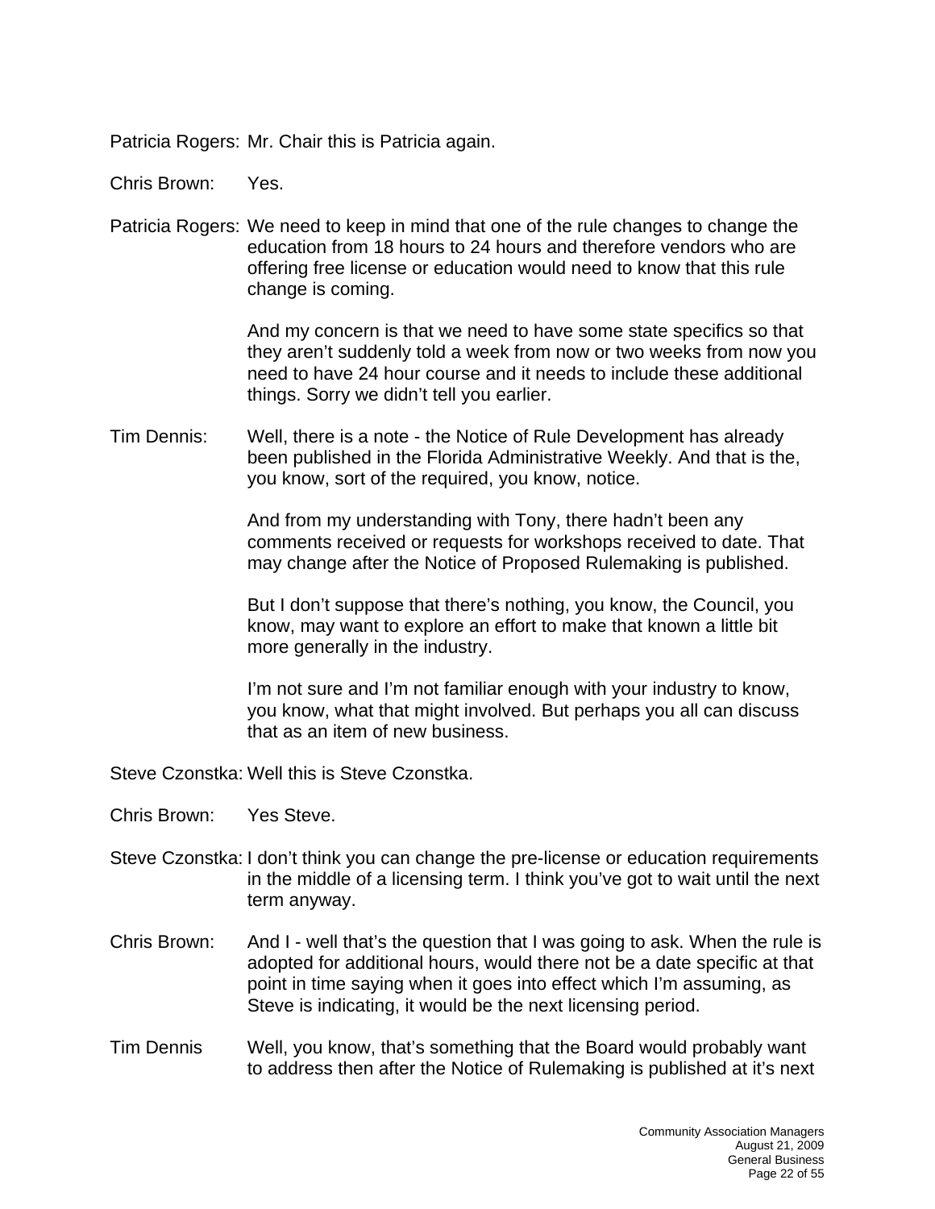Patricia Rogers: Mr. Chair this is Patricia again.

Chris Brown: Yes.

Patricia Rogers: We need to keep in mind that one of the rule changes to change the education from 18 hours to 24 hours and therefore vendors who are offering free license or education would need to know that this rule change is coming.

And my concern is that we need to have some state specifics so that they aren't suddenly told a week from now or two weeks from now you need to have 24 hour course and it needs to include these additional things. Sorry we didn't tell you earlier.

Tim Dennis: Well, there is a note - the Notice of Rule Development has already been published in the Florida Administrative Weekly. And that is the, you know, sort of the required, you know, notice.

And from my understanding with Tony, there hadn't been any comments received or requests for workshops received to date. That may change after the Notice of Proposed Rulemaking is published.

But I don't suppose that there's nothing, you know, the Council, you know, may want to explore an effort to make that known a little bit more generally in the industry.

I'm not sure and I'm not familiar enough with your industry to know, you know, what that might involved. But perhaps you all can discuss that as an item of new business.

Steve Czonstka: Well this is Steve Czonstka.

Chris Brown: Yes Steve.

Steve Czonstka: I don't think you can change the pre-license or education requirements in the middle of a licensing term. I think you've got to wait until the next term anyway.

Chris Brown: And I - well that's the question that I was going to ask. When the rule is adopted for additional hours, would there not be a date specific at that point in time saying when it goes into effect which I'm assuming, as Steve is indicating, it would be the next licensing period.

Tim Dennis Well, you know, that's something that the Board would probably want to address then after the Notice of Rulemaking is published at it's next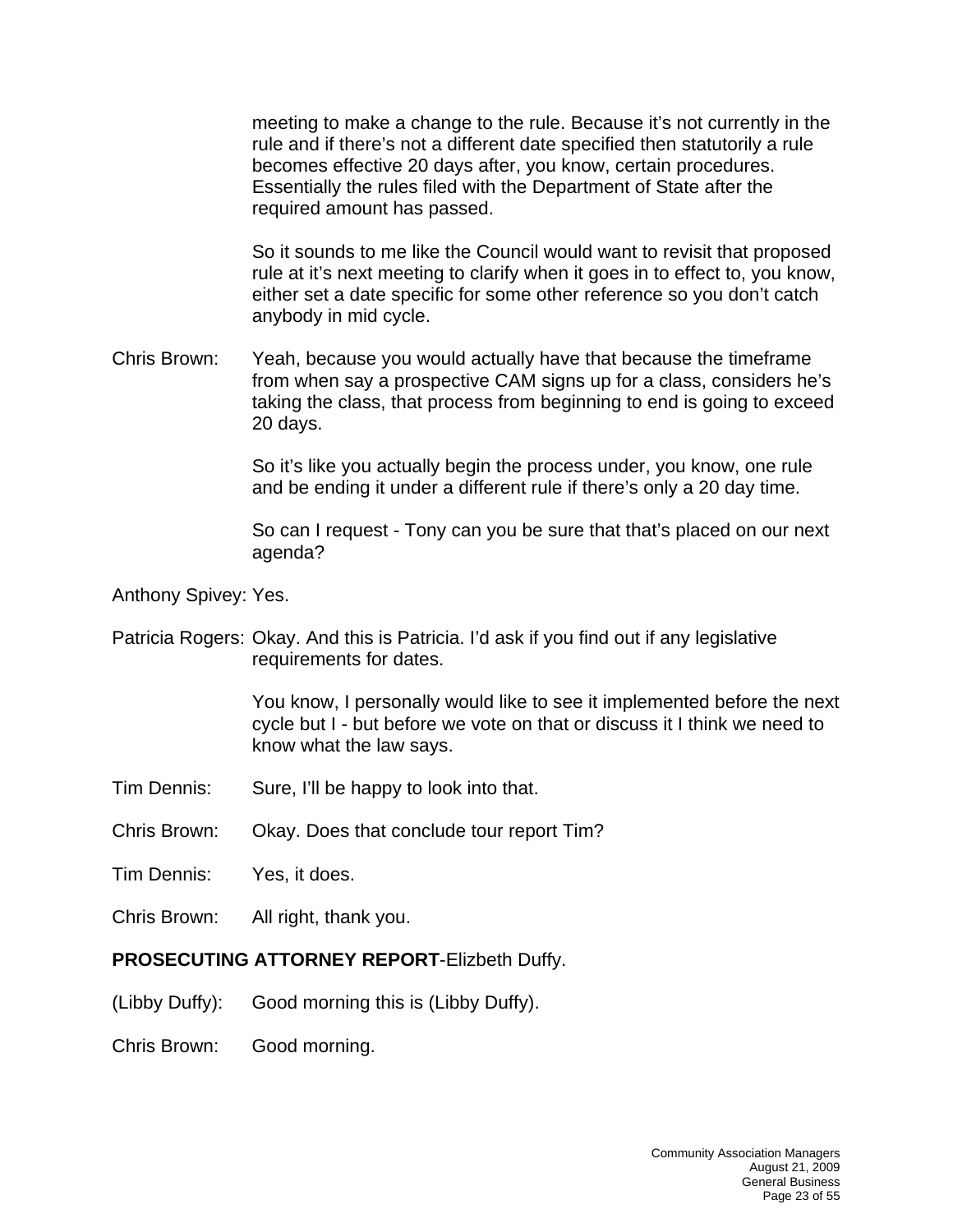meeting to make a change to the rule. Because it's not currently in the rule and if there's not a different date specified then statutorily a rule becomes effective 20 days after, you know, certain procedures. Essentially the rules filed with the Department of State after the required amount has passed.

So it sounds to me like the Council would want to revisit that proposed rule at it's next meeting to clarify when it goes in to effect to, you know, either set a date specific for some other reference so you don't catch anybody in mid cycle.

Chris Brown: Yeah, because you would actually have that because the timeframe from when say a prospective CAM signs up for a class, considers he's taking the class, that process from beginning to end is going to exceed 20 days.

So it's like you actually begin the process under, you know, one rule and be ending it under a different rule if there's only a 20 day time.

So can I request - Tony can you be sure that that's placed on our next agenda?

Anthony Spivey: Yes.

Patricia Rogers: Okay. And this is Patricia. I'd ask if you find out if any legislative requirements for dates.

You know, I personally would like to see it implemented before the next cycle but I - but before we vote on that or discuss it I think we need to know what the law says.

Tim Dennis: Sure, I'll be happy to look into that.

Chris Brown: Okay. Does that conclude tour report Tim?

Tim Dennis: Yes, it does.

Chris Brown: All right, thank you.

**PROSECUTING ATTORNEY REPORT**-Elizbeth Duffy.

(Libby Duffy): Good morning this is (Libby Duffy).

Chris Brown: Good morning.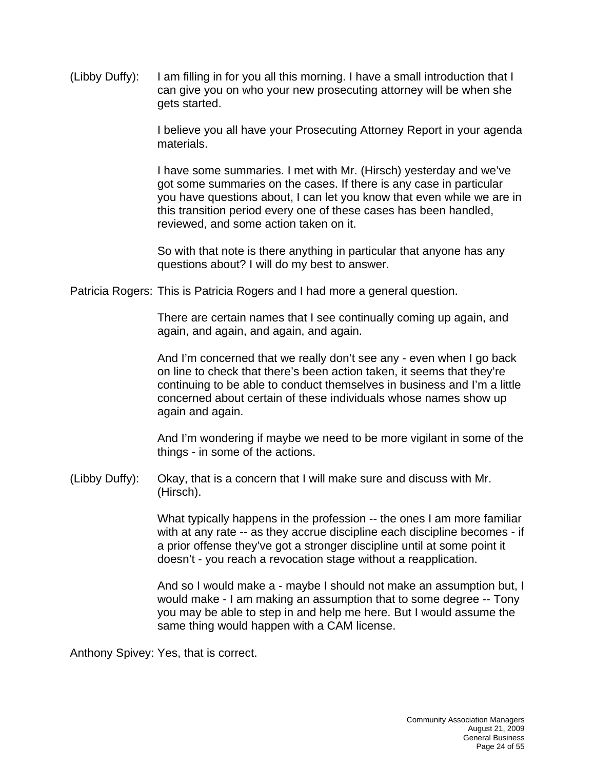(Libby Duffy): I am filling in for you all this morning. I have a small introduction that I can give you on who your new prosecuting attorney will be when she gets started.

I believe you all have your Prosecuting Attorney Report in your agenda materials.

I have some summaries. I met with Mr. (Hirsch) yesterday and we've got some summaries on the cases. If there is any case in particular you have questions about, I can let you know that even while we are in this transition period every one of these cases has been handled, reviewed, and some action taken on it.

So with that note is there anything in particular that anyone has any questions about? I will do my best to answer.

Patricia Rogers: This is Patricia Rogers and I had more a general question.

There are certain names that I see continually coming up again, and again, and again, and again, and again.

And I'm concerned that we really don't see any - even when I go back on line to check that there's been action taken, it seems that they're continuing to be able to conduct themselves in business and I'm a little concerned about certain of these individuals whose names show up again and again.

And I'm wondering if maybe we need to be more vigilant in some of the things - in some of the actions.

(Libby Duffy): Okay, that is a concern that I will make sure and discuss with Mr. (Hirsch).

What typically happens in the profession -- the ones I am more familiar with at any rate -- as they accrue discipline each discipline becomes - if a prior offense they've got a stronger discipline until at some point it doesn't - you reach a revocation stage without a reapplication.

And so I would make a - maybe I should not make an assumption but, I would make - I am making an assumption that to some degree -- Tony you may be able to step in and help me here. But I would assume the same thing would happen with a CAM license.

Anthony Spivey: Yes, that is correct.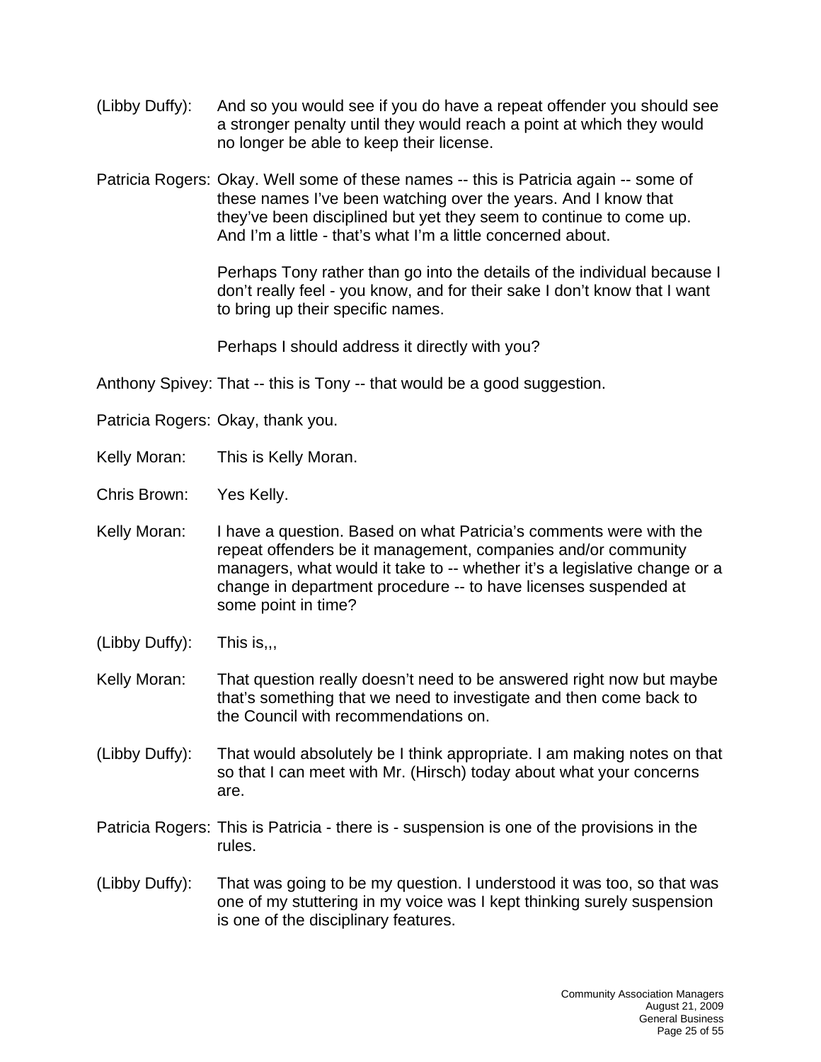(Libby Duffy): And so you would see if you do have a repeat offender you should see a stronger penalty until they would reach a point at which they would no longer be able to keep their license.

Patricia Rogers: Okay. Well some of these names -- this is Patricia again -- some of these names I've been watching over the years. And I know that they've been disciplined but yet they seem to continue to come up. And I'm a little - that's what I'm a little concerned about.

Perhaps Tony rather than go into the details of the individual because I don't really feel - you know, and for their sake I don't know that I want to bring up their specific names.

Perhaps I should address it directly with you?

Anthony Spivey: That -- this is Tony -- that would be a good suggestion.

Patricia Rogers: Okay, thank you.

Kelly Moran: This is Kelly Moran.

Chris Brown: Yes Kelly.

Kelly Moran: I have a question. Based on what Patricia's comments were with the repeat offenders be it management, companies and/or community managers, what would it take to -- whether it's a legislative change or a change in department procedure -- to have licenses suspended at some point in time?

(Libby Duffy): This is,,,

Kelly Moran: That question really doesn't need to be answered right now but maybe that's something that we need to investigate and then come back to the Council with recommendations on.

(Libby Duffy): That would absolutely be I think appropriate. I am making notes on that so that I can meet with Mr. (Hirsch) today about what your concerns are.

Patricia Rogers: This is Patricia - there is - suspension is one of the provisions in the rules.

(Libby Duffy): That was going to be my question. I understood it was too, so that was one of my stuttering in my voice was I kept thinking surely suspension is one of the disciplinary features.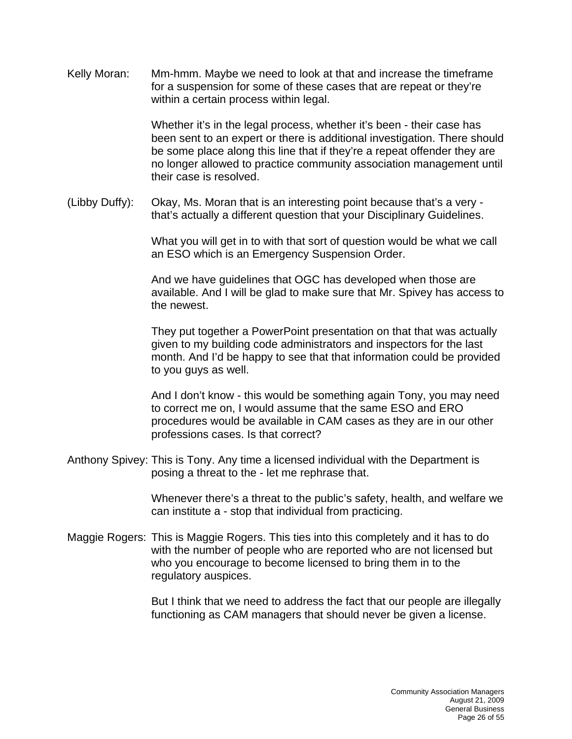Kelly Moran: Mm-hmm. Maybe we need to look at that and increase the timeframe for a suspension for some of these cases that are repeat or they're within a certain process within legal.

Whether it's in the legal process, whether it's been - their case has been sent to an expert or there is additional investigation. There should be some place along this line that if they're a repeat offender they are no longer allowed to practice community association management until their case is resolved.

(Libby Duffy): Okay, Ms. Moran that is an interesting point because that's a very - that's actually a different question that your Disciplinary Guidelines.

What you will get in to with that sort of question would be what we call an ESO which is an Emergency Suspension Order.

And we have guidelines that OGC has developed when those are available. And I will be glad to make sure that Mr. Spivey has access to the newest.

They put together a PowerPoint presentation on that that was actually given to my building code administrators and inspectors for the last month. And I'd be happy to see that that information could be provided to you guys as well.

And I don't know - this would be something again Tony, you may need to correct me on, I would assume that the same ESO and ERO procedures would be available in CAM cases as they are in our other professions cases. Is that correct?

Anthony Spivey: This is Tony. Any time a licensed individual with the Department is posing a threat to the - let me rephrase that.

Whenever there's a threat to the public's safety, health, and welfare we can institute a - stop that individual from practicing.

Maggie Rogers: This is Maggie Rogers. This ties into this completely and it has to do with the number of people who are reported who are not licensed but who you encourage to become licensed to bring them in to the regulatory auspices.

But I think that we need to address the fact that our people are illegally functioning as CAM managers that should never be given a license.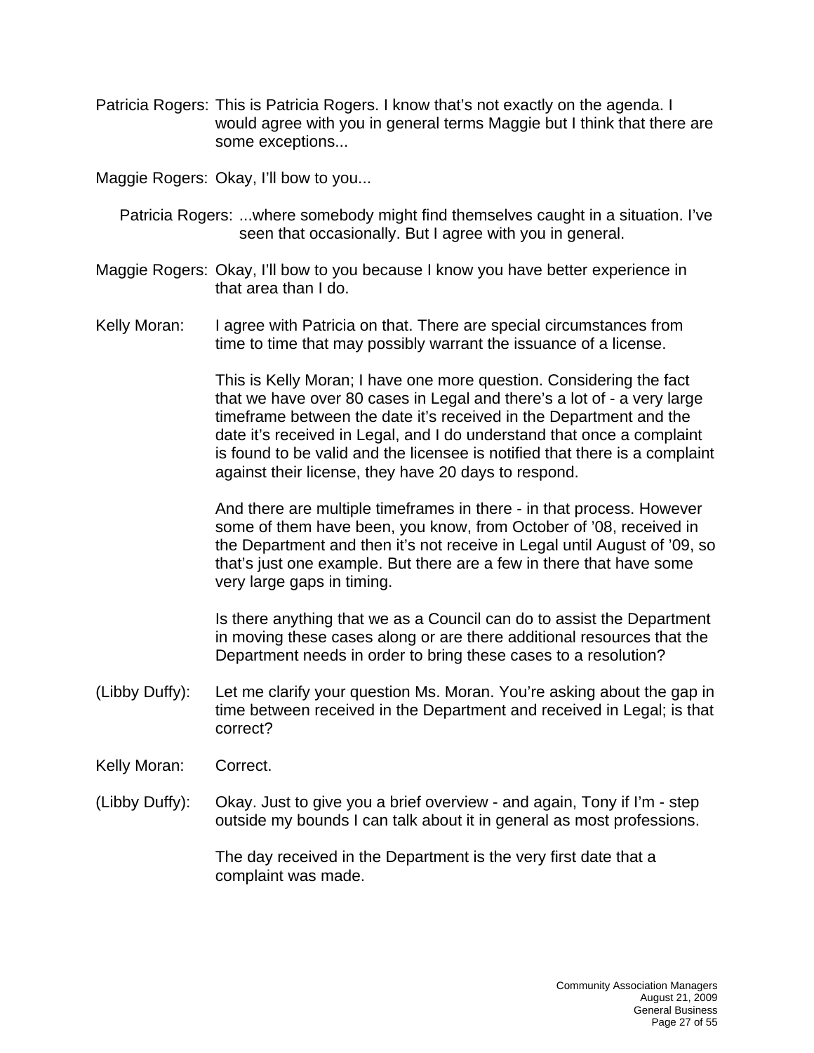Patricia Rogers: This is Patricia Rogers. I know that's not exactly on the agenda. I would agree with you in general terms Maggie but I think that there are some exceptions...

Maggie Rogers: Okay, I'll bow to you...

Patricia Rogers: ...where somebody might find themselves caught in a situation. I've seen that occasionally. But I agree with you in general.

Maggie Rogers: Okay, I'll bow to you because I know you have better experience in that area than I do.

Kelly Moran: I agree with Patricia on that. There are special circumstances from time to time that may possibly warrant the issuance of a license.

This is Kelly Moran; I have one more question. Considering the fact that we have over 80 cases in Legal and there's a lot of - a very large timeframe between the date it's received in the Department and the date it's received in Legal, and I do understand that once a complaint is found to be valid and the licensee is notified that there is a complaint against their license, they have 20 days to respond.

And there are multiple timeframes in there - in that process. However some of them have been, you know, from October of '08, received in the Department and then it's not receive in Legal until August of '09, so that's just one example. But there are a few in there that have some very large gaps in timing.

Is there anything that we as a Council can do to assist the Department in moving these cases along or are there additional resources that the Department needs in order to bring these cases to a resolution?

(Libby Duffy): Let me clarify your question Ms. Moran. You're asking about the gap in time between received in the Department and received in Legal; is that correct?

Kelly Moran: Correct.

(Libby Duffy): Okay. Just to give you a brief overview - and again, Tony if I'm - step outside my bounds I can talk about it in general as most professions.

The day received in the Department is the very first date that a complaint was made.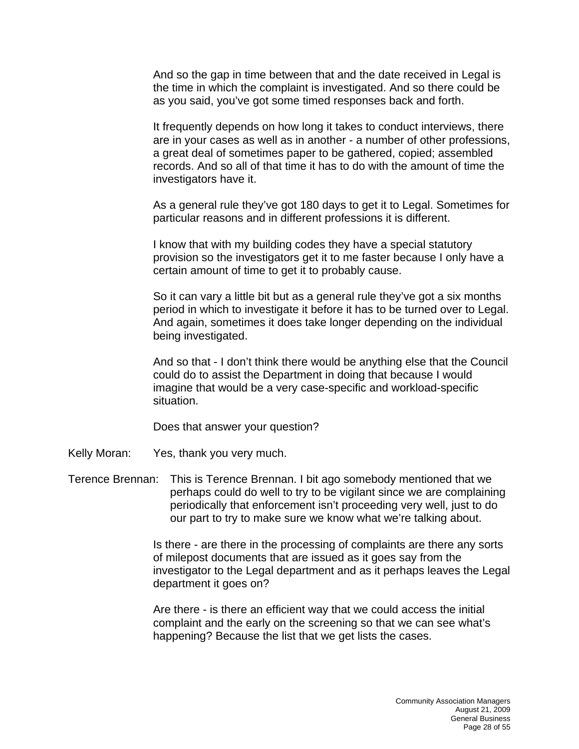And so the gap in time between that and the date received in Legal is the time in which the complaint is investigated. And so there could be as you said, you've got some timed responses back and forth.

It frequently depends on how long it takes to conduct interviews, there are in your cases as well as in another - a number of other professions, a great deal of sometimes paper to be gathered, copied; assembled records. And so all of that time it has to do with the amount of time the investigators have it.

As a general rule they've got 180 days to get it to Legal. Sometimes for particular reasons and in different professions it is different.

I know that with my building codes they have a special statutory provision so the investigators get it to me faster because I only have a certain amount of time to get it to probably cause.

So it can vary a little bit but as a general rule they've got a six months period in which to investigate it before it has to be turned over to Legal. And again, sometimes it does take longer depending on the individual being investigated.

And so that - I don't think there would be anything else that the Council could do to assist the Department in doing that because I would imagine that would be a very case-specific and workload-specific situation.

Does that answer your question?

Kelly Moran: Yes, thank you very much.

Terence Brennan: This is Terence Brennan. I bit ago somebody mentioned that we perhaps could do well to try to be vigilant since we are complaining periodically that enforcement isn't proceeding very well, just to do our part to try to make sure we know what we're talking about.

Is there - are there in the processing of complaints are there any sorts of milepost documents that are issued as it goes say from the investigator to the Legal department and as it perhaps leaves the Legal department it goes on?

Are there - is there an efficient way that we could access the initial complaint and the early on the screening so that we can see what's happening? Because the list that we get lists the cases.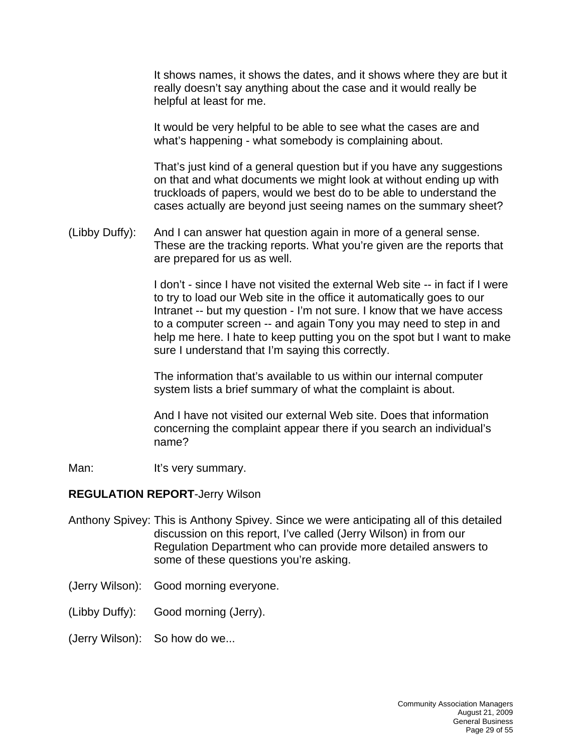It shows names, it shows the dates, and it shows where they are but it really doesn't say anything about the case and it would really be helpful at least for me.

It would be very helpful to be able to see what the cases are and what's happening - what somebody is complaining about.

That's just kind of a general question but if you have any suggestions on that and what documents we might look at without ending up with truckloads of papers, would we best do to be able to understand the cases actually are beyond just seeing names on the summary sheet?

(Libby Duffy): And I can answer hat question again in more of a general sense. These are the tracking reports. What you're given are the reports that are prepared for us as well.

I don't - since I have not visited the external Web site -- in fact if I were to try to load our Web site in the office it automatically goes to our Intranet -- but my question - I'm not sure. I know that we have access to a computer screen -- and again Tony you may need to step in and help me here. I hate to keep putting you on the spot but I want to make sure I understand that I'm saying this correctly.

The information that's available to us within our internal computer system lists a brief summary of what the complaint is about.

And I have not visited our external Web site. Does that information concerning the complaint appear there if you search an individual's name?

Man: It's very summary.

**REGULATION REPORT**-Jerry Wilson

Anthony Spivey: This is Anthony Spivey. Since we were anticipating all of this detailed discussion on this report, I've called (Jerry Wilson) in from our Regulation Department who can provide more detailed answers to some of these questions you're asking.

(Jerry Wilson): Good morning everyone.

(Libby Duffy): Good morning (Jerry).

(Jerry Wilson): So how do we...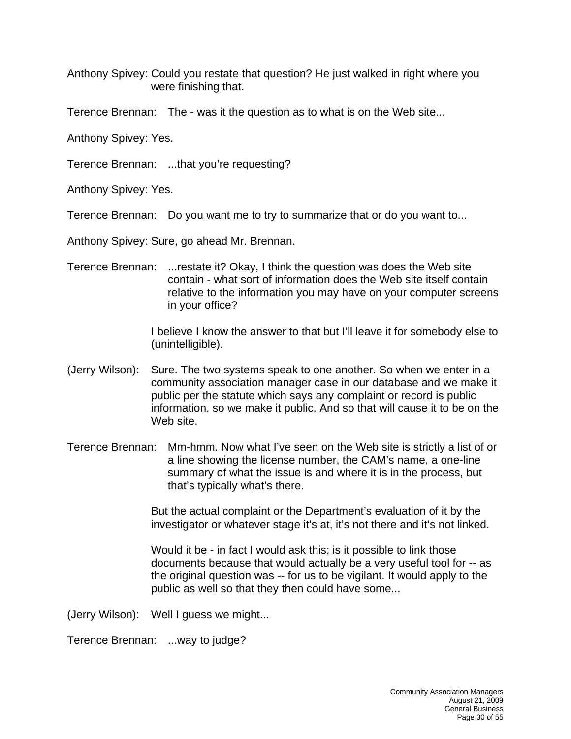Anthony Spivey: Could you restate that question? He just walked in right where you were finishing that.

Terence Brennan: The - was it the question as to what is on the Web site...

Anthony Spivey: Yes.

Terence Brennan: ...that you're requesting?

Anthony Spivey: Yes.

Terence Brennan: Do you want me to try to summarize that or do you want to...

Anthony Spivey: Sure, go ahead Mr. Brennan.

Terence Brennan: ...restate it? Okay, I think the question was does the Web site contain - what sort of information does the Web site itself contain relative to the information you may have on your computer screens in your office?

I believe I know the answer to that but I'll leave it for somebody else to (unintelligible).

(Jerry Wilson): Sure. The two systems speak to one another. So when we enter in a community association manager case in our database and we make it public per the statute which says any complaint or record is public information, so we make it public. And so that will cause it to be on the Web site.

Terence Brennan: Mm-hmm. Now what I've seen on the Web site is strictly a list of or a line showing the license number, the CAM's name, a one-line summary of what the issue is and where it is in the process, but that's typically what's there.

But the actual complaint or the Department's evaluation of it by the investigator or whatever stage it's at, it's not there and it's not linked.

Would it be - in fact I would ask this; is it possible to link those documents because that would actually be a very useful tool for -- as the original question was -- for us to be vigilant. It would apply to the public as well so that they then could have some...

(Jerry Wilson): Well I guess we might...

Terence Brennan: ...way to judge?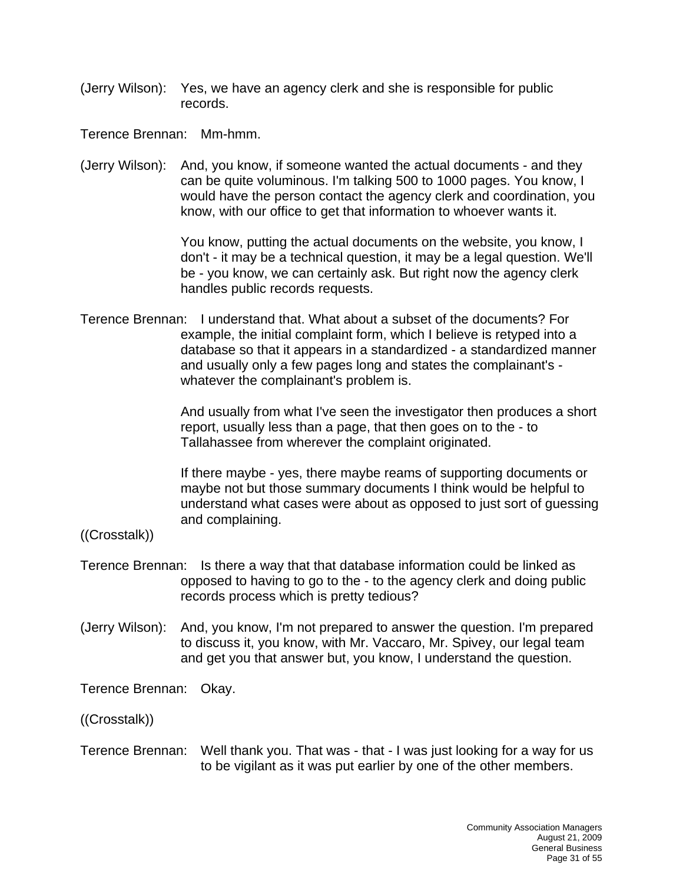(Jerry Wilson): Yes, we have an agency clerk and she is responsible for public records.

Terence Brennan: Mm-hmm.

(Jerry Wilson): And, you know, if someone wanted the actual documents - and they can be quite voluminous. I'm talking 500 to 1000 pages. You know, I would have the person contact the agency clerk and coordination, you know, with our office to get that information to whoever wants it.

You know, putting the actual documents on the website, you know, I don't - it may be a technical question, it may be a legal question. We'll be - you know, we can certainly ask. But right now the agency clerk handles public records requests.

Terence Brennan: I understand that. What about a subset of the documents? For example, the initial complaint form, which I believe is retyped into a database so that it appears in a standardized - a standardized manner and usually only a few pages long and states the complainant's - whatever the complainant's problem is.

And usually from what I've seen the investigator then produces a short report, usually less than a page, that then goes on to the - to Tallahassee from wherever the complaint originated.

If there maybe - yes, there maybe reams of supporting documents or maybe not but those summary documents I think would be helpful to understand what cases were about as opposed to just sort of guessing and complaining.

((Crosstalk))

Terence Brennan: Is there a way that that database information could be linked as opposed to having to go to the - to the agency clerk and doing public records process which is pretty tedious?

(Jerry Wilson): And, you know, I'm not prepared to answer the question. I'm prepared to discuss it, you know, with Mr. Vaccaro, Mr. Spivey, our legal team and get you that answer but, you know, I understand the question.

Terence Brennan: Okay.

((Crosstalk))

Terence Brennan: Well thank you. That was - that - I was just looking for a way for us to be vigilant as it was put earlier by one of the other members.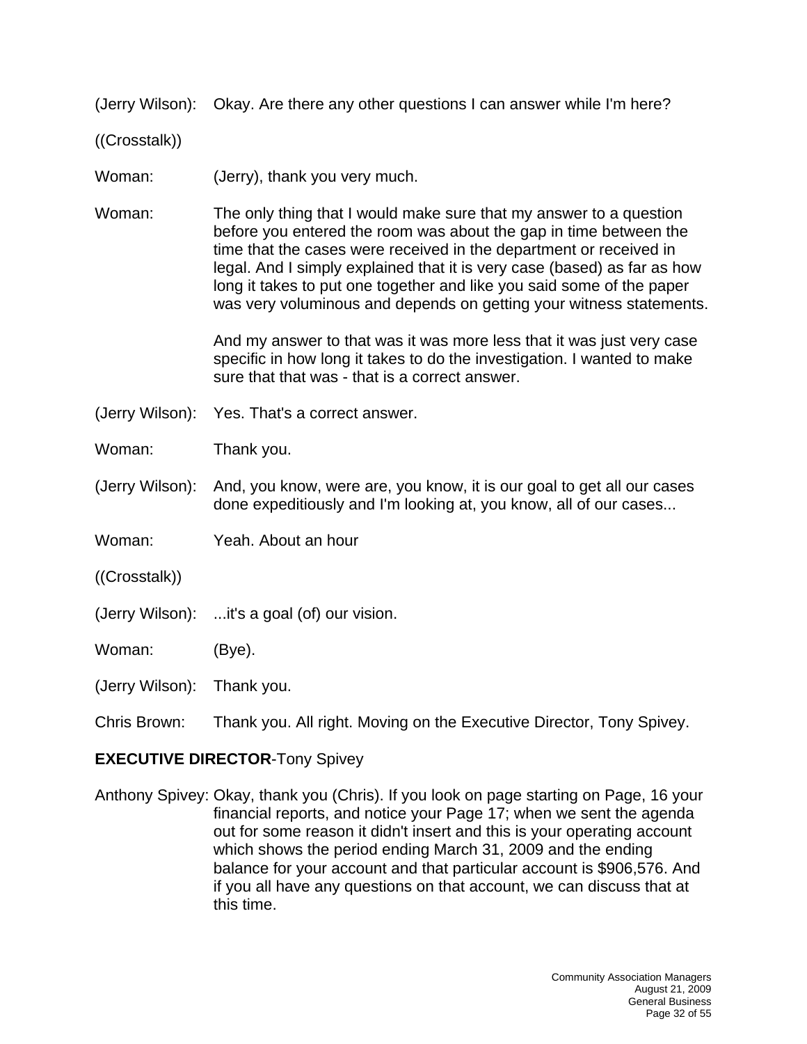(Jerry Wilson): Okay. Are there any other questions I can answer while I'm here?

((Crosstalk))

Woman: (Jerry), thank you very much.

Woman: The only thing that I would make sure that my answer to a question before you entered the room was about the gap in time between the time that the cases were received in the department or received in legal. And I simply explained that it is very case (based) as far as how long it takes to put one together and like you said some of the paper was very voluminous and depends on getting your witness statements.

And my answer to that was it was more less that it was just very case specific in how long it takes to do the investigation. I wanted to make sure that that was - that is a correct answer.

(Jerry Wilson): Yes. That's a correct answer.

Woman: Thank you.

(Jerry Wilson): And, you know, were are, you know, it is our goal to get all our cases done expeditiously and I'm looking at, you know, all of our cases...

Woman: Yeah. About an hour

((Crosstalk))

(Jerry Wilson): ...it's a goal (of) our vision.

Woman: (Bye).

(Jerry Wilson): Thank you.

Chris Brown: Thank you. All right. Moving on the Executive Director, Tony Spivey.

**EXECUTIVE DIRECTOR**-Tony Spivey

Anthony Spivey: Okay, thank you (Chris). If you look on page starting on Page, 16 your financial reports, and notice your Page 17; when we sent the agenda out for some reason it didn't insert and this is your operating account which shows the period ending March 31, 2009 and the ending balance for your account and that particular account is $906,576. And if you all have any questions on that account, we can discuss that at this time.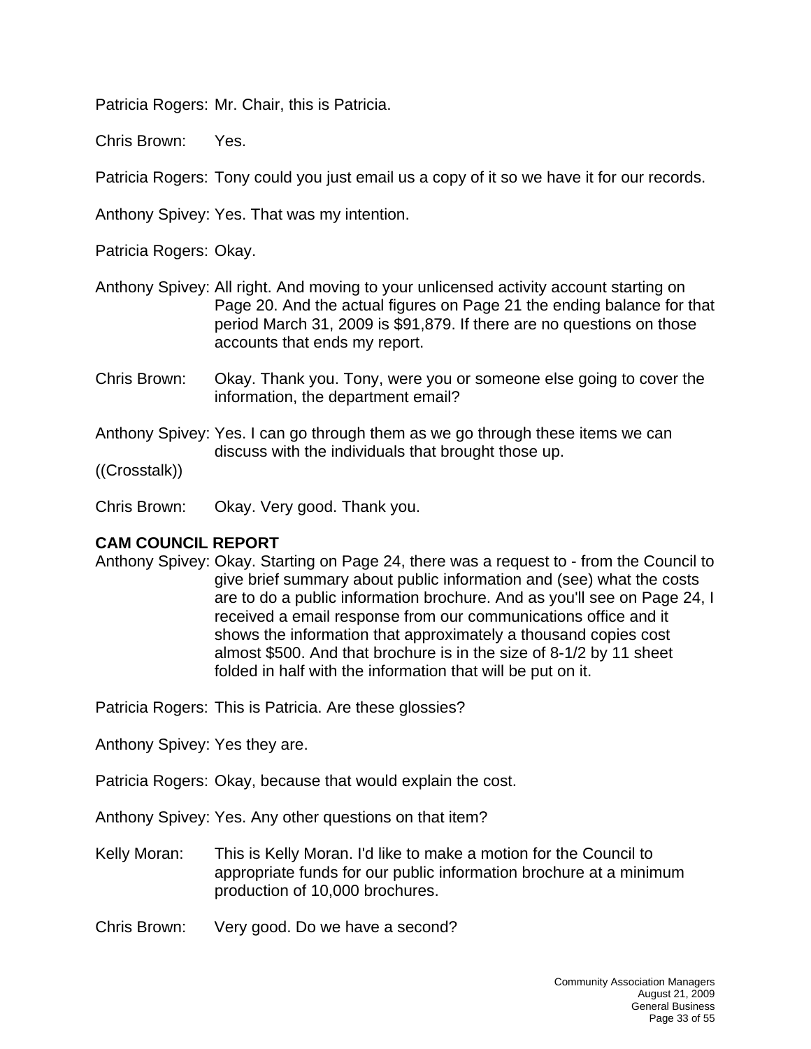Patricia Rogers: Mr. Chair, this is Patricia.

Chris Brown: Yes.

Patricia Rogers: Tony could you just email us a copy of it so we have it for our records.

Anthony Spivey: Yes. That was my intention.

Patricia Rogers: Okay.

Anthony Spivey: All right. And moving to your unlicensed activity account starting on Page 20. And the actual figures on Page 21 the ending balance for that period March 31, 2009 is $91,879. If there are no questions on those accounts that ends my report.

Chris Brown: Okay. Thank you. Tony, were you or someone else going to cover the information, the department email?

Anthony Spivey: Yes. I can go through them as we go through these items we can discuss with the individuals that brought those up.

((Crosstalk))

Chris Brown: Okay. Very good. Thank you.

**CAM COUNCIL REPORT**

Anthony Spivey: Okay. Starting on Page 24, there was a request to - from the Council to give brief summary about public information and (see) what the costs are to do a public information brochure. And as you'll see on Page 24, I received a email response from our communications office and it shows the information that approximately a thousand copies cost almost $500. And that brochure is in the size of 8-1/2 by 11 sheet folded in half with the information that will be put on it.

Patricia Rogers: This is Patricia. Are these glossies?

Anthony Spivey: Yes they are.

Patricia Rogers: Okay, because that would explain the cost.

Anthony Spivey: Yes. Any other questions on that item?

Kelly Moran: This is Kelly Moran. I'd like to make a motion for the Council to appropriate funds for our public information brochure at a minimum production of 10,000 brochures.

Chris Brown: Very good. Do we have a second?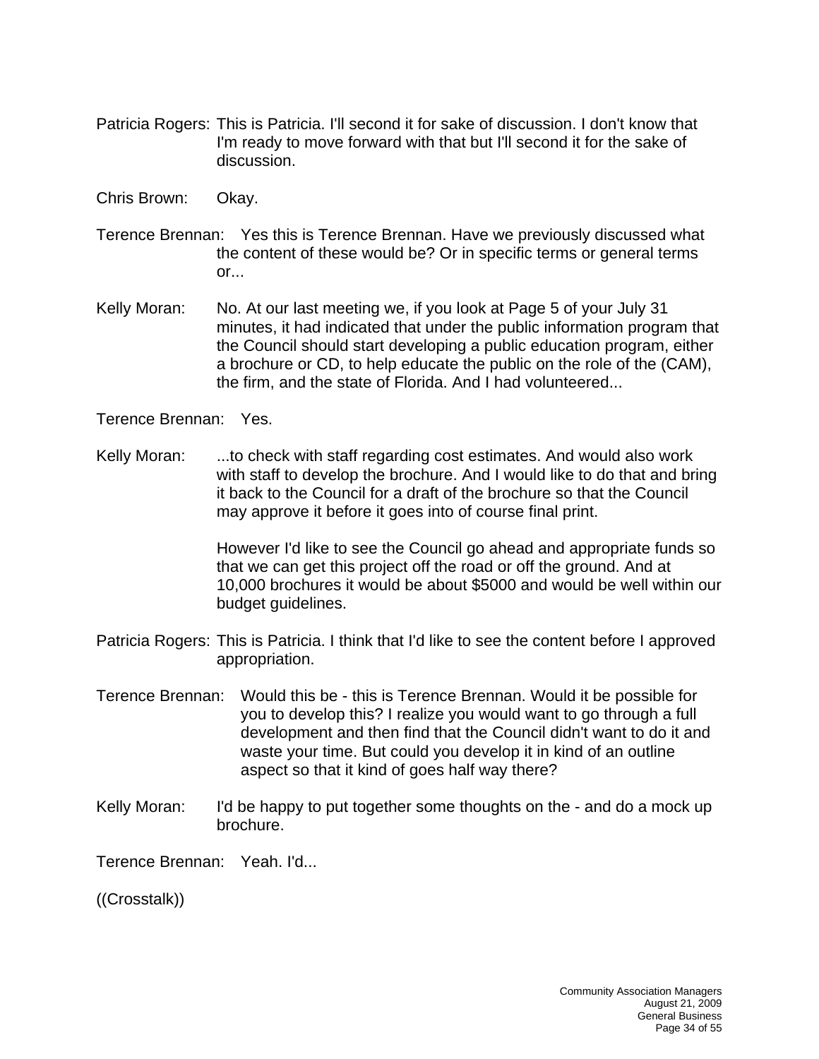Patricia Rogers: This is Patricia. I'll second it for sake of discussion. I don't know that I'm ready to move forward with that but I'll second it for the sake of discussion.

Chris Brown: Okay.

Terence Brennan: Yes this is Terence Brennan. Have we previously discussed what the content of these would be? Or in specific terms or general terms or...

Kelly Moran: No. At our last meeting we, if you look at Page 5 of your July 31 minutes, it had indicated that under the public information program that the Council should start developing a public education program, either a brochure or CD, to help educate the public on the role of the (CAM), the firm, and the state of Florida. And I had volunteered...

Terence Brennan: Yes.

Kelly Moran: ...to check with staff regarding cost estimates. And would also work with staff to develop the brochure. And I would like to do that and bring it back to the Council for a draft of the brochure so that the Council may approve it before it goes into of course final print.

However I'd like to see the Council go ahead and appropriate funds so that we can get this project off the road or off the ground. And at 10,000 brochures it would be about $5000 and would be well within our budget guidelines.

Patricia Rogers: This is Patricia. I think that I'd like to see the content before I approved appropriation.

Terence Brennan: Would this be - this is Terence Brennan. Would it be possible for you to develop this? I realize you would want to go through a full development and then find that the Council didn't want to do it and waste your time. But could you develop it in kind of an outline aspect so that it kind of goes half way there?

Kelly Moran: I'd be happy to put together some thoughts on the - and do a mock up brochure.

Terence Brennan: Yeah. I'd...

((Crosstalk))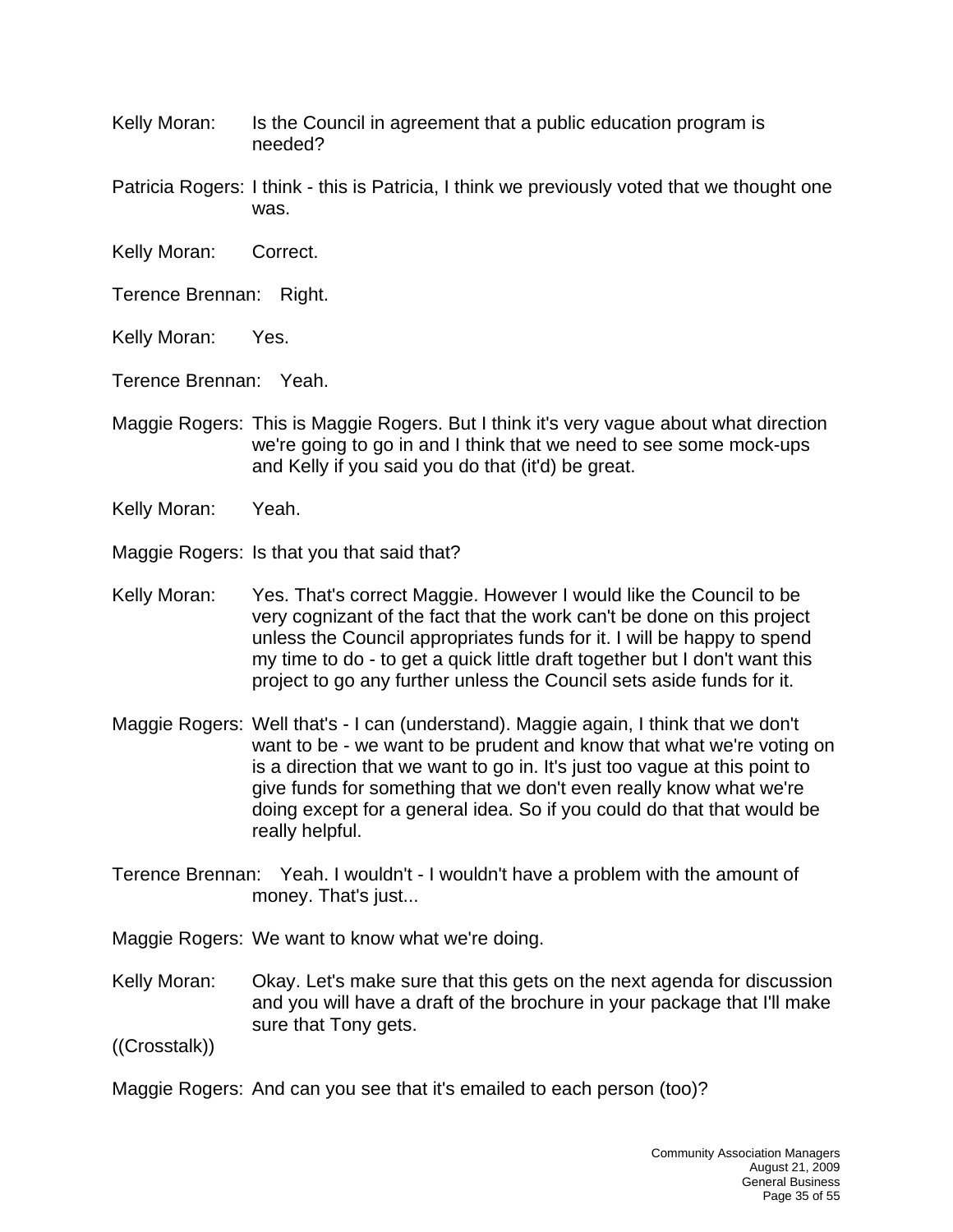Kelly Moran: Is the Council in agreement that a public education program is needed?

Patricia Rogers: I think - this is Patricia, I think we previously voted that we thought one was.

Kelly Moran: Correct.

Terence Brennan: Right.

Kelly Moran: Yes.

Terence Brennan: Yeah.

Maggie Rogers: This is Maggie Rogers. But I think it's very vague about what direction we're going to go in and I think that we need to see some mock-ups and Kelly if you said you do that (it'd) be great.

Kelly Moran: Yeah.

Maggie Rogers: Is that you that said that?

Kelly Moran: Yes. That's correct Maggie. However I would like the Council to be very cognizant of the fact that the work can't be done on this project unless the Council appropriates funds for it. I will be happy to spend my time to do - to get a quick little draft together but I don't want this project to go any further unless the Council sets aside funds for it.

Maggie Rogers: Well that's - I can (understand). Maggie again, I think that we don't want to be - we want to be prudent and know that what we're voting on is a direction that we want to go in. It's just too vague at this point to give funds for something that we don't even really know what we're doing except for a general idea. So if you could do that that would be really helpful.

Terence Brennan: Yeah. I wouldn't - I wouldn't have a problem with the amount of money. That's just...

Maggie Rogers: We want to know what we're doing.

Kelly Moran: Okay. Let's make sure that this gets on the next agenda for discussion and you will have a draft of the brochure in your package that I'll make sure that Tony gets.

((Crosstalk))

Maggie Rogers: And can you see that it's emailed to each person (too)?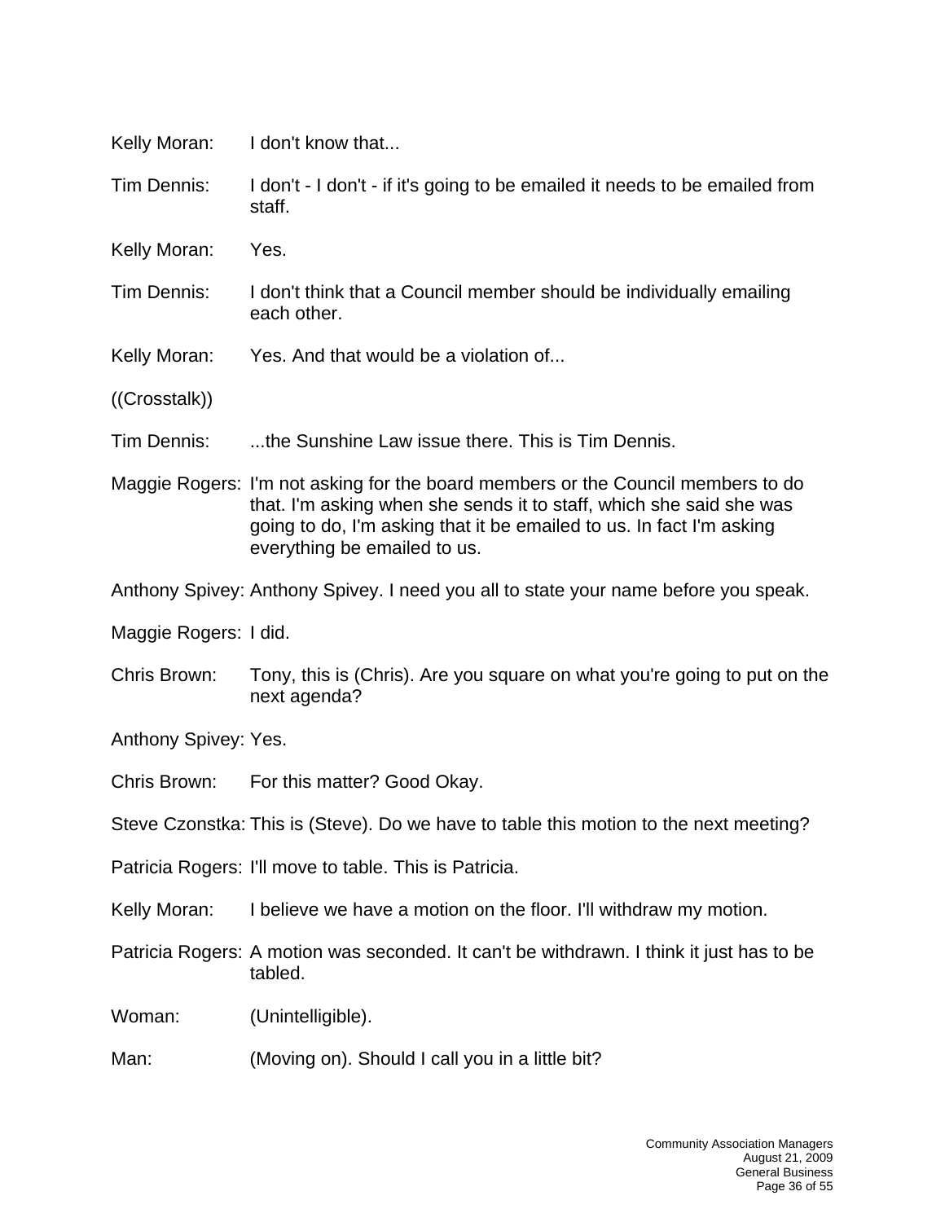Kelly Moran: I don't know that...

Tim Dennis: I don't - I don't - if it's going to be emailed it needs to be emailed from staff.

Kelly Moran: Yes.

Tim Dennis: I don't think that a Council member should be individually emailing each other.

Kelly Moran: Yes. And that would be a violation of...

((Crosstalk))

Tim Dennis: ...the Sunshine Law issue there. This is Tim Dennis.

Maggie Rogers: I'm not asking for the board members or the Council members to do that. I'm asking when she sends it to staff, which she said she was going to do, I'm asking that it be emailed to us. In fact I'm asking everything be emailed to us.

Anthony Spivey: Anthony Spivey. I need you all to state your name before you speak.

Maggie Rogers: I did.

Chris Brown: Tony, this is (Chris). Are you square on what you're going to put on the next agenda?

Anthony Spivey: Yes.

Chris Brown: For this matter? Good Okay.

Steve Czonstka: This is (Steve). Do we have to table this motion to the next meeting?

Patricia Rogers: I'll move to table. This is Patricia.

Kelly Moran: I believe we have a motion on the floor. I'll withdraw my motion.

Patricia Rogers: A motion was seconded. It can't be withdrawn. I think it just has to be tabled.

Woman: (Unintelligible).

Man: (Moving on). Should I call you in a little bit?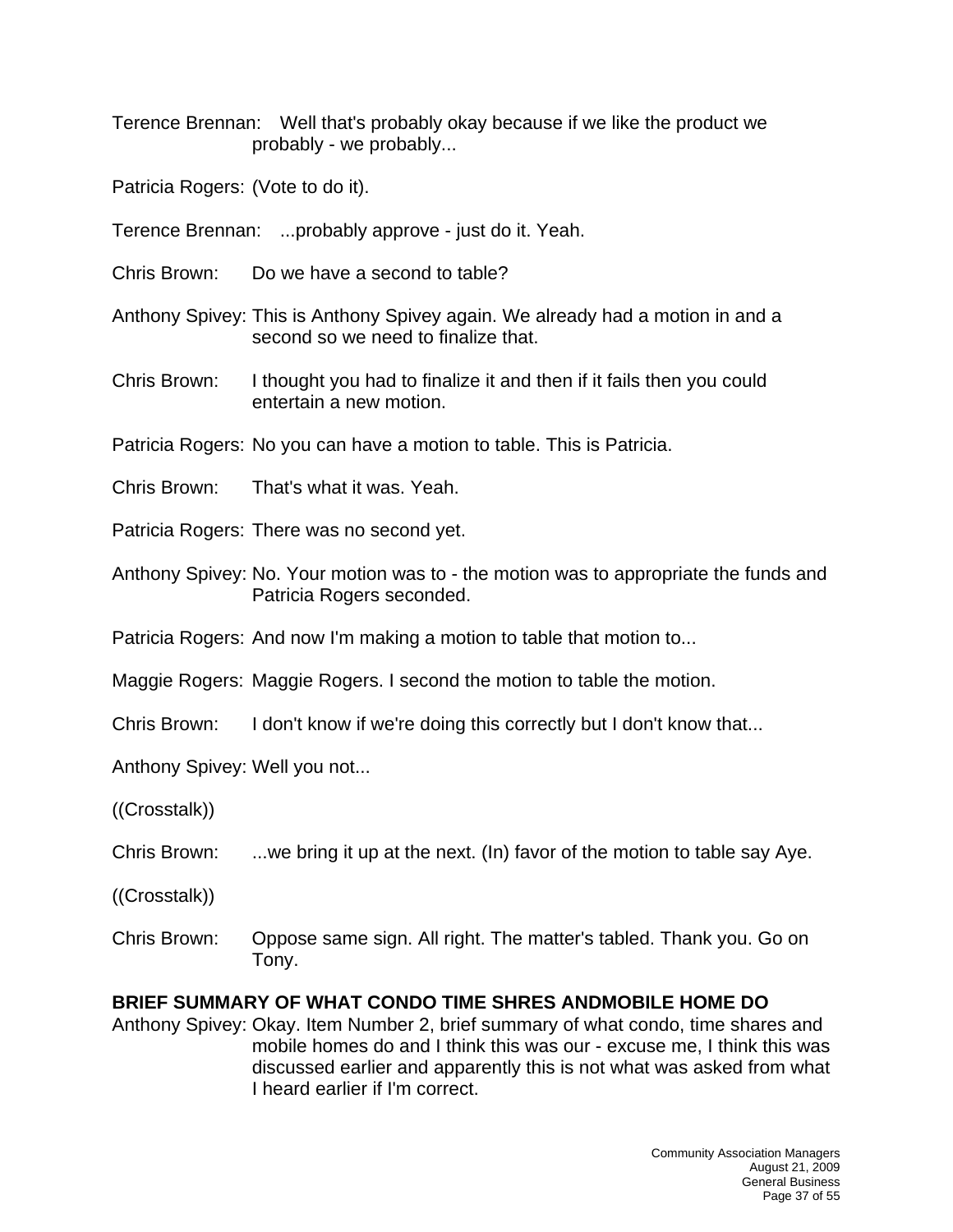Terence Brennan: Well that's probably okay because if we like the product we probably - we probably...

Patricia Rogers: (Vote to do it).

Terence Brennan: ...probably approve - just do it. Yeah.

Chris Brown: Do we have a second to table?

Anthony Spivey: This is Anthony Spivey again. We already had a motion in and a second so we need to finalize that.

Chris Brown: I thought you had to finalize it and then if it fails then you could entertain a new motion.

Patricia Rogers: No you can have a motion to table. This is Patricia.

Chris Brown: That's what it was. Yeah.

Patricia Rogers: There was no second yet.

Anthony Spivey: No. Your motion was to - the motion was to appropriate the funds and Patricia Rogers seconded.

Patricia Rogers: And now I'm making a motion to table that motion to...

Maggie Rogers: Maggie Rogers. I second the motion to table the motion.

Chris Brown: I don't know if we're doing this correctly but I don't know that...

Anthony Spivey: Well you not...

((Crosstalk))

Chris Brown: ...we bring it up at the next. (In) favor of the motion to table say Aye.

((Crosstalk))

Chris Brown: Oppose same sign. All right. The matter's tabled. Thank you. Go on Tony.

**BRIEF SUMMARY OF WHAT CONDO TIME SHRES ANDMOBILE HOME DO**

Anthony Spivey: Okay. Item Number 2, brief summary of what condo, time shares and mobile homes do and I think this was our - excuse me, I think this was discussed earlier and apparently this is not what was asked from what I heard earlier if I'm correct.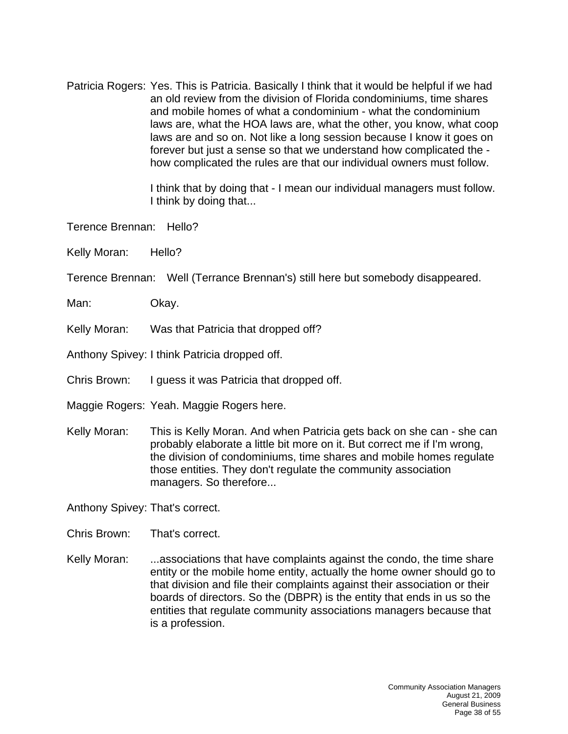Patricia Rogers: Yes. This is Patricia. Basically I think that it would be helpful if we had an old review from the division of Florida condominiums, time shares and mobile homes of what a condominium - what the condominium laws are, what the HOA laws are, what the other, you know, what coop laws are and so on. Not like a long session because I know it goes on forever but just a sense so that we understand how complicated the - how complicated the rules are that our individual owners must follow.

I think that by doing that - I mean our individual managers must follow. I think by doing that...

Terence Brennan: Hello?

Kelly Moran: Hello?

Terence Brennan: Well (Terrance Brennan's) still here but somebody disappeared.

Man: Okay.

Kelly Moran: Was that Patricia that dropped off?

Anthony Spivey: I think Patricia dropped off.

Chris Brown: I guess it was Patricia that dropped off.

Maggie Rogers: Yeah. Maggie Rogers here.

Kelly Moran: This is Kelly Moran. And when Patricia gets back on she can - she can probably elaborate a little bit more on it. But correct me if I'm wrong, the division of condominiums, time shares and mobile homes regulate those entities. They don't regulate the community association managers. So therefore...

Anthony Spivey: That's correct.

Chris Brown: That's correct.

Kelly Moran: ...associations that have complaints against the condo, the time share entity or the mobile home entity, actually the home owner should go to that division and file their complaints against their association or their boards of directors. So the (DBPR) is the entity that ends in us so the entities that regulate community associations managers because that is a profession.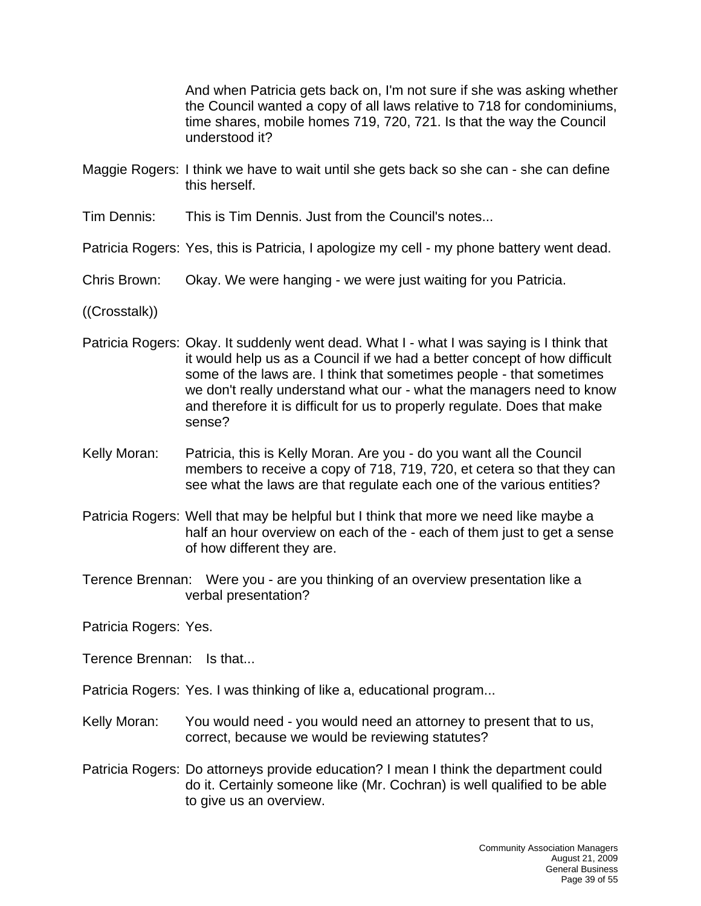And when Patricia gets back on, I'm not sure if she was asking whether the Council wanted a copy of all laws relative to 718 for condominiums, time shares, mobile homes 719, 720, 721. Is that the way the Council understood it?

Maggie Rogers: I think we have to wait until she gets back so she can - she can define this herself.

Tim Dennis: This is Tim Dennis. Just from the Council's notes...

Patricia Rogers: Yes, this is Patricia, I apologize my cell - my phone battery went dead.

Chris Brown: Okay. We were hanging - we were just waiting for you Patricia.

((Crosstalk))

Patricia Rogers: Okay. It suddenly went dead. What I - what I was saying is I think that it would help us as a Council if we had a better concept of how difficult some of the laws are. I think that sometimes people - that sometimes we don't really understand what our - what the managers need to know and therefore it is difficult for us to properly regulate. Does that make sense?

Kelly Moran: Patricia, this is Kelly Moran. Are you - do you want all the Council members to receive a copy of 718, 719, 720, et cetera so that they can see what the laws are that regulate each one of the various entities?

Patricia Rogers: Well that may be helpful but I think that more we need like maybe a half an hour overview on each of the - each of them just to get a sense of how different they are.

Terence Brennan: Were you - are you thinking of an overview presentation like a verbal presentation?

Patricia Rogers: Yes.

Terence Brennan: Is that...

Patricia Rogers: Yes. I was thinking of like a, educational program...

Kelly Moran: You would need - you would need an attorney to present that to us, correct, because we would be reviewing statutes?

Patricia Rogers: Do attorneys provide education? I mean I think the department could do it. Certainly someone like (Mr. Cochran) is well qualified to be able to give us an overview.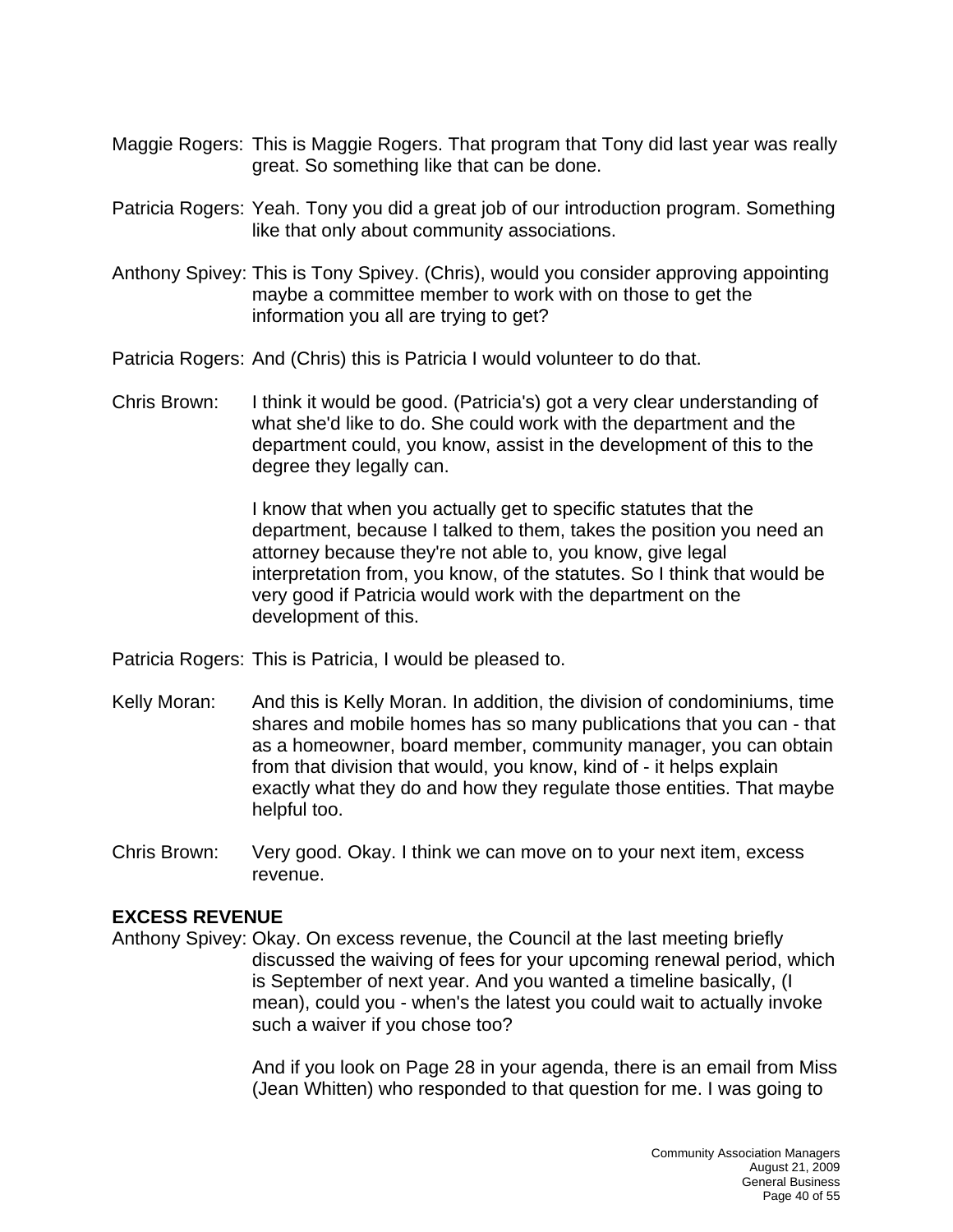Maggie Rogers: This is Maggie Rogers. That program that Tony did last year was really great. So something like that can be done.

Patricia Rogers: Yeah. Tony you did a great job of our introduction program. Something like that only about community associations.

Anthony Spivey: This is Tony Spivey. (Chris), would you consider approving appointing maybe a committee member to work with on those to get the information you all are trying to get?

Patricia Rogers: And (Chris) this is Patricia I would volunteer to do that.

Chris Brown: I think it would be good. (Patricia's) got a very clear understanding of what she'd like to do. She could work with the department and the department could, you know, assist in the development of this to the degree they legally can.

I know that when you actually get to specific statutes that the department, because I talked to them, takes the position you need an attorney because they're not able to, you know, give legal interpretation from, you know, of the statutes. So I think that would be very good if Patricia would work with the department on the development of this.

Patricia Rogers: This is Patricia, I would be pleased to.

Kelly Moran: And this is Kelly Moran. In addition, the division of condominiums, time shares and mobile homes has so many publications that you can - that as a homeowner, board member, community manager, you can obtain from that division that would, you know, kind of - it helps explain exactly what they do and how they regulate those entities. That maybe helpful too.

Chris Brown: Very good. Okay. I think we can move on to your next item, excess revenue.

**EXCESS REVENUE**

Anthony Spivey: Okay. On excess revenue, the Council at the last meeting briefly discussed the waiving of fees for your upcoming renewal period, which is September of next year. And you wanted a timeline basically, (I mean), could you - when's the latest you could wait to actually invoke such a waiver if you chose too?

And if you look on Page 28 in your agenda, there is an email from Miss (Jean Whitten) who responded to that question for me. I was going to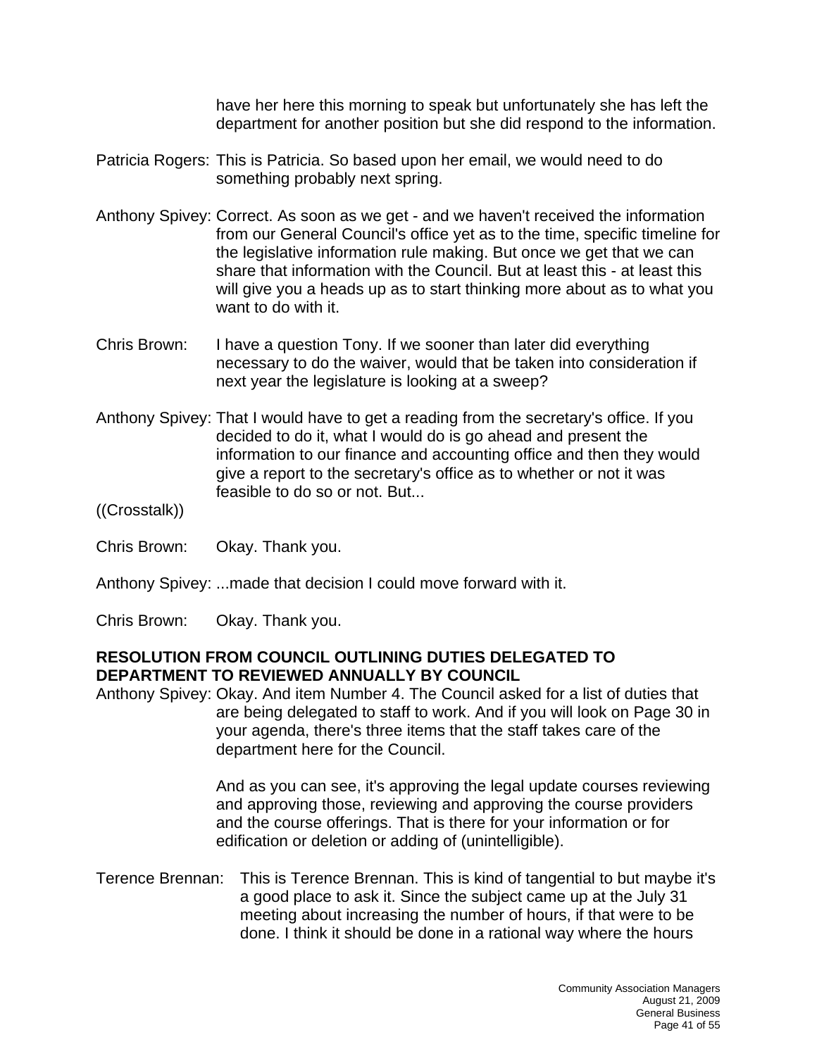have her here this morning to speak but unfortunately she has left the department for another position but she did respond to the information.

Patricia Rogers: This is Patricia. So based upon her email, we would need to do something probably next spring.

Anthony Spivey: Correct. As soon as we get - and we haven't received the information from our General Council's office yet as to the time, specific timeline for the legislative information rule making. But once we get that we can share that information with the Council. But at least this - at least this will give you a heads up as to start thinking more about as to what you want to do with it.

Chris Brown: I have a question Tony. If we sooner than later did everything necessary to do the waiver, would that be taken into consideration if next year the legislature is looking at a sweep?

Anthony Spivey: That I would have to get a reading from the secretary's office. If you decided to do it, what I would do is go ahead and present the information to our finance and accounting office and then they would give a report to the secretary's office as to whether or not it was feasible to do so or not. But...

((Crosstalk))

Chris Brown: Okay. Thank you.

Anthony Spivey: ...made that decision I could move forward with it.

Chris Brown: Okay. Thank you.

**RESOLUTION FROM COUNCIL OUTLINING DUTIES DELEGATED TO DEPARTMENT TO REVIEWED ANNUALLY BY COUNCIL**

Anthony Spivey: Okay. And item Number 4. The Council asked for a list of duties that are being delegated to staff to work. And if you will look on Page 30 in your agenda, there's three items that the staff takes care of the department here for the Council.

And as you can see, it's approving the legal update courses reviewing and approving those, reviewing and approving the course providers and the course offerings. That is there for your information or for edification or deletion or adding of (unintelligible).

Terence Brennan: This is Terence Brennan. This is kind of tangential to but maybe it's a good place to ask it. Since the subject came up at the July 31 meeting about increasing the number of hours, if that were to be done. I think it should be done in a rational way where the hours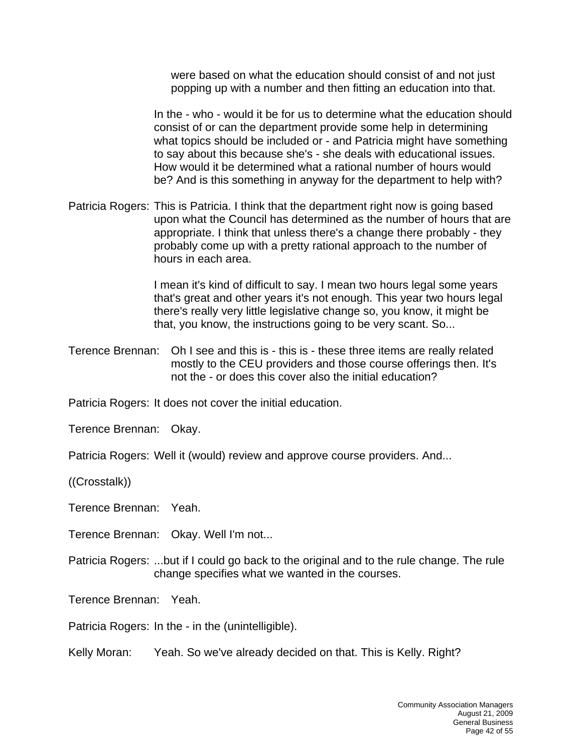were based on what the education should consist of and not just popping up with a number and then fitting an education into that.

In the - who - would it be for us to determine what the education should consist of or can the department provide some help in determining what topics should be included or - and Patricia might have something to say about this because she's - she deals with educational issues. How would it be determined what a rational number of hours would be? And is this something in anyway for the department to help with?

Patricia Rogers: This is Patricia. I think that the department right now is going based upon what the Council has determined as the number of hours that are appropriate. I think that unless there's a change there probably - they probably come up with a pretty rational approach to the number of hours in each area.

I mean it's kind of difficult to say. I mean two hours legal some years that's great and other years it's not enough. This year two hours legal there's really very little legislative change so, you know, it might be that, you know, the instructions going to be very scant. So...

Terence Brennan: Oh I see and this is - this is - these three items are really related mostly to the CEU providers and those course offerings then. It's not the - or does this cover also the initial education?

Patricia Rogers: It does not cover the initial education.

Terence Brennan: Okay.

Patricia Rogers: Well it (would) review and approve course providers. And...

((Crosstalk))

Terence Brennan: Yeah.

Terence Brennan: Okay. Well I'm not...

Patricia Rogers: ...but if I could go back to the original and to the rule change. The rule change specifies what we wanted in the courses.

Terence Brennan: Yeah.

Patricia Rogers: In the - in the (unintelligible).

Kelly Moran: Yeah. So we've already decided on that. This is Kelly. Right?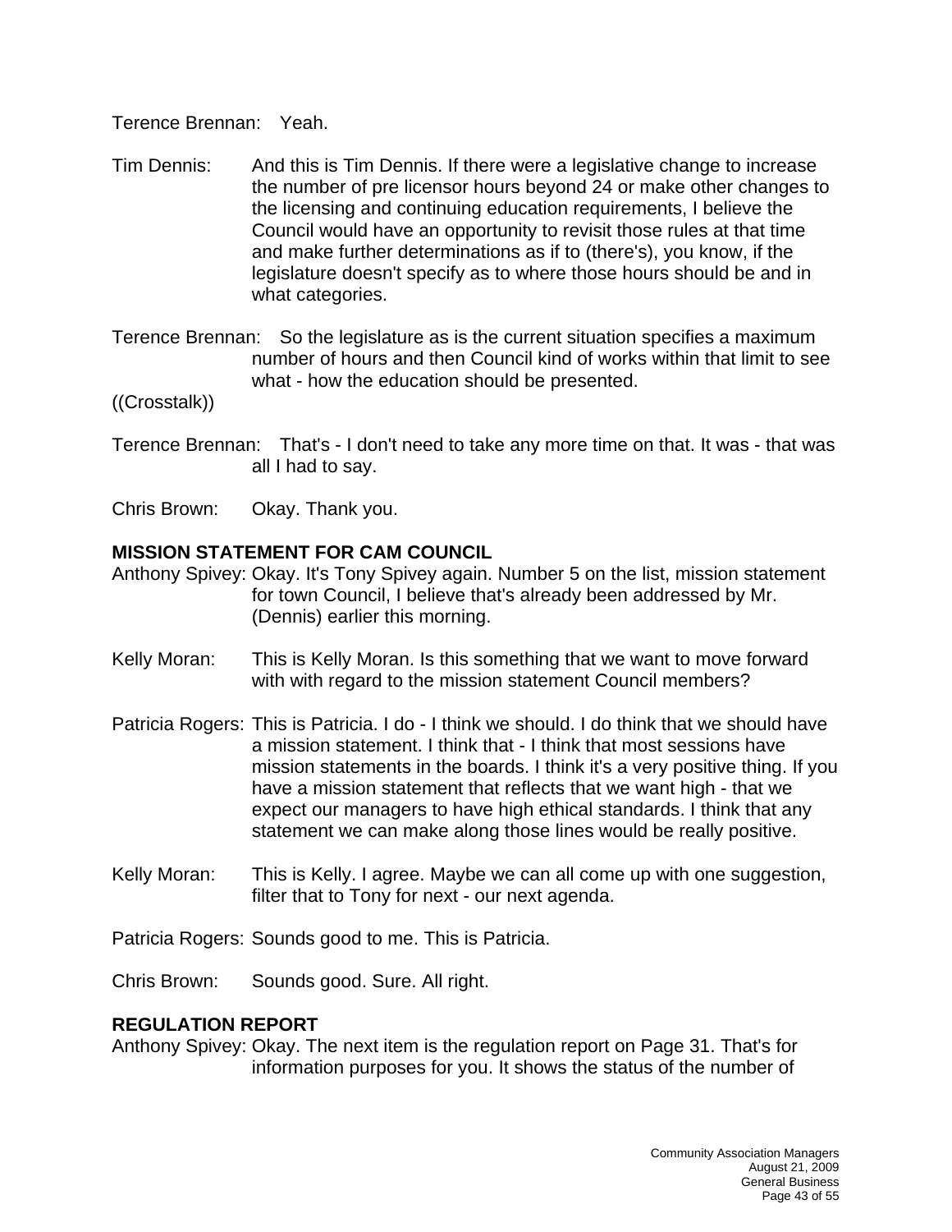Terence Brennan: Yeah.

Tim Dennis: And this is Tim Dennis. If there were a legislative change to increase the number of pre licensor hours beyond 24 or make other changes to the licensing and continuing education requirements, I believe the Council would have an opportunity to revisit those rules at that time and make further determinations as if to (there's), you know, if the legislature doesn't specify as to where those hours should be and in what categories.

Terence Brennan: So the legislature as is the current situation specifies a maximum number of hours and then Council kind of works within that limit to see what - how the education should be presented.

((Crosstalk))

Terence Brennan: That's - I don't need to take any more time on that. It was - that was all I had to say.

Chris Brown: Okay. Thank you.

**MISSION STATEMENT FOR CAM COUNCIL**

Anthony Spivey: Okay. It's Tony Spivey again. Number 5 on the list, mission statement for town Council, I believe that's already been addressed by Mr. (Dennis) earlier this morning.

Kelly Moran: This is Kelly Moran. Is this something that we want to move forward with with regard to the mission statement Council members?

Patricia Rogers: This is Patricia. I do - I think we should. I do think that we should have a mission statement. I think that - I think that most sessions have mission statements in the boards. I think it's a very positive thing. If you have a mission statement that reflects that we want high - that we expect our managers to have high ethical standards. I think that any statement we can make along those lines would be really positive.

Kelly Moran: This is Kelly. I agree. Maybe we can all come up with one suggestion, filter that to Tony for next - our next agenda.

Patricia Rogers: Sounds good to me. This is Patricia.

Chris Brown: Sounds good. Sure. All right.

**REGULATION REPORT**

Anthony Spivey: Okay. The next item is the regulation report on Page 31. That's for information purposes for you. It shows the status of the number of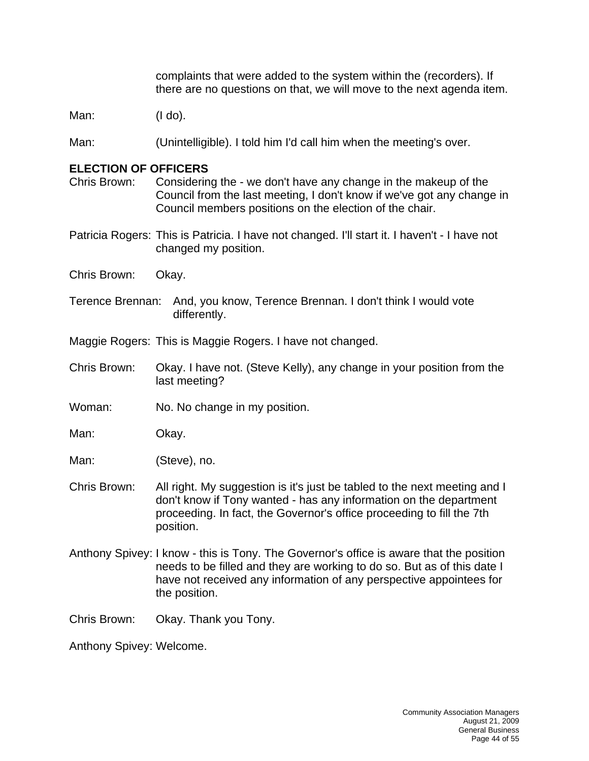complaints that were added to the system within the (recorders). If there are no questions on that, we will move to the next agenda item.

Man: (I do).

Man: (Unintelligible). I told him I'd call him when the meeting's over.

**ELECTION OF OFFICERS**

Chris Brown: Considering the - we don't have any change in the makeup of the Council from the last meeting, I don't know if we've got any change in Council members positions on the election of the chair.

Patricia Rogers: This is Patricia. I have not changed. I'll start it. I haven't - I have not changed my position.

Chris Brown: Okay.

Terence Brennan: And, you know, Terence Brennan. I don't think I would vote differently.

Maggie Rogers: This is Maggie Rogers. I have not changed.

Chris Brown: Okay. I have not. (Steve Kelly), any change in your position from the last meeting?

Woman: No. No change in my position.

Man: Okay.

Man: (Steve), no.

Chris Brown: All right. My suggestion is it's just be tabled to the next meeting and I don't know if Tony wanted - has any information on the department proceeding. In fact, the Governor's office proceeding to fill the 7th position.

Anthony Spivey: I know - this is Tony. The Governor's office is aware that the position needs to be filled and they are working to do so. But as of this date I have not received any information of any perspective appointees for the position.

Chris Brown: Okay. Thank you Tony.

Anthony Spivey: Welcome.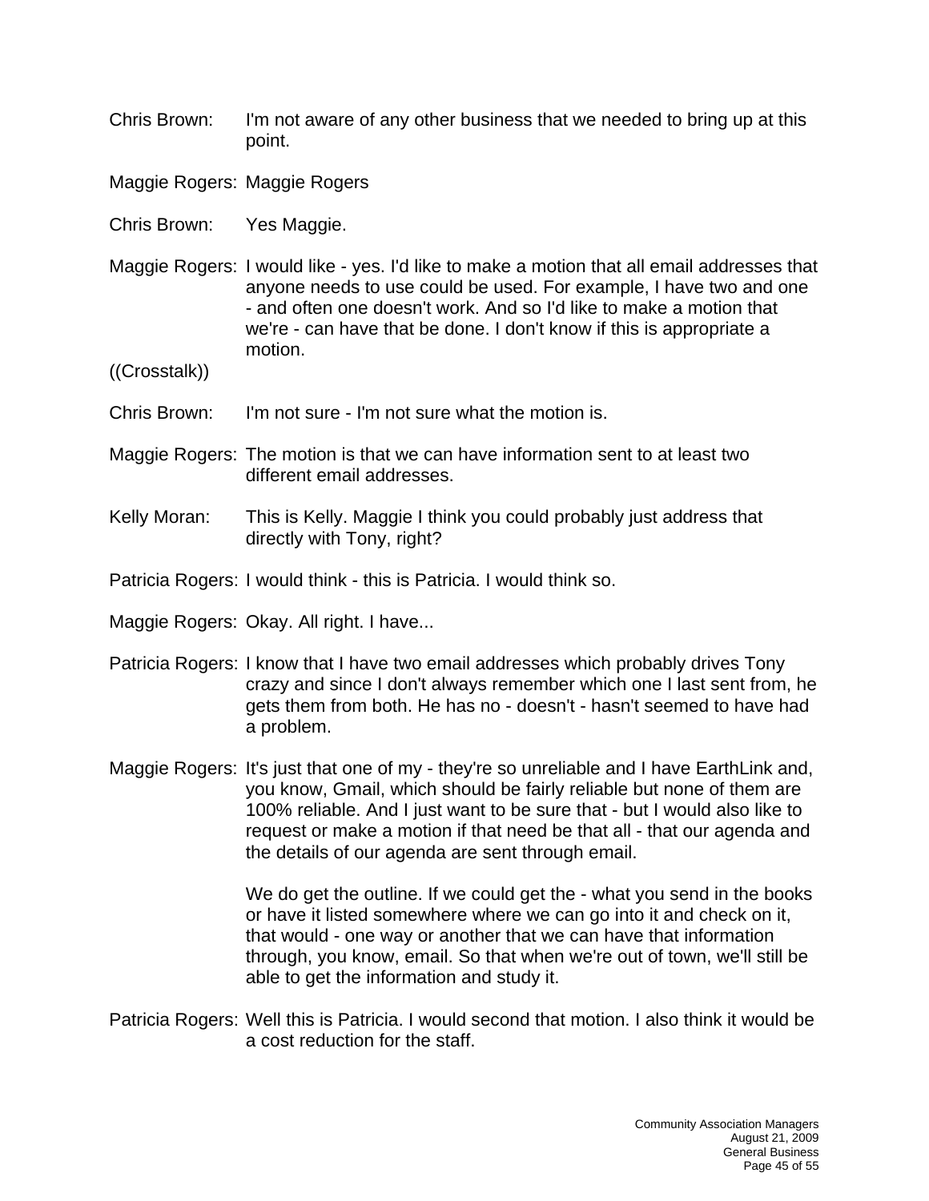Chris Brown: I'm not aware of any other business that we needed to bring up at this point.

Maggie Rogers: Maggie Rogers

Chris Brown: Yes Maggie.

Maggie Rogers: I would like - yes. I'd like to make a motion that all email addresses that anyone needs to use could be used. For example, I have two and one - and often one doesn't work. And so I'd like to make a motion that we're - can have that be done. I don't know if this is appropriate a motion.

((Crosstalk))

Chris Brown: I'm not sure - I'm not sure what the motion is.

Maggie Rogers: The motion is that we can have information sent to at least two different email addresses.

Kelly Moran: This is Kelly. Maggie I think you could probably just address that directly with Tony, right?

Patricia Rogers: I would think - this is Patricia. I would think so.

Maggie Rogers: Okay. All right. I have...

Patricia Rogers: I know that I have two email addresses which probably drives Tony crazy and since I don't always remember which one I last sent from, he gets them from both. He has no - doesn't - hasn't seemed to have had a problem.

Maggie Rogers: It's just that one of my - they're so unreliable and I have EarthLink and, you know, Gmail, which should be fairly reliable but none of them are 100% reliable. And I just want to be sure that - but I would also like to request or make a motion if that need be that all - that our agenda and the details of our agenda are sent through email.

We do get the outline. If we could get the - what you send in the books or have it listed somewhere where we can go into it and check on it, that would - one way or another that we can have that information through, you know, email. So that when we're out of town, we'll still be able to get the information and study it.

Patricia Rogers: Well this is Patricia. I would second that motion. I also think it would be a cost reduction for the staff.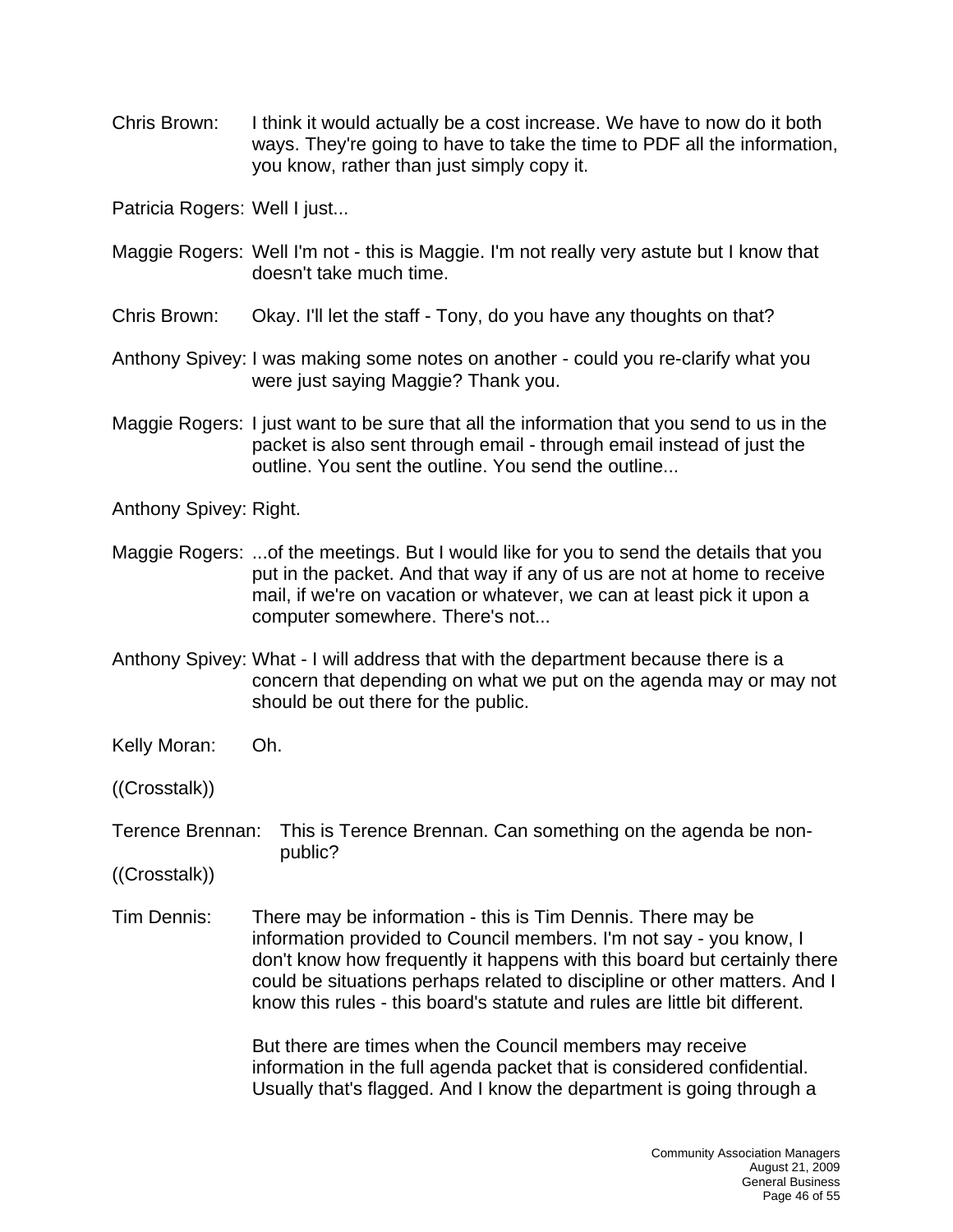Chris Brown: I think it would actually be a cost increase. We have to now do it both ways. They're going to have to take the time to PDF all the information, you know, rather than just simply copy it.

Patricia Rogers: Well I just...

Maggie Rogers: Well I'm not - this is Maggie. I'm not really very astute but I know that doesn't take much time.

Chris Brown: Okay. I'll let the staff - Tony, do you have any thoughts on that?

Anthony Spivey: I was making some notes on another - could you re-clarify what you were just saying Maggie? Thank you.

Maggie Rogers: I just want to be sure that all the information that you send to us in the packet is also sent through email - through email instead of just the outline. You sent the outline. You send the outline...

Anthony Spivey: Right.

Maggie Rogers: ...of the meetings. But I would like for you to send the details that you put in the packet. And that way if any of us are not at home to receive mail, if we're on vacation or whatever, we can at least pick it upon a computer somewhere. There's not...

Anthony Spivey: What - I will address that with the department because there is a concern that depending on what we put on the agenda may or may not should be out there for the public.

Kelly Moran: Oh.

((Crosstalk))

Terence Brennan: This is Terence Brennan. Can something on the agenda be non-public?

((Crosstalk))

Tim Dennis: There may be information - this is Tim Dennis. There may be information provided to Council members. I'm not say - you know, I don't know how frequently it happens with this board but certainly there could be situations perhaps related to discipline or other matters. And I know this rules - this board's statute and rules are little bit different.

But there are times when the Council members may receive information in the full agenda packet that is considered confidential. Usually that's flagged. And I know the department is going through a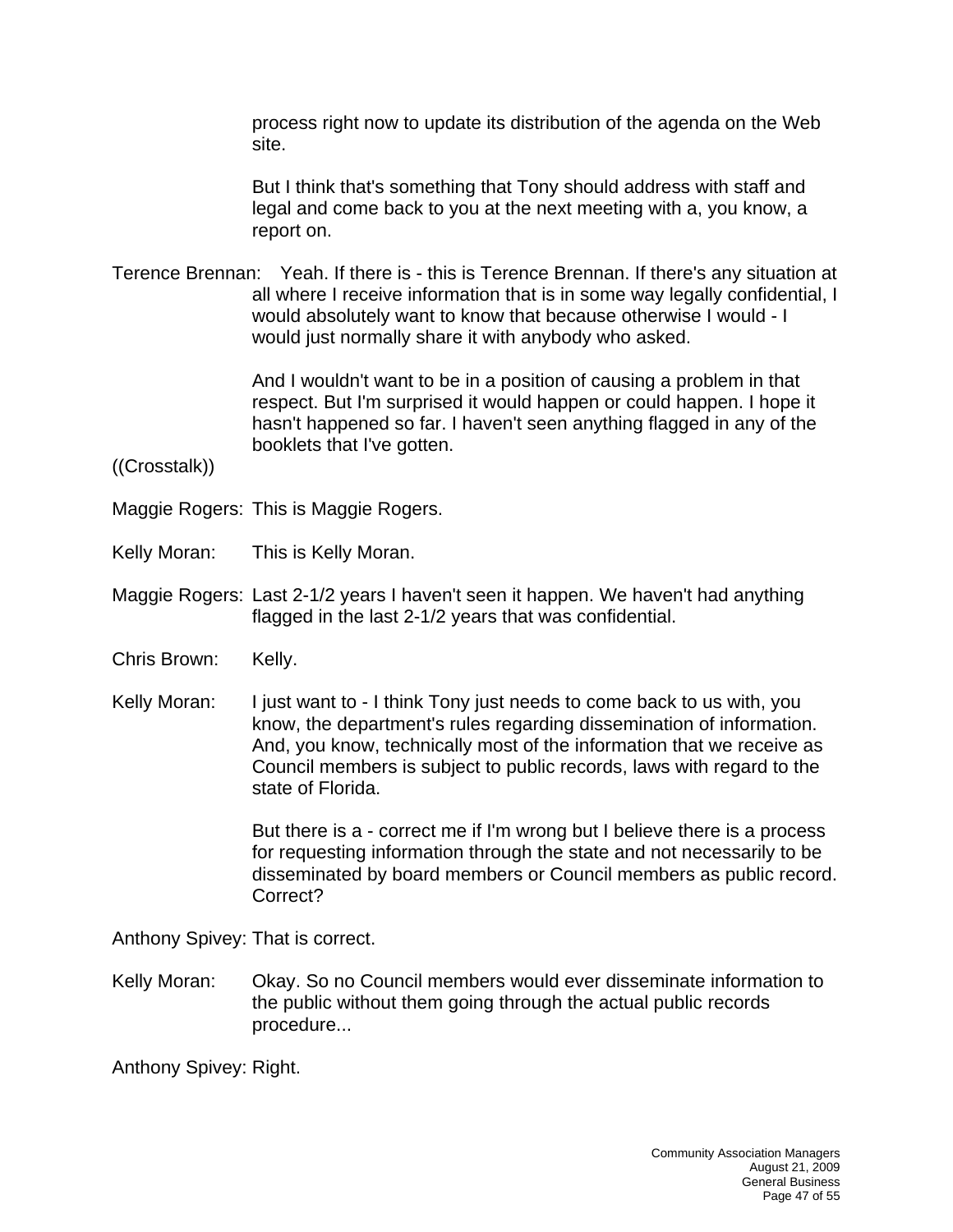process right now to update its distribution of the agenda on the Web site.

But I think that's something that Tony should address with staff and legal and come back to you at the next meeting with a, you know, a report on.

Terence Brennan: Yeah. If there is - this is Terence Brennan. If there's any situation at all where I receive information that is in some way legally confidential, I would absolutely want to know that because otherwise I would - I would just normally share it with anybody who asked.

And I wouldn't want to be in a position of causing a problem in that respect. But I'm surprised it would happen or could happen. I hope it hasn't happened so far. I haven't seen anything flagged in any of the booklets that I've gotten.

((Crosstalk))

Maggie Rogers: This is Maggie Rogers.

Kelly Moran: This is Kelly Moran.

Maggie Rogers: Last 2-1/2 years I haven't seen it happen. We haven't had anything flagged in the last 2-1/2 years that was confidential.

Chris Brown: Kelly.

Kelly Moran: I just want to - I think Tony just needs to come back to us with, you know, the department's rules regarding dissemination of information. And, you know, technically most of the information that we receive as Council members is subject to public records, laws with regard to the state of Florida.

But there is a - correct me if I'm wrong but I believe there is a process for requesting information through the state and not necessarily to be disseminated by board members or Council members as public record. Correct?

Anthony Spivey: That is correct.

Kelly Moran: Okay. So no Council members would ever disseminate information to the public without them going through the actual public records procedure...

Anthony Spivey: Right.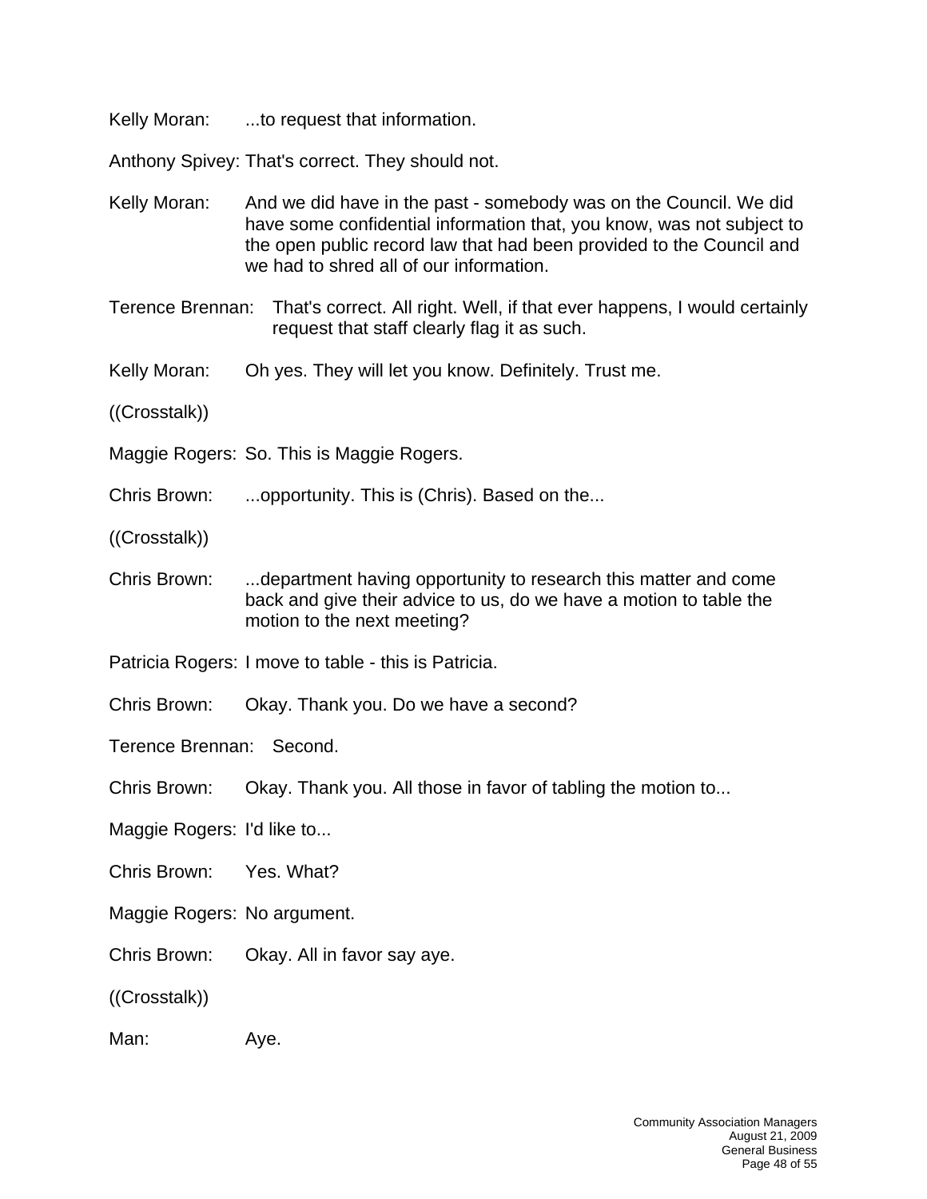Kelly Moran: ...to request that information.

Anthony Spivey: That's correct. They should not.

Kelly Moran: And we did have in the past - somebody was on the Council. We did have some confidential information that, you know, was not subject to the open public record law that had been provided to the Council and we had to shred all of our information.

Terence Brennan: That's correct. All right. Well, if that ever happens, I would certainly request that staff clearly flag it as such.

Kelly Moran: Oh yes. They will let you know. Definitely. Trust me.

((Crosstalk))

Maggie Rogers: So. This is Maggie Rogers.

Chris Brown: ...opportunity. This is (Chris). Based on the...

((Crosstalk))

Chris Brown: ...department having opportunity to research this matter and come back and give their advice to us, do we have a motion to table the motion to the next meeting?

Patricia Rogers: I move to table - this is Patricia.

Chris Brown: Okay. Thank you. Do we have a second?

Terence Brennan: Second.

Chris Brown: Okay. Thank you. All those in favor of tabling the motion to...

Maggie Rogers: I'd like to...

Chris Brown: Yes. What?

Maggie Rogers: No argument.

Chris Brown: Okay. All in favor say aye.

((Crosstalk))

Man: Aye.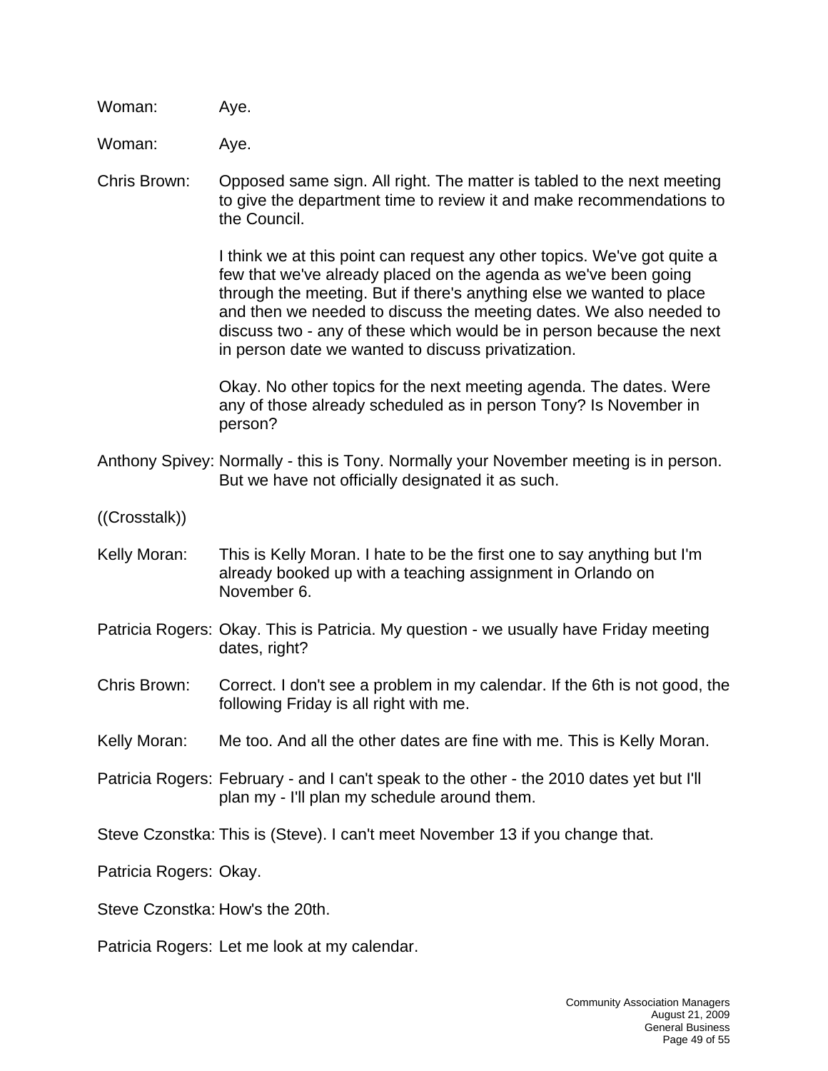Woman: Aye.

Woman: Aye.

Chris Brown: Opposed same sign. All right. The matter is tabled to the next meeting to give the department time to review it and make recommendations to the Council.

I think we at this point can request any other topics. We've got quite a few that we've already placed on the agenda as we've been going through the meeting. But if there's anything else we wanted to place and then we needed to discuss the meeting dates. We also needed to discuss two - any of these which would be in person because the next in person date we wanted to discuss privatization.

Okay. No other topics for the next meeting agenda. The dates. Were any of those already scheduled as in person Tony? Is November in person?

Anthony Spivey: Normally - this is Tony. Normally your November meeting is in person. But we have not officially designated it as such.

((Crosstalk))

Kelly Moran: This is Kelly Moran. I hate to be the first one to say anything but I'm already booked up with a teaching assignment in Orlando on November 6.

Patricia Rogers: Okay. This is Patricia. My question - we usually have Friday meeting dates, right?

Chris Brown: Correct. I don't see a problem in my calendar. If the 6th is not good, the following Friday is all right with me.

Kelly Moran: Me too. And all the other dates are fine with me. This is Kelly Moran.

Patricia Rogers: February - and I can't speak to the other - the 2010 dates yet but I'll plan my - I'll plan my schedule around them.

Steve Czonstka: This is (Steve). I can't meet November 13 if you change that.

Patricia Rogers: Okay.

Steve Czonstka: How's the 20th.

Patricia Rogers: Let me look at my calendar.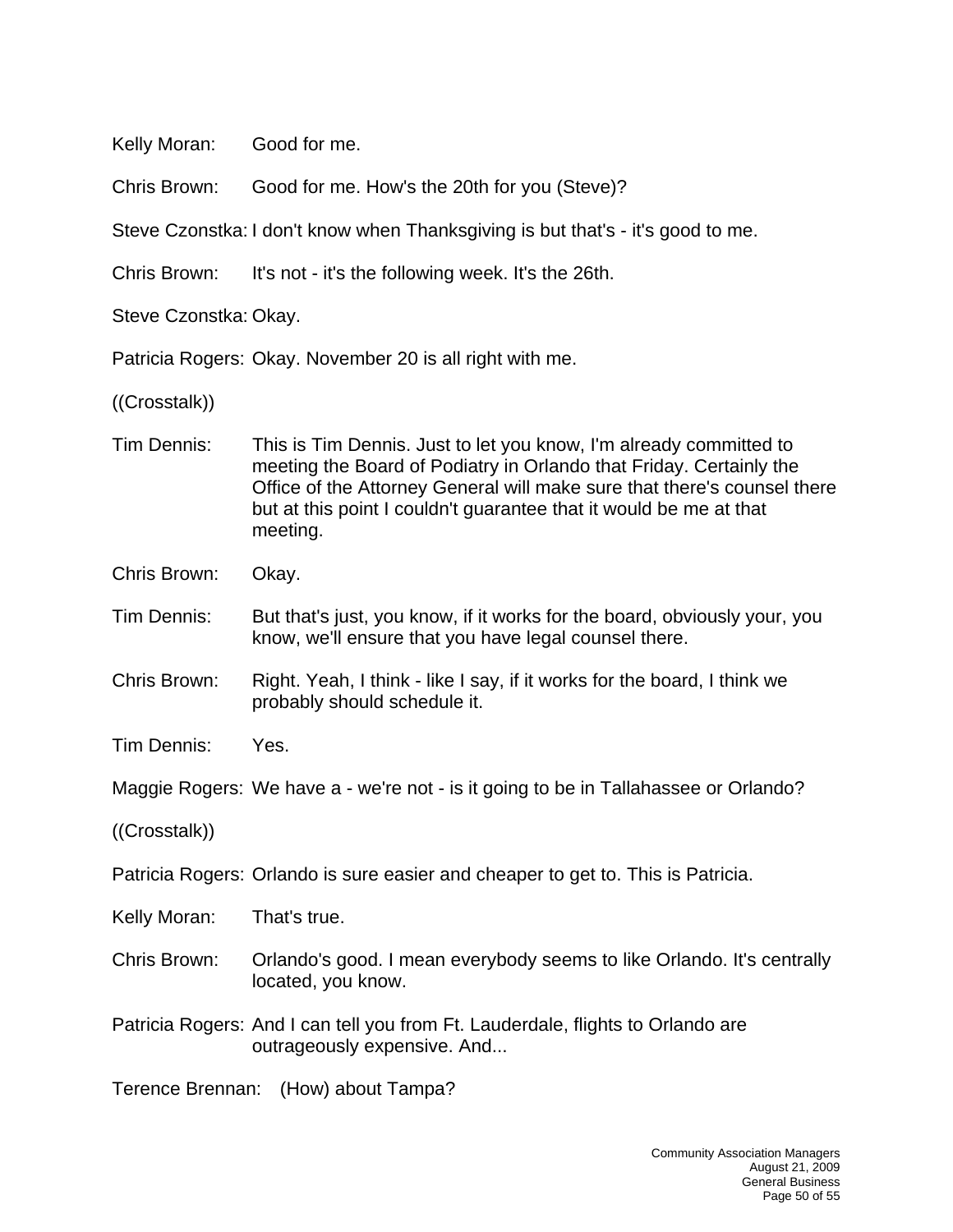Kelly Moran: Good for me.

Chris Brown: Good for me. How's the 20th for you (Steve)?

Steve Czonstka: I don't know when Thanksgiving is but that's - it's good to me.

Chris Brown: It's not - it's the following week. It's the 26th.

Steve Czonstka: Okay.

Patricia Rogers: Okay. November 20 is all right with me.

((Crosstalk))

Tim Dennis: This is Tim Dennis. Just to let you know, I'm already committed to meeting the Board of Podiatry in Orlando that Friday. Certainly the Office of the Attorney General will make sure that there's counsel there but at this point I couldn't guarantee that it would be me at that meeting.

Chris Brown: Okay.

Tim Dennis: But that's just, you know, if it works for the board, obviously your, you know, we'll ensure that you have legal counsel there.

Chris Brown: Right. Yeah, I think - like I say, if it works for the board, I think we probably should schedule it.

Tim Dennis: Yes.

Maggie Rogers: We have a - we're not - is it going to be in Tallahassee or Orlando?

((Crosstalk))

Patricia Rogers: Orlando is sure easier and cheaper to get to. This is Patricia.

Kelly Moran: That's true.

Chris Brown: Orlando's good. I mean everybody seems to like Orlando. It's centrally located, you know.

Patricia Rogers: And I can tell you from Ft. Lauderdale, flights to Orlando are outrageously expensive. And...

Terence Brennan: (How) about Tampa?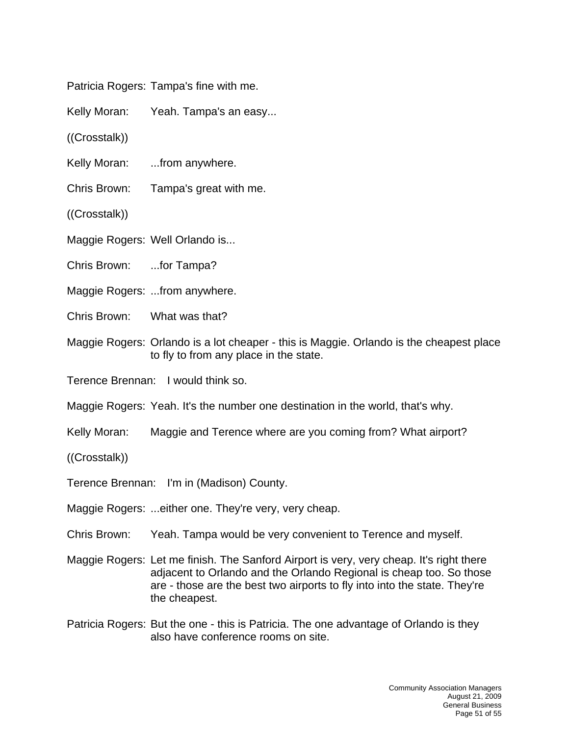Patricia Rogers: Tampa's fine with me.

Kelly Moran: Yeah. Tampa's an easy...

((Crosstalk))

Kelly Moran: ...from anywhere.

Chris Brown: Tampa's great with me.

((Crosstalk))

Maggie Rogers: Well Orlando is...

Chris Brown: ...for Tampa?

Maggie Rogers: ...from anywhere.

Chris Brown: What was that?

Maggie Rogers: Orlando is a lot cheaper - this is Maggie. Orlando is the cheapest place to fly to from any place in the state.

Terence Brennan: I would think so.

Maggie Rogers: Yeah. It's the number one destination in the world, that's why.

Kelly Moran: Maggie and Terence where are you coming from? What airport?

((Crosstalk))

Terence Brennan: I'm in (Madison) County.

Maggie Rogers: ...either one. They're very, very cheap.

Chris Brown: Yeah. Tampa would be very convenient to Terence and myself.

Maggie Rogers: Let me finish. The Sanford Airport is very, very cheap. It's right there adjacent to Orlando and the Orlando Regional is cheap too. So those are - those are the best two airports to fly into into the state. They're the cheapest.

Patricia Rogers: But the one - this is Patricia. The one advantage of Orlando is they also have conference rooms on site.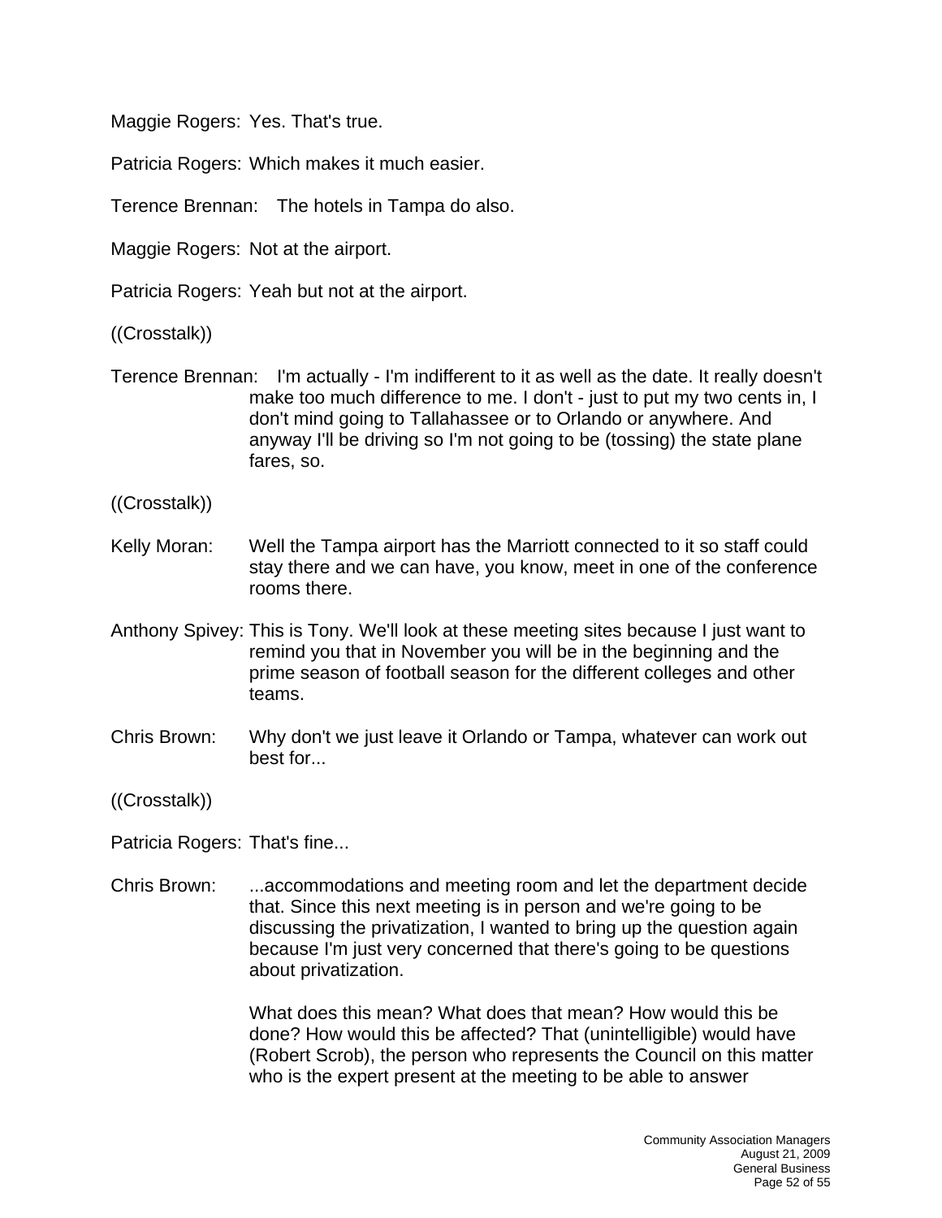Maggie Rogers: Yes. That's true.

Patricia Rogers: Which makes it much easier.

Terence Brennan: The hotels in Tampa do also.

Maggie Rogers: Not at the airport.

Patricia Rogers: Yeah but not at the airport.

((Crosstalk))

Terence Brennan: I'm actually - I'm indifferent to it as well as the date. It really doesn't make too much difference to me. I don't - just to put my two cents in, I don't mind going to Tallahassee or to Orlando or anywhere. And anyway I'll be driving so I'm not going to be (tossing) the state plane fares, so.

((Crosstalk))

Kelly Moran: Well the Tampa airport has the Marriott connected to it so staff could stay there and we can have, you know, meet in one of the conference rooms there.

Anthony Spivey: This is Tony. We'll look at these meeting sites because I just want to remind you that in November you will be in the beginning and the prime season of football season for the different colleges and other teams.

Chris Brown: Why don't we just leave it Orlando or Tampa, whatever can work out best for...

((Crosstalk))

Patricia Rogers: That's fine...

Chris Brown: ...accommodations and meeting room and let the department decide that. Since this next meeting is in person and we're going to be discussing the privatization, I wanted to bring up the question again because I'm just very concerned that there's going to be questions about privatization.

What does this mean? What does that mean? How would this be done? How would this be affected? That (unintelligible) would have (Robert Scrob), the person who represents the Council on this matter who is the expert present at the meeting to be able to answer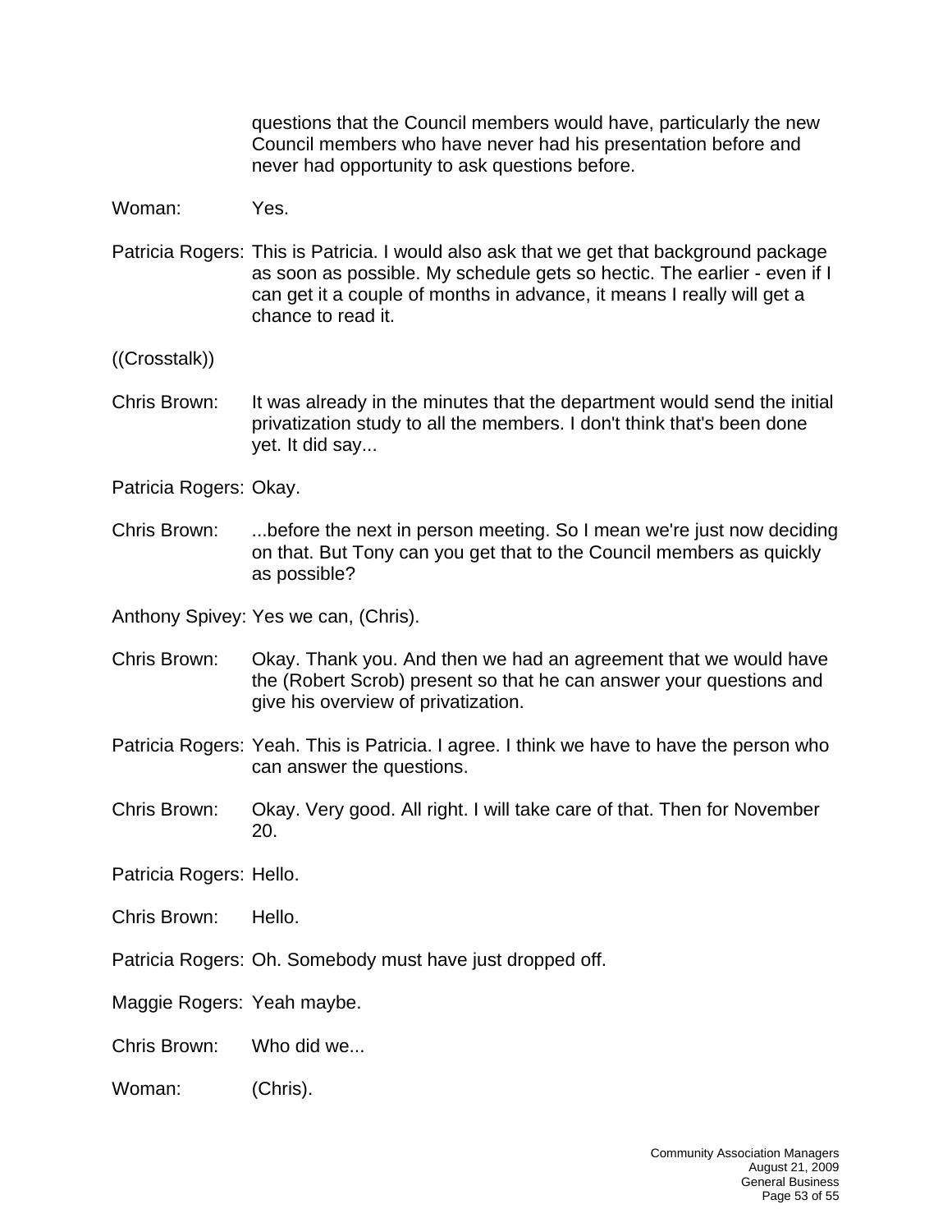questions that the Council members would have, particularly the new Council members who have never had his presentation before and never had opportunity to ask questions before.

Woman: Yes.

Patricia Rogers: This is Patricia. I would also ask that we get that background package as soon as possible. My schedule gets so hectic. The earlier - even if I can get it a couple of months in advance, it means I really will get a chance to read it.

((Crosstalk))

Chris Brown: It was already in the minutes that the department would send the initial privatization study to all the members. I don't think that's been done yet. It did say...

Patricia Rogers: Okay.

Chris Brown: ...before the next in person meeting. So I mean we're just now deciding on that. But Tony can you get that to the Council members as quickly as possible?

Anthony Spivey: Yes we can, (Chris).

Chris Brown: Okay. Thank you. And then we had an agreement that we would have the (Robert Scrob) present so that he can answer your questions and give his overview of privatization.

Patricia Rogers: Yeah. This is Patricia. I agree. I think we have to have the person who can answer the questions.

Chris Brown: Okay. Very good. All right. I will take care of that. Then for November 20.

Patricia Rogers: Hello.

Chris Brown: Hello.

Patricia Rogers: Oh. Somebody must have just dropped off.

Maggie Rogers: Yeah maybe.

Chris Brown: Who did we...

Woman: (Chris).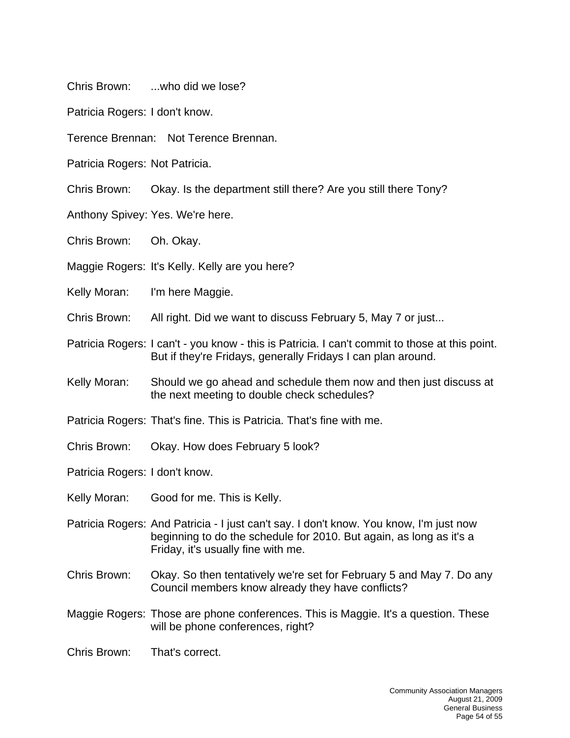Chris Brown: ...who did we lose?

Patricia Rogers: I don't know.

Terence Brennan: Not Terence Brennan.

Patricia Rogers: Not Patricia.

Chris Brown: Okay. Is the department still there? Are you still there Tony?

Anthony Spivey: Yes. We're here.

Chris Brown: Oh. Okay.

Maggie Rogers: It's Kelly. Kelly are you here?

Kelly Moran: I'm here Maggie.

Chris Brown: All right. Did we want to discuss February 5, May 7 or just...

Patricia Rogers: I can't - you know - this is Patricia. I can't commit to those at this point. But if they're Fridays, generally Fridays I can plan around.

Kelly Moran: Should we go ahead and schedule them now and then just discuss at the next meeting to double check schedules?

Patricia Rogers: That's fine. This is Patricia. That's fine with me.

Chris Brown: Okay. How does February 5 look?

Patricia Rogers: I don't know.

Kelly Moran: Good for me. This is Kelly.

Patricia Rogers: And Patricia - I just can't say. I don't know. You know, I'm just now beginning to do the schedule for 2010. But again, as long as it's a Friday, it's usually fine with me.

Chris Brown: Okay. So then tentatively we're set for February 5 and May 7. Do any Council members know already they have conflicts?

Maggie Rogers: Those are phone conferences. This is Maggie. It's a question. These will be phone conferences, right?

Chris Brown: That's correct.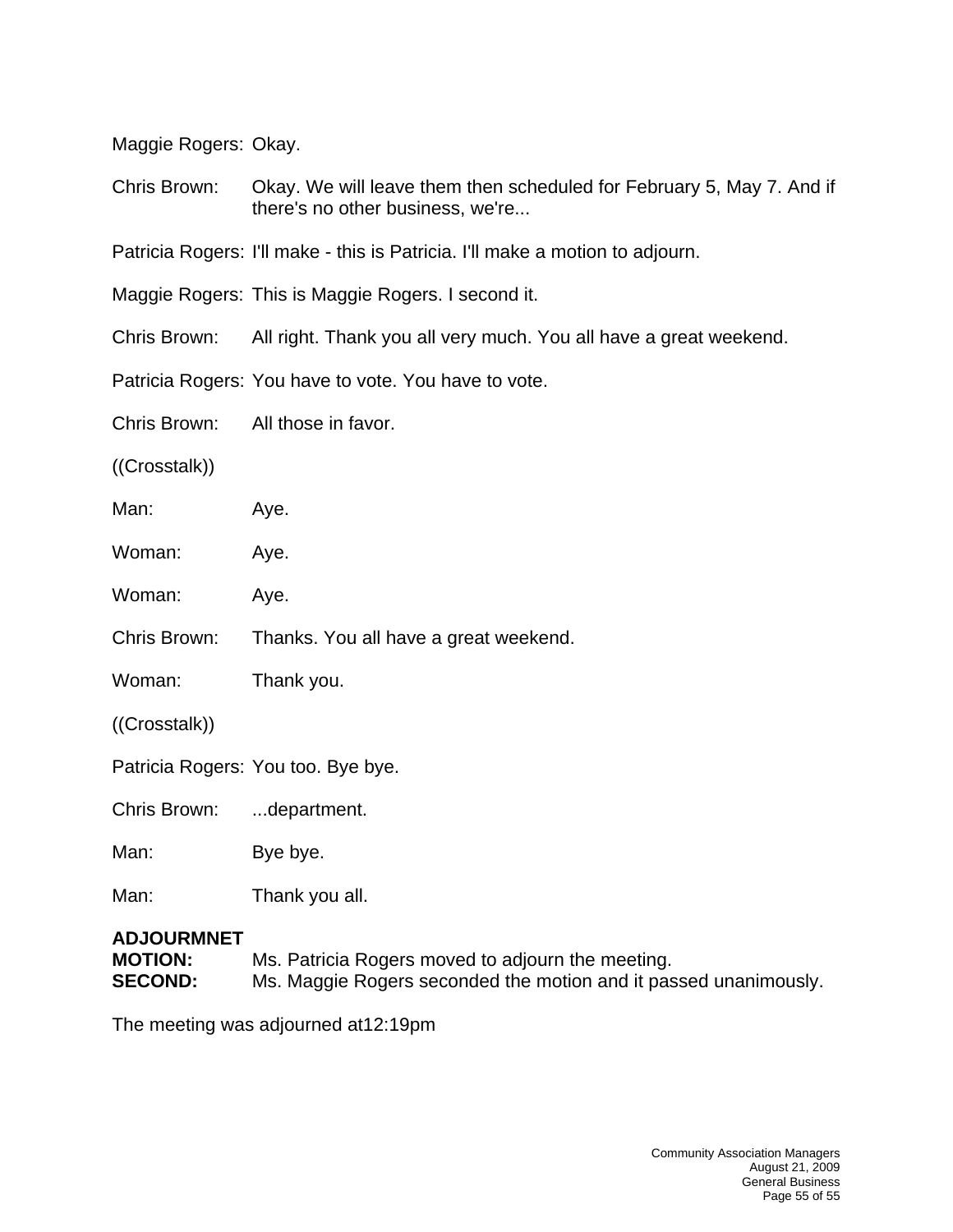Maggie Rogers: Okay.

Chris Brown: Okay. We will leave them then scheduled for February 5, May 7. And if there's no other business, we're...

Patricia Rogers: I'll make - this is Patricia. I'll make a motion to adjourn.

Maggie Rogers: This is Maggie Rogers. I second it.

Chris Brown: All right. Thank you all very much. You all have a great weekend.

Patricia Rogers: You have to vote. You have to vote.

Chris Brown: All those in favor.

((Crosstalk))

Man: Aye.

Woman: Aye.

Woman: Aye.

Chris Brown: Thanks. You all have a great weekend.

Woman: Thank you.

((Crosstalk))

Patricia Rogers: You too. Bye bye.

Chris Brown: ...department.

Man: Bye bye.

Man: Thank you all.

**ADJOURMNET**
**MOTION:** Ms. Patricia Rogers moved to adjourn the meeting.
**SECOND:** Ms. Maggie Rogers seconded the motion and it passed unanimously.

The meeting was adjourned at12:19pm